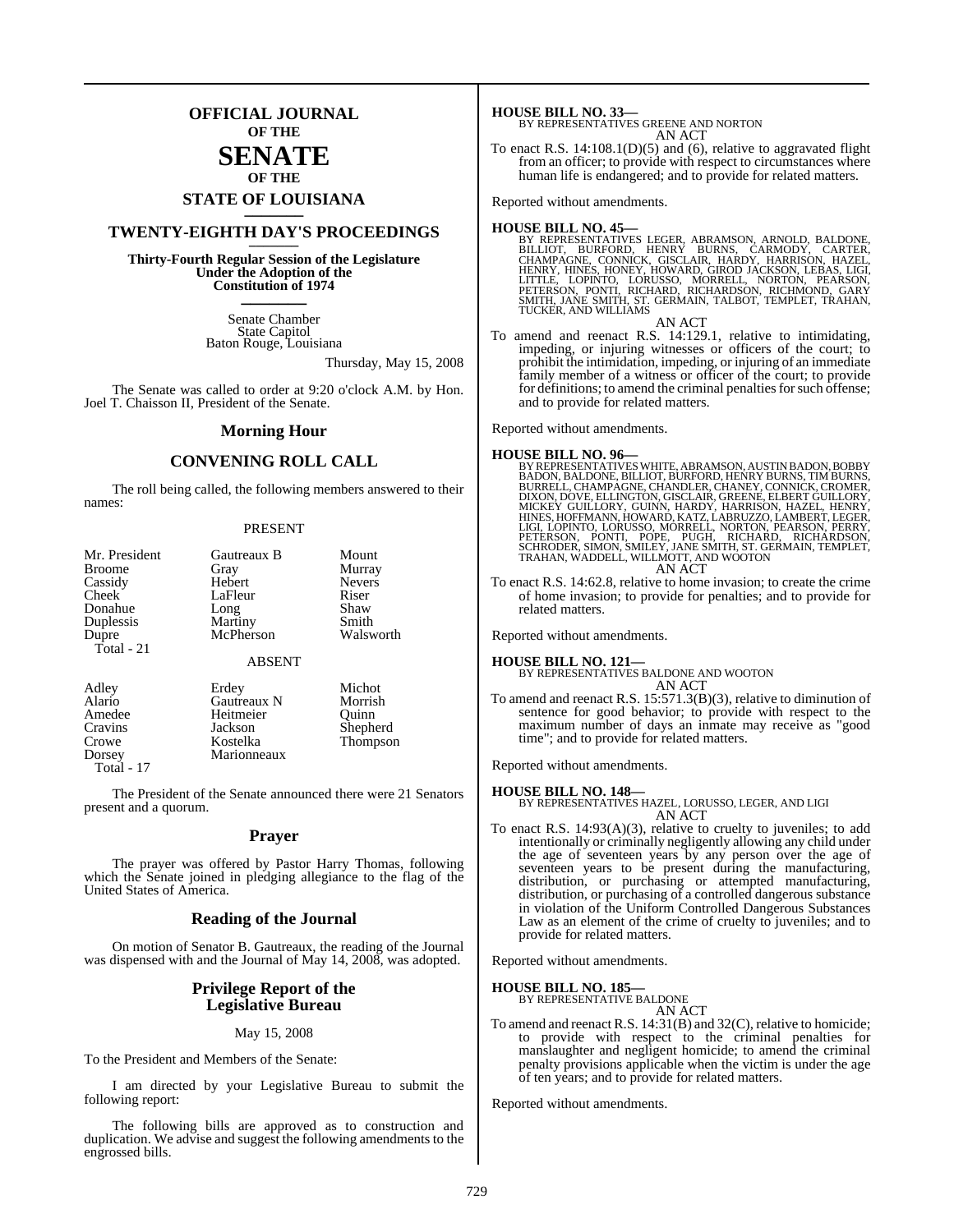# OFFICIAL JOURNAL OF THE SENATE OF THE STATE OF LOUISIANA

## TWENTY-EIGHTH DAY'S PROCEEDINGS

**Thirty-Fourth Regular Session of the Legislature Under the Adoption of the Constitution of 1974**

Senate Chamber
State Capitol
Baton Rouge, Louisiana

Thursday, May 15, 2008

The Senate was called to order at 9:20 o'clock A.M. by Hon. Joel T. Chaisson II, President of the Senate.

## Morning Hour

## CONVENING ROLL CALL

The roll being called, the following members answered to their names:

PRESENT

| | | |
|---|---|---|
| Mr. President | Gautreaux B | Mount |
| Broome | Gray | Murray |
| Cassidy | Hebert | Nevers |
| Cheek | LaFleur | Riser |
| Donahue | Long | Shaw |
| Duplessis | Martiny | Smith |
| Dupre | McPherson | Walsworth |
| Total - 21 | | |

ABSENT

| | | |
|---|---|---|
| Adley | Erdey | Michot |
| Alario | Gautreaux N | Morrish |
| Amedee | Heitmeier | Quinn |
| Cravins | Jackson | Shepherd |
| Crowe | Kostelka | Thompson |
| Dorsey | Marionneaux | |
| Total - 17 | | |

The President of the Senate announced there were 21 Senators present and a quorum.

## Prayer

The prayer was offered by Pastor Harry Thomas, following which the Senate joined in pledging allegiance to the flag of the United States of America.

## Reading of the Journal

On motion of Senator B. Gautreaux, the reading of the Journal was dispensed with and the Journal of May 14, 2008, was adopted.

## Privilege Report of the Legislative Bureau

May 15, 2008

To the President and Members of the Senate:

I am directed by your Legislative Bureau to submit the following report:

The following bills are approved as to construction and duplication. We advise and suggest the following amendments to the engrossed bills.

**HOUSE BILL NO. 33—**
BY REPRESENTATIVES GREENE AND NORTON
AN ACT
To enact R.S. 14:108.1(D)(5) and (6), relative to aggravated flight from an officer; to provide with respect to circumstances where human life is endangered; and to provide for related matters.

Reported without amendments.

**HOUSE BILL NO. 45—**
BY REPRESENTATIVES LEGER, ABRAMSON, ARNOLD, BALDONE, BILLIOT, BURFORD, HENRY BURNS, CARMODY, CARTER, CHAMPAGNE, CONNICK, GISCLAIR, HARDY, HARRISON, HAZEL, HENRY, HINES, HONEY, HOWARD, GIROD JACKSON, LEBAS, LIGI, LITTLE, LOPINTO, LORUSSO, MORRELL, NORTON, PEARSON, PETERSON, PONTI, RICHARD, RICHARDSON, RICHMOND, GARY SMITH, JANE SMITH, ST. GERMAIN, TALBOT, TEMPLET, TRAHAN, TUCKER, AND WILLIAMS
AN ACT
To amend and reenact R.S. 14:129.1, relative to intimidating, impeding, or injuring witnesses or officers of the court; to prohibit the intimidation, impeding, or injuring of an immediate family member of a witness or officer of the court; to provide for definitions; to amend the criminal penalties for such offense; and to provide for related matters.

Reported without amendments.

**HOUSE BILL NO. 96—**
BY REPRESENTATIVES WHITE, ABRAMSON, AUSTIN BADON, BOBBY BADON, BALDONE, BILLIOT, BURFORD, HENRY BURNS, TIM BURNS, BURRELL, CHAMPAGNE, CHANDLER, CHANEY, CONNICK, CROMER, DIXON, DOVE, ELLINGTON, GISCLAIR, GREENE, ELBERT GUILLORY, MICKEY GUILLORY, GUINN, HARDY, HARRISON, HAZEL, HENRY, HINES, HOFFMANN, HOWARD, KATZ, LABRUZZO, LAMBERT, LEGER, LIGI, LOPINTO, LORUSSO, MORRELL, NORTON, PEARSON, PERRY, PETERSON, PONTI, POPE, PUGH, RICHARD, RICHARDSON, SCHRODER, SIMON, SMILEY, JANE SMITH, ST. GERMAIN, TEMPLET, TRAHAN, WADDELL, WILLMOTT, AND WOOTON
AN ACT
To enact R.S. 14:62.8, relative to home invasion; to create the crime of home invasion; to provide for penalties; and to provide for related matters.

Reported without amendments.

**HOUSE BILL NO. 121—**
BY REPRESENTATIVES BALDONE AND WOOTON
AN ACT
To amend and reenact R.S. 15:571.3(B)(3), relative to diminution of sentence for good behavior; to provide with respect to the maximum number of days an inmate may receive as "good time"; and to provide for related matters.

Reported without amendments.

**HOUSE BILL NO. 148—**
BY REPRESENTATIVES HAZEL, LORUSSO, LEGER, AND LIGI
AN ACT
To enact R.S. 14:93(A)(3), relative to cruelty to juveniles; to add intentionally or criminally negligently allowing any child under the age of seventeen years by any person over the age of seventeen years to be present during the manufacturing, distribution, or purchasing or attempted manufacturing, distribution, or purchasing of a controlled dangerous substance in violation of the Uniform Controlled Dangerous Substances Law as an element of the crime of cruelty to juveniles; and to provide for related matters.

Reported without amendments.

**HOUSE BILL NO. 185—**
BY REPRESENTATIVE BALDONE
AN ACT
To amend and reenact R.S. 14:31(B) and 32(C), relative to homicide; to provide with respect to the criminal penalties for manslaughter and negligent homicide; to amend the criminal penalty provisions applicable when the victim is under the age of ten years; and to provide for related matters.

Reported without amendments.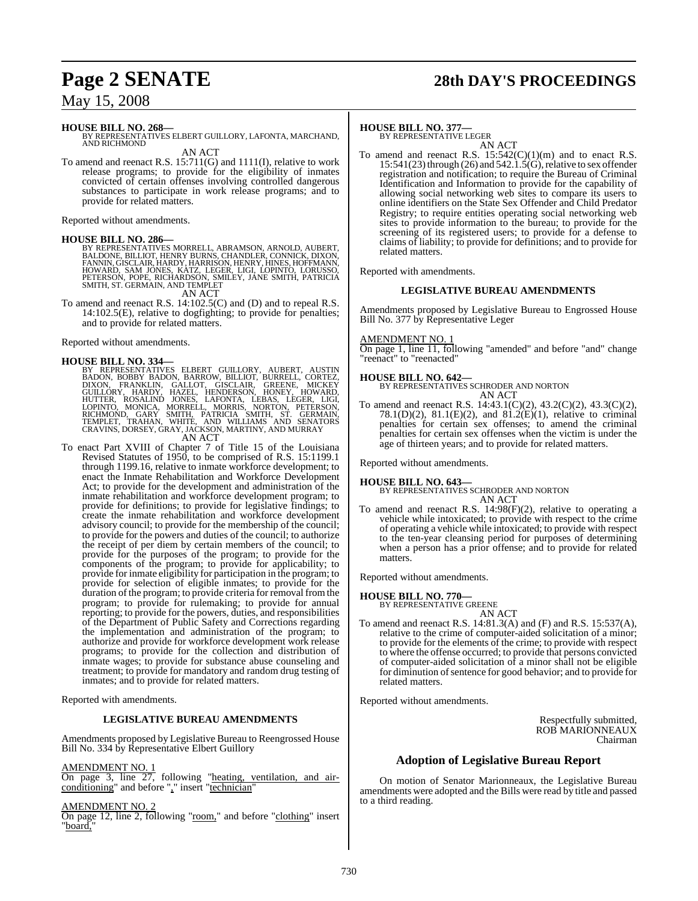**HOUSE BILL NO. 268—**
BY REPRESENTATIVES ELBERT GUILLORY, LAFONTA, MARCHAND, AND RICHMOND

AN ACT

To amend and reenact R.S. 15:711(G) and 1111(I), relative to work release programs; to provide for the eligibility of inmates convicted of certain offenses involving controlled dangerous substances to participate in work release programs; and to provide for related matters.

Reported without amendments.

**HOUSE BILL NO. 286—**
BY REPRESENTATIVES MORRELL, ABRAMSON, ARNOLD, AUBERT, BALDONE, BILLIOT, HENRY BURNS, CHANDLER, CONNICK, DIXON, FANNIN, GISCLAIR, HARDY, HARRISON, HENRY, HINES, HOFFMANN, HOWARD, SAM JONES, KATZ, LEGER, LIGI, LOPINTO, LORUSSO, PETERSON, POPE, RICHARDSON, SMILEY, JANE SMITH, PATRICIA SMITH, ST. GERMAIN, AND TEMPLET

AN ACT

To amend and reenact R.S. 14:102.5(C) and (D) and to repeal R.S. 14:102.5(E), relative to dogfighting; to provide for penalties; and to provide for related matters.

Reported without amendments.

**HOUSE BILL NO. 334—**
BY REPRESENTATIVES ELBERT GUILLORY, AUBERT, AUSTIN BADON, BOBBY BADON, BARROW, BILLIOT, BURRELL, CORTEZ, DIXON, FRANKLIN, GALLOT, GISCLAIR, GREENE, MICKEY GUILLORY, HARDY, HAZEL, HENDERSON, HONEY, HOWARD, HUTTER, ROSALIND JONES, LAFONTA, LEBAS, LEGER, LIGI, LOPINTO, MONICA, MORRELL, MORRIS, NORTON, PETERSON, RICHMOND, GARY SMITH, PATRICIA SMITH, ST. GERMAIN, TEMPLET, TRAHAN, WHITE, AND WILLIAMS AND SENATORS CRAVINS, DORSEY, GRAY, JACKSON, MARTINY, AND MURRAY

AN ACT

To enact Part XVIII of Chapter 7 of Title 15 of the Louisiana Revised Statutes of 1950, to be comprised of R.S. 15:1199.1 through 1199.16, relative to inmate workforce development; to enact the Inmate Rehabilitation and Workforce Development Act; to provide for the development and administration of the inmate rehabilitation and workforce development program; to provide for definitions; to provide for legislative findings; to create the inmate rehabilitation and workforce development advisory council; to provide for the membership of the council; to provide for the powers and duties of the council; to authorize the receipt of per diem by certain members of the council; to provide for the purposes of the program; to provide for the components of the program; to provide for applicability; to provide for inmate eligibility for participation in the program; to provide for selection of eligible inmates; to provide for the duration of the program; to provide criteria for removal from the program; to provide for rulemaking; to provide for annual reporting; to provide for the powers, duties, and responsibilities of the Department of Public Safety and Corrections regarding the implementation and administration of the program; to authorize and provide for workforce development work release programs; to provide for the collection and distribution of inmate wages; to provide for substance abuse counseling and treatment; to provide for mandatory and random drug testing of inmates; and to provide for related matters.

Reported with amendments.

### LEGISLATIVE BUREAU AMENDMENTS

Amendments proposed by Legislative Bureau to Reengrossed House Bill No. 334 by Representative Elbert Guillory

AMENDMENT NO. 1
On page 3, line 27, following "heating, ventilation, and air-conditioning" and before "," insert "technician"

AMENDMENT NO. 2
On page 12, line 2, following "room," and before "clothing" insert "board,"

**HOUSE BILL NO. 377—**
BY REPRESENTATIVE LEGER

AN ACT

To amend and reenact R.S. 15:542(C)(1)(m) and to enact R.S. 15:541(23) through (26) and 542.1.5(G), relative to sex offender registration and notification; to require the Bureau of Criminal Identification and Information to provide for the capability of allowing social networking web sites to compare its users to online identifiers on the State Sex Offender and Child Predator Registry; to require entities operating social networking web sites to provide information to the bureau; to provide for the screening of its registered users; to provide for a defense to claims of liability; to provide for definitions; and to provide for related matters.

Reported with amendments.

### LEGISLATIVE BUREAU AMENDMENTS

Amendments proposed by Legislative Bureau to Engrossed House Bill No. 377 by Representative Leger

AMENDMENT NO. 1
On page 1, line 11, following "amended" and before "and" change "reenact" to "reenacted"

**HOUSE BILL NO. 642—**
BY REPRESENTATIVES SCHRODER AND NORTON

AN ACT

To amend and reenact R.S. 14:43.1(C)(2), 43.2(C)(2), 43.3(C)(2), 78.1(D)(2), 81.1(E)(2), and 81.2(E)(1), relative to criminal penalties for certain sex offenses; to amend the criminal penalties for certain sex offenses when the victim is under the age of thirteen years; and to provide for related matters.

Reported without amendments.

**HOUSE BILL NO. 643—**
BY REPRESENTATIVES SCHRODER AND NORTON

AN ACT

To amend and reenact R.S. 14:98(F)(2), relative to operating a vehicle while intoxicated; to provide with respect to the crime of operating a vehicle while intoxicated; to provide with respect to the ten-year cleansing period for purposes of determining when a person has a prior offense; and to provide for related matters.

Reported without amendments.

**HOUSE BILL NO. 770—**
BY REPRESENTATIVE GREENE

AN ACT

To amend and reenact R.S. 14:81.3(A) and (F) and R.S. 15:537(A), relative to the crime of computer-aided solicitation of a minor; to provide for the elements of the crime; to provide with respect to where the offense occurred; to provide that persons convicted of computer-aided solicitation of a minor shall not be eligible for diminution of sentence for good behavior; and to provide for related matters.

Reported without amendments.

Respectfully submitted,
ROB MARIONNEAUX
Chairman

## Adoption of Legislative Bureau Report

On motion of Senator Marionneaux, the Legislative Bureau amendments were adopted and the Bills were read by title and passed to a third reading.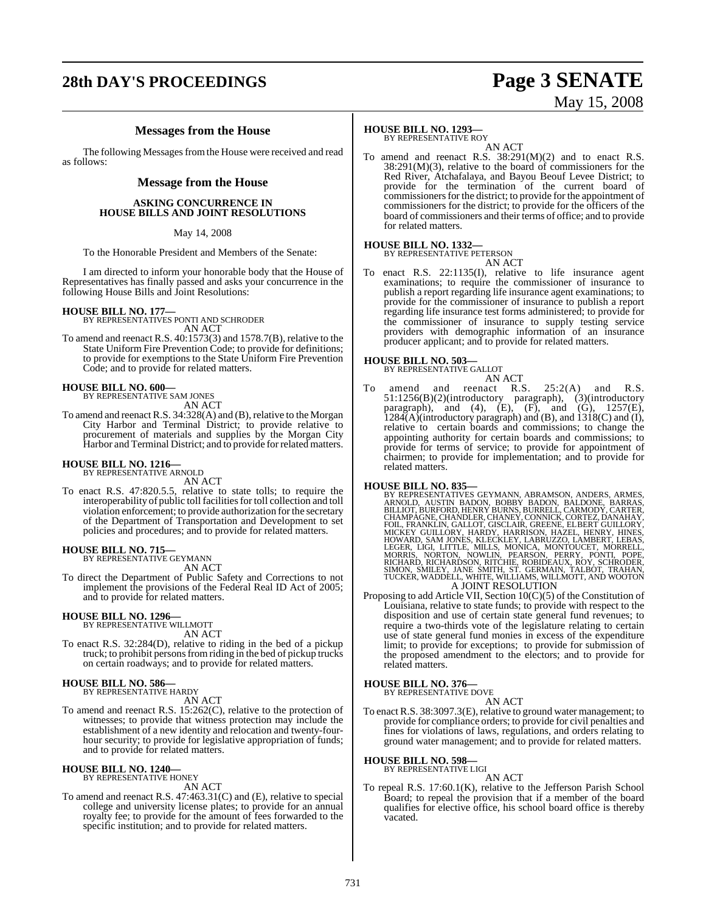## Messages from the House

The following Messages from the House were received and read as follows:

## Message from the House

### ASKING CONCURRENCE IN HOUSE BILLS AND JOINT RESOLUTIONS

May 14, 2008

To the Honorable President and Members of the Senate:

I am directed to inform your honorable body that the House of Representatives has finally passed and asks your concurrence in the following House Bills and Joint Resolutions:

**HOUSE BILL NO. 177—**
BY REPRESENTATIVES PONTI AND SCHRODER
AN ACT

To amend and reenact R.S. 40:1573(3) and 1578.7(B), relative to the State Uniform Fire Prevention Code; to provide for definitions; to provide for exemptions to the State Uniform Fire Prevention Code; and to provide for related matters.

**HOUSE BILL NO. 600—**
BY REPRESENTATIVE SAM JONES
AN ACT

To amend and reenact R.S. 34:328(A) and (B), relative to the Morgan City Harbor and Terminal District; to provide relative to procurement of materials and supplies by the Morgan City Harbor and Terminal District; and to provide for related matters.

**HOUSE BILL NO. 1216—**
BY REPRESENTATIVE ARNOLD
AN ACT

To enact R.S. 47:820.5.5, relative to state tolls; to require the interoperability of public toll facilities for toll collection and toll violation enforcement; to provide authorization for the secretary of the Department of Transportation and Development to set policies and procedures; and to provide for related matters.

**HOUSE BILL NO. 715—**
BY REPRESENTATIVE GEYMANN
AN ACT

To direct the Department of Public Safety and Corrections to not implement the provisions of the Federal Real ID Act of 2005; and to provide for related matters.

**HOUSE BILL NO. 1296—**
BY REPRESENTATIVE WILLMOTT
AN ACT

To enact R.S. 32:284(D), relative to riding in the bed of a pickup truck; to prohibit persons from riding in the bed of pickup trucks on certain roadways; and to provide for related matters.

**HOUSE BILL NO. 586—**
BY REPRESENTATIVE HARDY
AN ACT

To amend and reenact R.S. 15:262(C), relative to the protection of witnesses; to provide that witness protection may include the establishment of a new identity and relocation and twenty-four-hour security; to provide for legislative appropriation of funds; and to provide for related matters.

**HOUSE BILL NO. 1240—**
BY REPRESENTATIVE HONEY
AN ACT

To amend and reenact R.S. 47:463.31(C) and (E), relative to special college and university license plates; to provide for an annual royalty fee; to provide for the amount of fees forwarded to the specific institution; and to provide for related matters.

**HOUSE BILL NO. 1293—**
BY REPRESENTATIVE ROY
AN ACT

To amend and reenact R.S. 38:291(M)(2) and to enact R.S. 38:291(M)(3), relative to the board of commissioners for the Red River, Atchafalaya, and Bayou Beouf Levee District; to provide for the termination of the current board of commissioners for the district; to provide for the appointment of commissioners for the district; to provide for the officers of the board of commissioners and their terms of office; and to provide for related matters.

**HOUSE BILL NO. 1332—**
BY REPRESENTATIVE PETERSON
AN ACT

To enact R.S. 22:1135(I), relative to life insurance agent examinations; to require the commissioner of insurance to publish a report regarding life insurance agent examinations; to provide for the commissioner of insurance to publish a report regarding life insurance test forms administered; to provide for the commissioner of insurance to supply testing service providers with demographic information of an insurance producer applicant; and to provide for related matters.

**HOUSE BILL NO. 503—**
BY REPRESENTATIVE GALLOT
AN ACT

To amend and reenact R.S. 25:2(A) and R.S. 51:1256(B)(2)(introductory paragraph), (3)(introductory paragraph), and (4), (E), (F), and (G), 1257(E), 1284(A)(introductory paragraph) and (B), and 1318(C) and (I), relative to certain boards and commissions; to change the appointing authority for certain boards and commissions; to provide for terms of service; to provide for appointment of chairmen; to provide for implementation; and to provide for related matters.

**HOUSE BILL NO. 835—**
BY REPRESENTATIVES GEYMANN, ABRAMSON, ANDERS, ARMES, ARNOLD, AUSTIN BADON, BOBBY BADON, BALDONE, BARRAS, BILLIOT, BURFORD, HENRY BURNS, BURRELL, CARMODY, CARTER, CHAMPAGNE, CHANDLER, CHANEY, CONNICK, CORTEZ, DANAHAY, FOIL, FRANKLIN, GALLOT, GISCLAIR, GREENE, ELBERT GUILLORY, MICKEY GUILLORY, HARDY, HARRISON, HAZEL, HENRY, HINES, HOWARD, SAM JONES, KLECKLEY, LABRUZZO, LAMBERT, LEBAS, LEGER, LIGI, LITTLE, MILLS, MONICA, MONTOUCET, MORRELL, MORRIS, NORTON, NOWLIN, PEARSON, PERRY, PONTI, POPE, RICHARD, RICHARDSON, RITCHIE, ROBIDEAUX, ROY, SCHRODER, SIMON, SMILEY, JANE SMITH, ST. GERMAIN, TALBOT, TRAHAN, TUCKER, WADDELL, WHITE, WILLIAMS, WILLMOTT, AND WOOTON
A JOINT RESOLUTION

Proposing to add Article VII, Section 10(C)(5) of the Constitution of Louisiana, relative to state funds; to provide with respect to the disposition and use of certain state general fund revenues; to require a two-thirds vote of the legislature relating to certain use of state general fund monies in excess of the expenditure limit; to provide for exceptions; to provide for submission of the proposed amendment to the electors; and to provide for related matters.

**HOUSE BILL NO. 376—**
BY REPRESENTATIVE DOVE
AN ACT

To enact R.S. 38:3097.3(E), relative to ground water management; to provide for compliance orders; to provide for civil penalties and fines for violations of laws, regulations, and orders relating to ground water management; and to provide for related matters.

**HOUSE BILL NO. 598—**
BY REPRESENTATIVE LIGI
AN ACT

To repeal R.S. 17:60.1(K), relative to the Jefferson Parish School Board; to repeal the provision that if a member of the board qualifies for elective office, his school board office is thereby vacated.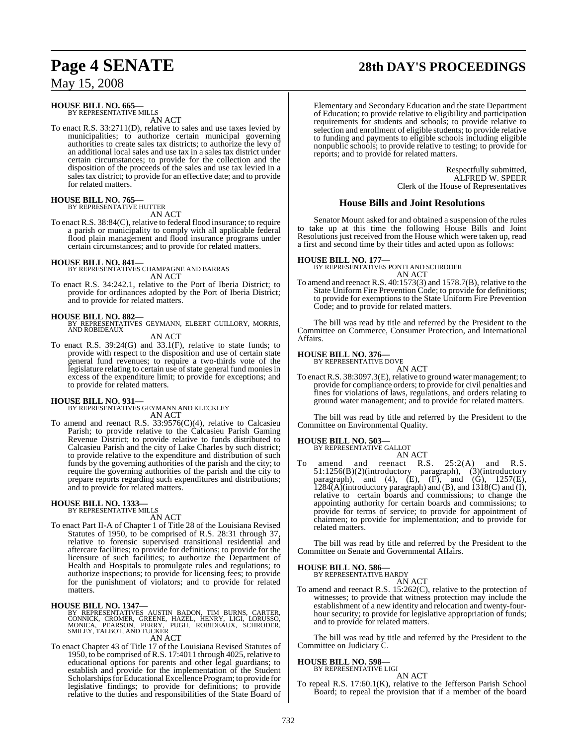**HOUSE BILL NO. 665—**
BY REPRESENTATIVE MILLS

AN ACT

To enact R.S. 33:2711(D), relative to sales and use taxes levied by municipalities; to authorize certain municipal governing authorities to create sales tax districts; to authorize the levy of an additional local sales and use tax in a sales tax district under certain circumstances; to provide for the collection and the disposition of the proceeds of the sales and use tax levied in a sales tax district; to provide for an effective date; and to provide for related matters.

**HOUSE BILL NO. 765—**
BY REPRESENTATIVE HUTTER

AN ACT

To enact R.S. 38:84(C), relative to federal flood insurance; to require a parish or municipality to comply with all applicable federal flood plain management and flood insurance programs under certain circumstances; and to provide for related matters.

**HOUSE BILL NO. 841—**
BY REPRESENTATIVES CHAMPAGNE AND BARRAS

AN ACT

To enact R.S. 34:242.1, relative to the Port of Iberia District; to provide for ordinances adopted by the Port of Iberia District; and to provide for related matters.

**HOUSE BILL NO. 882—**
BY REPRESENTATIVES GEYMANN, ELBERT GUILLORY, MORRIS, AND ROBIDEAUX

AN ACT

To enact R.S. 39:24(G) and 33.1(F), relative to state funds; to provide with respect to the disposition and use of certain state general fund revenues; to require a two-thirds vote of the legislature relating to certain use of state general fund monies in excess of the expenditure limit; to provide for exceptions; and to provide for related matters.

**HOUSE BILL NO. 931—**
BY REPRESENTATIVES GEYMANN AND KLECKLEY

AN ACT

To amend and reenact R.S. 33:9576(C)(4), relative to Calcasieu Parish; to provide relative to the Calcasieu Parish Gaming Revenue District; to provide relative to funds distributed to Calcasieu Parish and the city of Lake Charles by such district; to provide relative to the expenditure and distribution of such funds by the governing authorities of the parish and the city; to require the governing authorities of the parish and the city to prepare reports regarding such expenditures and distributions; and to provide for related matters.

**HOUSE BILL NO. 1333—**
BY REPRESENTATIVE MILLS

AN ACT

To enact Part II-A of Chapter 1 of Title 28 of the Louisiana Revised Statutes of 1950, to be comprised of R.S. 28:31 through 37, relative to forensic supervised transitional residential and aftercare facilities; to provide for definitions; to provide for the licensure of such facilities; to authorize the Department of Health and Hospitals to promulgate rules and regulations; to authorize inspections; to provide for licensing fees; to provide for the punishment of violators; and to provide for related matters.

**HOUSE BILL NO. 1347—**
BY REPRESENTATIVES AUSTIN BADON, TIM BURNS, CARTER, CONNICK, CROMER, GREENE, HAZEL, HENRY, LIGI, LORUSSO, MONICA, PEARSON, PERRY, PUGH, ROBIDEAUX, SCHRODER, SMILEY, TALBOT, AND TUCKER

AN ACT

To enact Chapter 43 of Title 17 of the Louisiana Revised Statutes of 1950, to be comprised of R.S. 17:4011 through 4025, relative to educational options for parents and other legal guardians; to establish and provide for the implementation of the Student Scholarships for Educational Excellence Program; to provide for legislative findings; to provide for definitions; to provide relative to the duties and responsibilities of the State Board of Elementary and Secondary Education and the state Department of Education; to provide relative to eligibility and participation requirements for students and schools; to provide relative to selection and enrollment of eligible students; to provide relative to funding and payments to eligible schools including eligible nonpublic schools; to provide relative to testing; to provide for reports; and to provide for related matters.

Respectfully submitted,
ALFRED W. SPEER
Clerk of the House of Representatives

## House Bills and Joint Resolutions

Senator Mount asked for and obtained a suspension of the rules to take up at this time the following House Bills and Joint Resolutions just received from the House which were taken up, read a first and second time by their titles and acted upon as follows:

**HOUSE BILL NO. 177—**
BY REPRESENTATIVES PONTI AND SCHRODER

AN ACT

To amend and reenact R.S. 40:1573(3) and 1578.7(B), relative to the State Uniform Fire Prevention Code; to provide for definitions; to provide for exemptions to the State Uniform Fire Prevention Code; and to provide for related matters.

The bill was read by title and referred by the President to the Committee on Commerce, Consumer Protection, and International Affairs.

**HOUSE BILL NO. 376—**
BY REPRESENTATIVE DOVE

AN ACT

To enact R.S. 38:3097.3(E), relative to ground water management; to provide for compliance orders; to provide for civil penalties and fines for violations of laws, regulations, and orders relating to ground water management; and to provide for related matters.

The bill was read by title and referred by the President to the Committee on Environmental Quality.

**HOUSE BILL NO. 503—**
BY REPRESENTATIVE GALLOT

AN ACT

To amend and reenact R.S. 25:2(A) and R.S. 51:1256(B)(2)(introductory paragraph), (3)(introductory paragraph), and (4), (E), (F), and (G), 1257(E), 1284(A)(introductory paragraph) and (B), and 1318(C) and (I), relative to certain boards and commissions; to change the appointing authority for certain boards and commissions; to provide for terms of service; to provide for appointment of chairmen; to provide for implementation; and to provide for related matters.

The bill was read by title and referred by the President to the Committee on Senate and Governmental Affairs.

**HOUSE BILL NO. 586—**
BY REPRESENTATIVE HARDY

AN ACT

To amend and reenact R.S. 15:262(C), relative to the protection of witnesses; to provide that witness protection may include the establishment of a new identity and relocation and twenty-four-hour security; to provide for legislative appropriation of funds; and to provide for related matters.

The bill was read by title and referred by the President to the Committee on Judiciary C.

**HOUSE BILL NO. 598—**
BY REPRESENTATIVE LIGI

AN ACT

To repeal R.S. 17:60.1(K), relative to the Jefferson Parish School Board; to repeal the provision that if a member of the board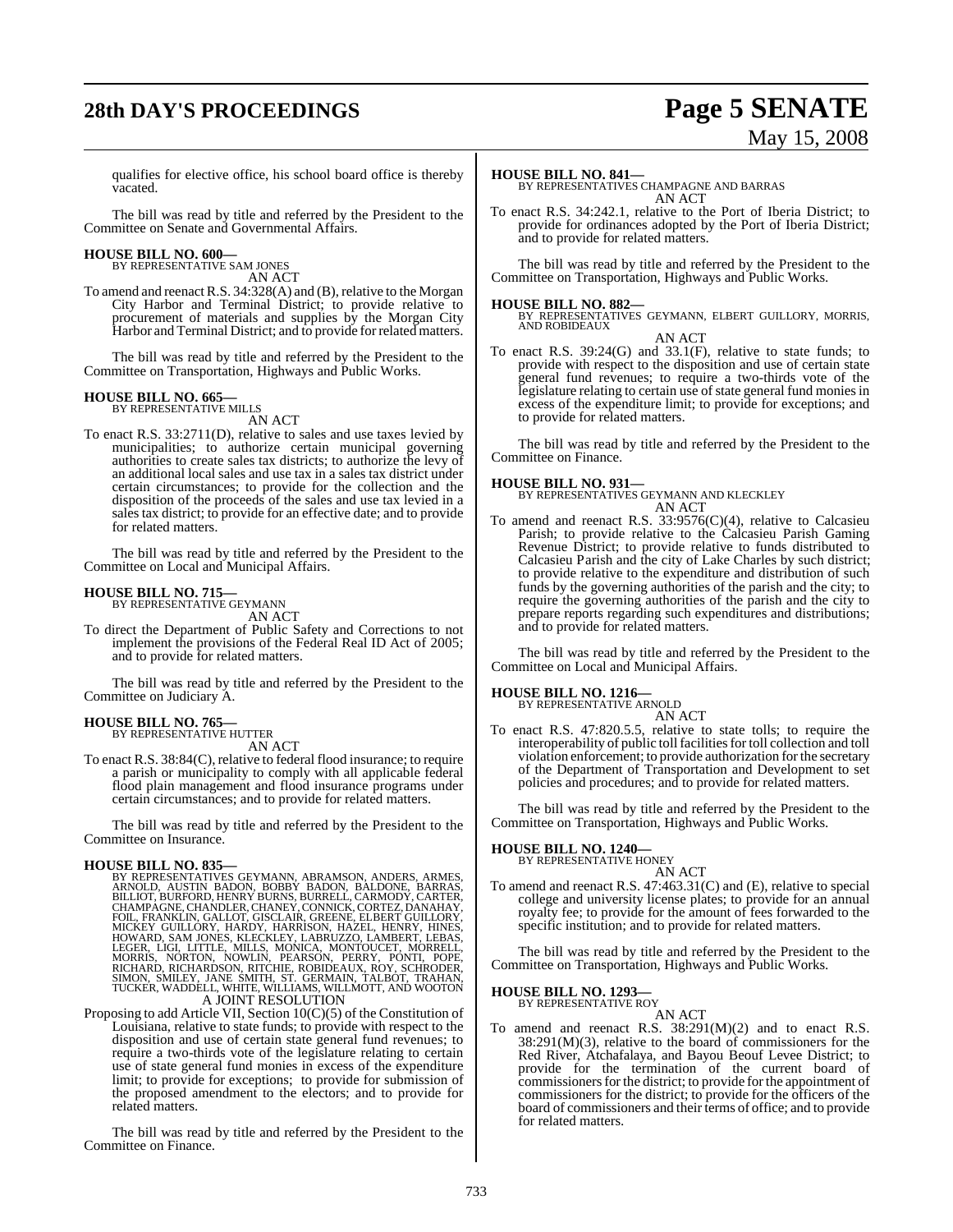qualifies for elective office, his school board office is thereby vacated.

The bill was read by title and referred by the President to the Committee on Senate and Governmental Affairs.

**HOUSE BILL NO. 600—**
BY REPRESENTATIVE SAM JONES
AN ACT

To amend and reenact R.S. 34:328(A) and (B), relative to the Morgan City Harbor and Terminal District; to provide relative to procurement of materials and supplies by the Morgan City Harbor and Terminal District; and to provide for related matters.

The bill was read by title and referred by the President to the Committee on Transportation, Highways and Public Works.

**HOUSE BILL NO. 665—**
BY REPRESENTATIVE MILLS
AN ACT

To enact R.S. 33:2711(D), relative to sales and use taxes levied by municipalities; to authorize certain municipal governing authorities to create sales tax districts; to authorize the levy of an additional local sales and use tax in a sales tax district under certain circumstances; to provide for the collection and the disposition of the proceeds of the sales and use tax levied in a sales tax district; to provide for an effective date; and to provide for related matters.

The bill was read by title and referred by the President to the Committee on Local and Municipal Affairs.

**HOUSE BILL NO. 715—**
BY REPRESENTATIVE GEYMANN
AN ACT

To direct the Department of Public Safety and Corrections to not implement the provisions of the Federal Real ID Act of 2005; and to provide for related matters.

The bill was read by title and referred by the President to the Committee on Judiciary A.

**HOUSE BILL NO. 765—**
BY REPRESENTATIVE HUTTER
AN ACT

To enact R.S. 38:84(C), relative to federal flood insurance; to require a parish or municipality to comply with all applicable federal flood plain management and flood insurance programs under certain circumstances; and to provide for related matters.

The bill was read by title and referred by the President to the Committee on Insurance.

**HOUSE BILL NO. 835—**
BY REPRESENTATIVES GEYMANN, ABRAMSON, ANDERS, ARMES, ARNOLD, AUSTIN BADON, BOBBY BADON, BALDONE, BARRAS, BILLIOT, BURFORD, HENRY BURNS, BURRELL, CARMODY, CARTER, CHAMPAGNE, CHANDLER, CHANEY, CONNICK, CORTEZ, DANAHAY, FOIL, FRANKLIN, GALLOT, GISCLAIR, GREENE, ELBERT GUILLORY, MICKEY GUILLORY, HARDY, HARRISON, HAZEL, HENRY, HINES, HOWARD, SAM JONES, KLECKLEY, LABRUZZO, LAMBERT, LEBAS, LEGER, LIGI, LITTLE, MILLS, MONICA, MONTOUCET, MORRELL, MORRIS, NORTON, NOWLIN, PEARSON, PERRY, PONTI, POPE, RICHARD, RICHARDSON, RITCHIE, ROBIDEAUX, ROY, SCHRODER, SIMON, SMILEY, JANE SMITH, ST. GERMAIN, TALBOT, TRAHAN, TUCKER, WADDELL, WHITE, WILLIAMS, WILLMOTT, AND WOOTON
A JOINT RESOLUTION

Proposing to add Article VII, Section 10(C)(5) of the Constitution of Louisiana, relative to state funds; to provide with respect to the disposition and use of certain state general fund revenues; to require a two-thirds vote of the legislature relating to certain use of state general fund monies in excess of the expenditure limit; to provide for exceptions; to provide for submission of the proposed amendment to the electors; and to provide for related matters.

The bill was read by title and referred by the President to the Committee on Finance.

**HOUSE BILL NO. 841—**
BY REPRESENTATIVES CHAMPAGNE AND BARRAS
AN ACT

To enact R.S. 34:242.1, relative to the Port of Iberia District; to provide for ordinances adopted by the Port of Iberia District; and to provide for related matters.

The bill was read by title and referred by the President to the Committee on Transportation, Highways and Public Works.

**HOUSE BILL NO. 882—**
BY REPRESENTATIVES GEYMANN, ELBERT GUILLORY, MORRIS, AND ROBIDEAUX
AN ACT

To enact R.S. 39:24(G) and 33.1(F), relative to state funds; to provide with respect to the disposition and use of certain state general fund revenues; to require a two-thirds vote of the legislature relating to certain use of state general fund monies in excess of the expenditure limit; to provide for exceptions; and to provide for related matters.

The bill was read by title and referred by the President to the Committee on Finance.

**HOUSE BILL NO. 931—**
BY REPRESENTATIVES GEYMANN AND KLECKLEY
AN ACT

To amend and reenact R.S. 33:9576(C)(4), relative to Calcasieu Parish; to provide relative to the Calcasieu Parish Gaming Revenue District; to provide relative to funds distributed to Calcasieu Parish and the city of Lake Charles by such district; to provide relative to the expenditure and distribution of such funds by the governing authorities of the parish and the city; to require the governing authorities of the parish and the city to prepare reports regarding such expenditures and distributions; and to provide for related matters.

The bill was read by title and referred by the President to the Committee on Local and Municipal Affairs.

**HOUSE BILL NO. 1216—**
BY REPRESENTATIVE ARNOLD
AN ACT

To enact R.S. 47:820.5.5, relative to state tolls; to require the interoperability of public toll facilities for toll collection and toll violation enforcement; to provide authorization for the secretary of the Department of Transportation and Development to set policies and procedures; and to provide for related matters.

The bill was read by title and referred by the President to the Committee on Transportation, Highways and Public Works.

**HOUSE BILL NO. 1240—**
BY REPRESENTATIVE HONEY
AN ACT

To amend and reenact R.S. 47:463.31(C) and (E), relative to special college and university license plates; to provide for an annual royalty fee; to provide for the amount of fees forwarded to the specific institution; and to provide for related matters.

The bill was read by title and referred by the President to the Committee on Transportation, Highways and Public Works.

**HOUSE BILL NO. 1293—**
BY REPRESENTATIVE ROY
AN ACT

To amend and reenact R.S. 38:291(M)(2) and to enact R.S. 38:291(M)(3), relative to the board of commissioners for the Red River, Atchafalaya, and Bayou Beouf Levee District; to provide for the termination of the current board of commissioners for the district; to provide for the appointment of commissioners for the district; to provide for the officers of the board of commissioners and their terms of office; and to provide for related matters.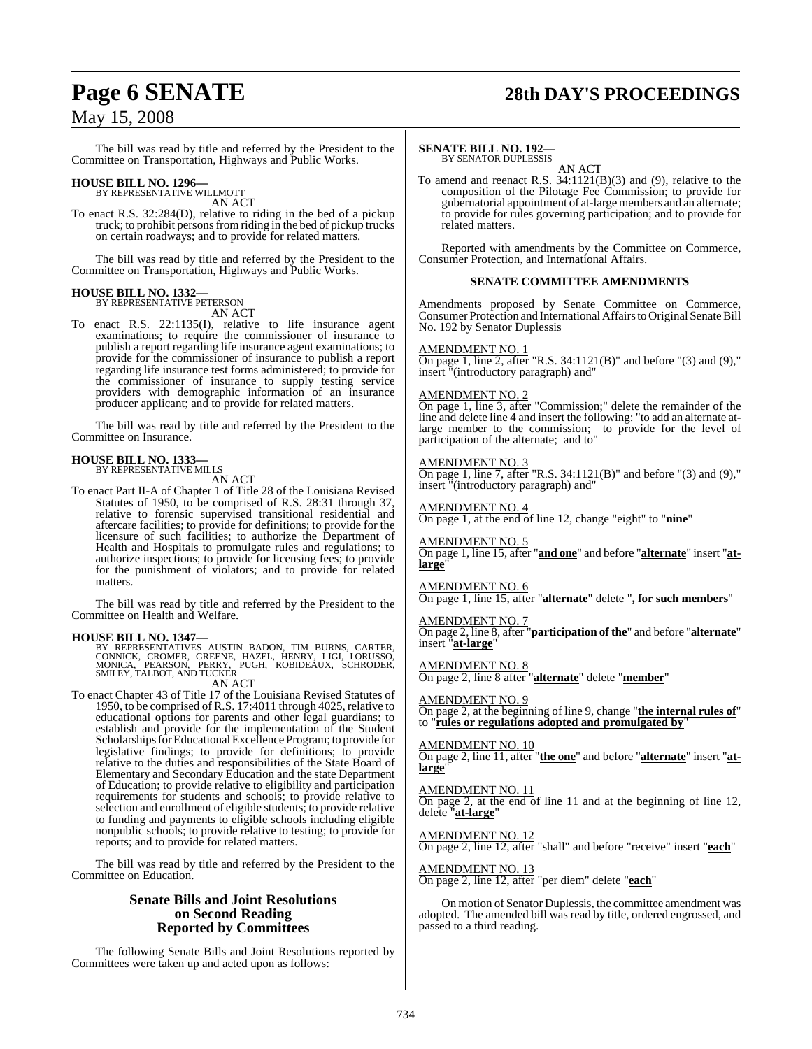The bill was read by title and referred by the President to the Committee on Transportation, Highways and Public Works.

**HOUSE BILL NO. 1296—**
BY REPRESENTATIVE WILLMOTT
AN ACT
To enact R.S. 32:284(D), relative to riding in the bed of a pickup truck; to prohibit persons from riding in the bed of pickup trucks on certain roadways; and to provide for related matters.

The bill was read by title and referred by the President to the Committee on Transportation, Highways and Public Works.

**HOUSE BILL NO. 1332—**
BY REPRESENTATIVE PETERSON
AN ACT
To enact R.S. 22:1135(I), relative to life insurance agent examinations; to require the commissioner of insurance to publish a report regarding life insurance agent examinations; to provide for the commissioner of insurance to publish a report regarding life insurance test forms administered; to provide for the commissioner of insurance to supply testing service providers with demographic information of an insurance producer applicant; and to provide for related matters.

The bill was read by title and referred by the President to the Committee on Insurance.

**HOUSE BILL NO. 1333—**
BY REPRESENTATIVE MILLS
AN ACT
To enact Part II-A of Chapter 1 of Title 28 of the Louisiana Revised Statutes of 1950, to be comprised of R.S. 28:31 through 37, relative to forensic supervised transitional residential and aftercare facilities; to provide for definitions; to provide for the licensure of such facilities; to authorize the Department of Health and Hospitals to promulgate rules and regulations; to authorize inspections; to provide for licensing fees; to provide for the punishment of violators; and to provide for related matters.

The bill was read by title and referred by the President to the Committee on Health and Welfare.

**HOUSE BILL NO. 1347—**
BY REPRESENTATIVES AUSTIN BADON, TIM BURNS, CARTER, CONNICK, CROMER, GREENE, HAZEL, HENRY, LIGI, LORUSSO, MONICA, PEARSON, PERRY, PUGH, ROBIDEAUX, SCHRODER, SMILEY, TALBOT, AND TUCKER
AN ACT
To enact Chapter 43 of Title 17 of the Louisiana Revised Statutes of 1950, to be comprised of R.S. 17:4011 through 4025, relative to educational options for parents and other legal guardians; to establish and provide for the implementation of the Student Scholarships for Educational Excellence Program; to provide for legislative findings; to provide for definitions; to provide relative to the duties and responsibilities of the State Board of Elementary and Secondary Education and the state Department of Education; to provide relative to eligibility and participation requirements for students and schools; to provide relative to selection and enrollment of eligible students; to provide relative to funding and payments to eligible schools including eligible nonpublic schools; to provide relative to testing; to provide for reports; and to provide for related matters.

The bill was read by title and referred by the President to the Committee on Education.

## Senate Bills and Joint Resolutions on Second Reading Reported by Committees

The following Senate Bills and Joint Resolutions reported by Committees were taken up and acted upon as follows:

**SENATE BILL NO. 192—**
BY SENATOR DUPLESSIS
AN ACT
To amend and reenact R.S. 34:1121(B)(3) and (9), relative to the composition of the Pilotage Fee Commission; to provide for gubernatorial appointment of at-large members and an alternate; to provide for rules governing participation; and to provide for related matters.

Reported with amendments by the Committee on Commerce, Consumer Protection, and International Affairs.

### SENATE COMMITTEE AMENDMENTS

Amendments proposed by Senate Committee on Commerce, Consumer Protection and International Affairs to Original Senate Bill No. 192 by Senator Duplessis

AMENDMENT NO. 1
On page 1, line 2, after "R.S. 34:1121(B)" and before "(3) and (9)," insert "(introductory paragraph) and"

AMENDMENT NO. 2
On page 1, line 3, after "Commission;" delete the remainder of the line and delete line 4 and insert the following: "to add an alternate at-large member to the commission; to provide for the level of participation of the alternate; and to"

AMENDMENT NO. 3
On page 1, line 7, after "R.S. 34:1121(B)" and before "(3) and (9)," insert "(introductory paragraph) and"

AMENDMENT NO. 4
On page 1, at the end of line 12, change "eight" to "**nine**"

AMENDMENT NO. 5
On page 1, line 15, after "**and one**" and before "**alternate**" insert "**at-large**"

AMENDMENT NO. 6
On page 1, line 15, after "**alternate**" delete "**, for such members**"

AMENDMENT NO. 7
On page 2, line 8, after "**participation of the**" and before "**alternate**" insert "**at-large**"

AMENDMENT NO. 8
On page 2, line 8 after "**alternate**" delete "**member**"

AMENDMENT NO. 9
On page 2, at the beginning of line 9, change "**the internal rules of**" to "**rules or regulations adopted and promulgated by**"

AMENDMENT NO. 10
On page 2, line 11, after "**the one**" and before "**alternate**" insert "**at-large**"

AMENDMENT NO. 11
On page 2, at the end of line 11 and at the beginning of line 12, delete "**at-large**"

AMENDMENT NO. 12
On page 2, line 12, after "shall" and before "receive" insert "**each**"

AMENDMENT NO. 13
On page 2, line 12, after "per diem" delete "**each**"

On motion of Senator Duplessis, the committee amendment was adopted. The amended bill was read by title, ordered engrossed, and passed to a third reading.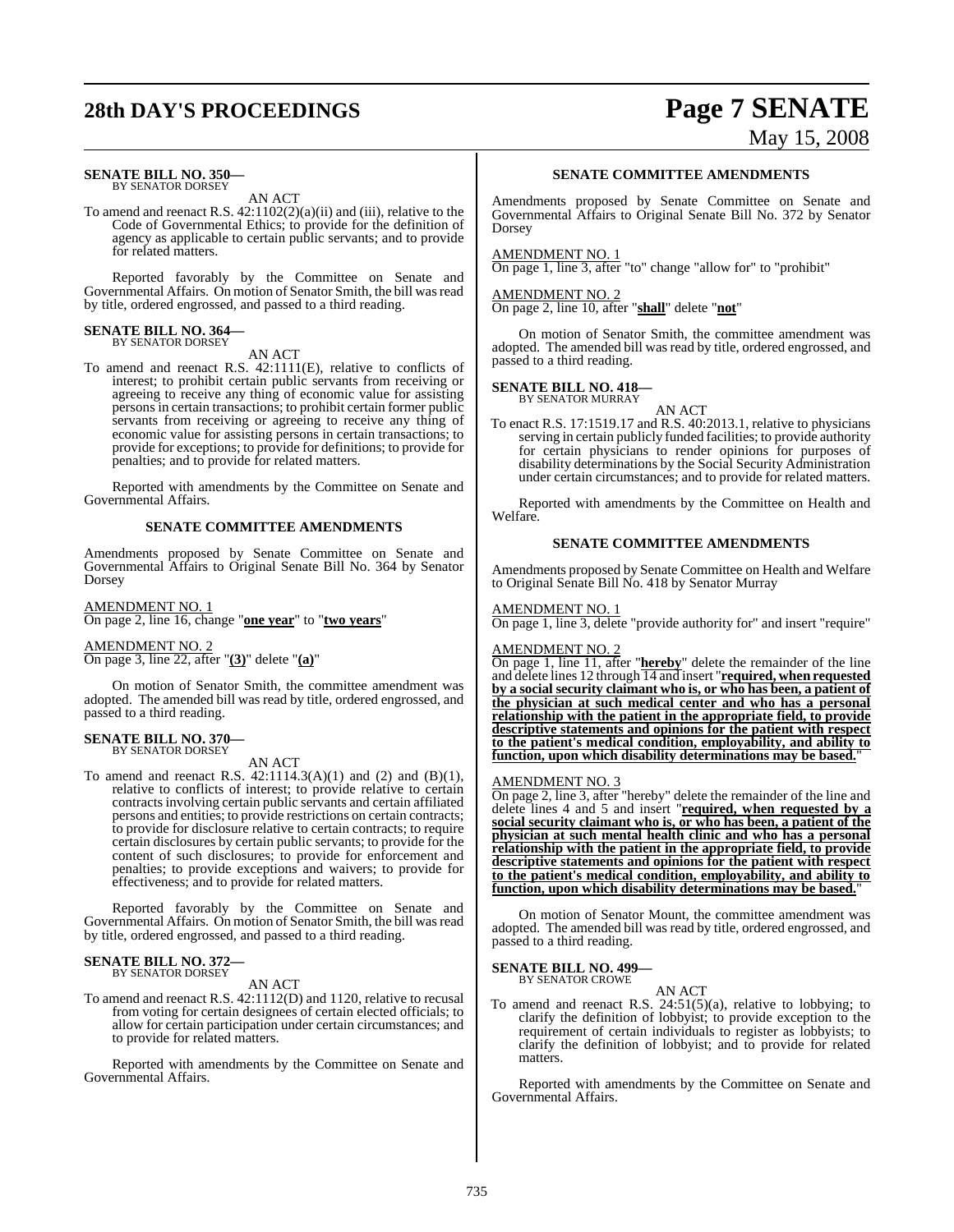**SENATE BILL NO. 350—**
BY SENATOR DORSEY

AN ACT

To amend and reenact R.S. 42:1102(2)(a)(ii) and (iii), relative to the Code of Governmental Ethics; to provide for the definition of agency as applicable to certain public servants; and to provide for related matters.

Reported favorably by the Committee on Senate and Governmental Affairs. On motion of Senator Smith, the bill was read by title, ordered engrossed, and passed to a third reading.

**SENATE BILL NO. 364—**
BY SENATOR DORSEY

AN ACT

To amend and reenact R.S. 42:1111(E), relative to conflicts of interest; to prohibit certain public servants from receiving or agreeing to receive any thing of economic value for assisting persons in certain transactions; to prohibit certain former public servants from receiving or agreeing to receive any thing of economic value for assisting persons in certain transactions; to provide for exceptions; to provide for definitions; to provide for penalties; and to provide for related matters.

Reported with amendments by the Committee on Senate and Governmental Affairs.

**SENATE COMMITTEE AMENDMENTS**

Amendments proposed by Senate Committee on Senate and Governmental Affairs to Original Senate Bill No. 364 by Senator Dorsey

AMENDMENT NO. 1
On page 2, line 16, change "**one year**" to "**two years**"

AMENDMENT NO. 2
On page 3, line 22, after "**(3)**" delete "**(a)**"

On motion of Senator Smith, the committee amendment was adopted. The amended bill was read by title, ordered engrossed, and passed to a third reading.

**SENATE BILL NO. 370—**
BY SENATOR DORSEY

AN ACT

To amend and reenact R.S. 42:1114.3(A)(1) and (2) and (B)(1), relative to conflicts of interest; to provide relative to certain contracts involving certain public servants and certain affiliated persons and entities; to provide restrictions on certain contracts; to provide for disclosure relative to certain contracts; to require certain disclosures by certain public servants; to provide for the content of such disclosures; to provide for enforcement and penalties; to provide exceptions and waivers; to provide for effectiveness; and to provide for related matters.

Reported favorably by the Committee on Senate and Governmental Affairs. On motion of Senator Smith, the bill was read by title, ordered engrossed, and passed to a third reading.

**SENATE BILL NO. 372—**
BY SENATOR DORSEY

AN ACT

To amend and reenact R.S. 42:1112(D) and 1120, relative to recusal from voting for certain designees of certain elected officials; to allow for certain participation under certain circumstances; and to provide for related matters.

Reported with amendments by the Committee on Senate and Governmental Affairs.

**SENATE COMMITTEE AMENDMENTS**

Amendments proposed by Senate Committee on Senate and Governmental Affairs to Original Senate Bill No. 372 by Senator Dorsey

AMENDMENT NO. 1
On page 1, line 3, after "to" change "allow for" to "prohibit"

AMENDMENT NO. 2
On page 2, line 10, after "**shall**" delete "**not**"

On motion of Senator Smith, the committee amendment was adopted. The amended bill was read by title, ordered engrossed, and passed to a third reading.

**SENATE BILL NO. 418—**
BY SENATOR MURRAY

AN ACT

To enact R.S. 17:1519.17 and R.S. 40:2013.1, relative to physicians serving in certain publicly funded facilities; to provide authority for certain physicians to render opinions for purposes of disability determinations by the Social Security Administration under certain circumstances; and to provide for related matters.

Reported with amendments by the Committee on Health and Welfare.

**SENATE COMMITTEE AMENDMENTS**

Amendments proposed by Senate Committee on Health and Welfare to Original Senate Bill No. 418 by Senator Murray

AMENDMENT NO. 1
On page 1, line 3, delete "provide authority for" and insert "require"

AMENDMENT NO. 2
On page 1, line 11, after "**hereby**" delete the remainder of the line and delete lines 12 through 14 and insert "**required, when requested by a social security claimant who is, or who has been, a patient of the physician at such medical center and who has a personal relationship with the patient in the appropriate field, to provide descriptive statements and opinions for the patient with respect to the patient's medical condition, employability, and ability to function, upon which disability determinations may be based.**"

AMENDMENT NO. 3
On page 2, line 3, after "hereby" delete the remainder of the line and delete lines 4 and 5 and insert "**required, when requested by a social security claimant who is, or who has been, a patient of the physician at such mental health clinic and who has a personal relationship with the patient in the appropriate field, to provide descriptive statements and opinions for the patient with respect to the patient's medical condition, employability, and ability to function, upon which disability determinations may be based.**"

On motion of Senator Mount, the committee amendment was adopted. The amended bill was read by title, ordered engrossed, and passed to a third reading.

**SENATE BILL NO. 499—**
BY SENATOR CROWE

AN ACT

To amend and reenact R.S. 24:51(5)(a), relative to lobbying; to clarify the definition of lobbyist; to provide exception to the requirement of certain individuals to register as lobbyists; to clarify the definition of lobbyist; and to provide for related matters.

Reported with amendments by the Committee on Senate and Governmental Affairs.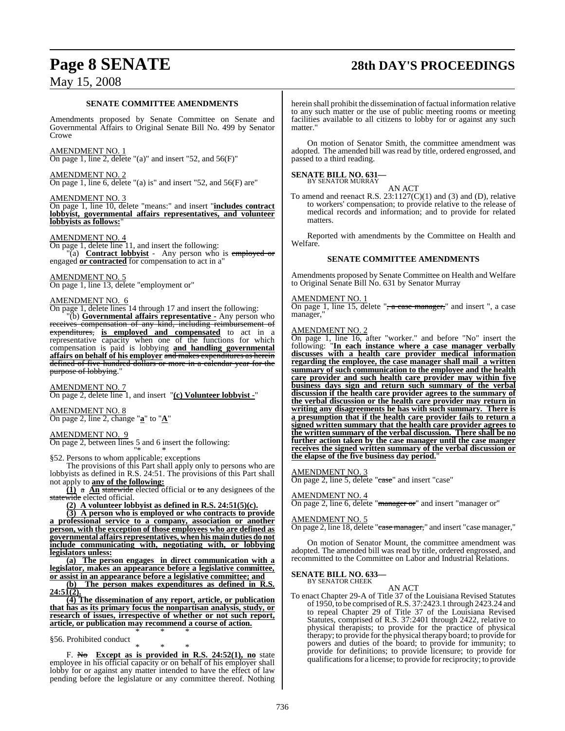## SENATE COMMITTEE AMENDMENTS

Amendments proposed by Senate Committee on Senate and Governmental Affairs to Original Senate Bill No. 499 by Senator Crowe

AMENDMENT NO. 1
On page 1, line 2, delete "(a)" and insert "52, and 56(F)"

AMENDMENT NO. 2
On page 1, line 6, delete "(a) is" and insert "52, and 56(F) are"

AMENDMENT NO. 3
On page 1, line 10, delete "means:" and insert "**includes contract lobbyist, governmental affairs representatives, and volunteer lobbyists as follows:**"

AMENDMENT NO. 4
On page 1, delete line 11, and insert the following:

"(a) **Contract lobbyist** - Any person who is ~~employed or~~ engaged **or contracted** for compensation to act in a"

AMENDMENT NO. 5
On page 1, line 13, delete "employment or"

AMENDMENT NO. 6
On page 1, delete lines 14 through 17 and insert the following:

"(b) **Governmental affairs representative** - Any person who ~~receives compensation of any kind, including reimbursement of expenditures,~~ **is employed and compensated** to act in a representative capacity when one of the functions for which compensation is paid is lobbying **and handling governmental affairs on behalf of his employer** ~~and makes expenditures as herein defined of five hundred dollars or more in a calendar year for the purpose of lobbying.~~"

AMENDMENT NO. 7
On page 2, delete line 1, and insert "**(c) Volunteer lobbyist -**"

AMENDMENT NO. 8
On page 2, line 2, change "**a**" to "**A**"

AMENDMENT NO. 9
On page 2, between lines 5 and 6 insert the following:

"* * *

§52. Persons to whom applicable; exceptions

The provisions of this Part shall apply only to persons who are lobbyists as defined in R.S. 24:51. The provisions of this Part shall not apply to **any of the following:**

**(1)** ~~a~~ **An** ~~statewide~~ elected official or ~~to~~ any designees of the ~~statewide~~ elected official.

**(2) A volunteer lobbyist as defined in R.S. 24:51(5)(c).**

**(3) A person who is employed or who contracts to provide a professional service to a company, association or another person, with the exception of those employees who are defined as governmental affairs representatives, when his main duties do not include communicating with, negotiating with, or lobbying legislators unless:**

**(a) The person engages in direct communication with a legislator, makes an appearance before a legislative committee, or assist in an appearance before a legislative committee; and**

**(b) The person makes expenditures as defined in R.S. 24:51(2).**

**(4) The dissemination of any report, article, or publication that has as its primary focus the nonpartisan analysis, study, or research of issues, irrespective of whether or not such report, article, or publication may recommend a course of action.**

* * *

§56. Prohibited conduct

* * *

F. ~~No~~ **Except as is provided in R.S. 24:52(1), no** state employee in his official capacity or on behalf of his employer shall lobby for or against any matter intended to have the effect of law pending before the legislature or any committee thereof. Nothing herein shall prohibit the dissemination of factual information relative to any such matter or the use of public meeting rooms or meeting facilities available to all citizens to lobby for or against any such matter."

On motion of Senator Smith, the committee amendment was adopted. The amended bill was read by title, ordered engrossed, and passed to a third reading.

**SENATE BILL NO. 631—**
BY SENATOR MURRAY

AN ACT

To amend and reenact R.S. 23:1127(C)(1) and (3) and (D), relative to workers' compensation; to provide relative to the release of medical records and information; and to provide for related matters.

Reported with amendments by the Committee on Health and Welfare.

## SENATE COMMITTEE AMENDMENTS

Amendments proposed by Senate Committee on Health and Welfare to Original Senate Bill No. 631 by Senator Murray

AMENDMENT NO. 1
On page 1, line 15, delete "~~, a case manager,~~" and insert ", a case manager,"

AMENDMENT NO. 2
On page 1, line 16, after "worker." and before "No" insert the following: "**In each instance where a case manager verbally discusses with a health care provider medical information regarding the employee, the case manager shall mail a written summary of such communication to the employee and the health care provider and such health care provider may within five business days sign and return such summary of the verbal discussion if the health care provider agrees to the summary of the verbal discussion or the health care provider may return in writing any disagreements he has with such summary. There is a presumption that if the health care provider fails to return a signed written summary that the health care provider agrees to the written summary of the verbal discussion. There shall be no further action taken by the case manager until the case manger receives the signed written summary of the verbal discussion or the elapse of the five business day period.**"

AMENDMENT NO. 3
On page 2, line 5, delete "~~case~~" and insert "case"

AMENDMENT NO. 4
On page 2, line 6, delete "~~manager or~~" and insert "manager or"

AMENDMENT NO. 5
On page 2, line 18, delete "~~case manager,~~" and insert "case manager,"

On motion of Senator Mount, the committee amendment was adopted. The amended bill was read by title, ordered engrossed, and recommitted to the Committee on Labor and Industrial Relations.

**SENATE BILL NO. 633—**
BY SENATOR CHEEK

AN ACT

To enact Chapter 29-A of Title 37 of the Louisiana Revised Statutes of 1950, to be comprised of R.S. 37:2423.1 through 2423.24 and to repeal Chapter 29 of Title 37 of the Louisiana Revised Statutes, comprised of R.S. 37:2401 through 2422, relative to physical therapists; to provide for the practice of physical therapy; to provide for the physical therapy board; to provide for powers and duties of the board; to provide for immunity; to provide for definitions; to provide licensure; to provide for qualifications for a license; to provide for reciprocity; to provide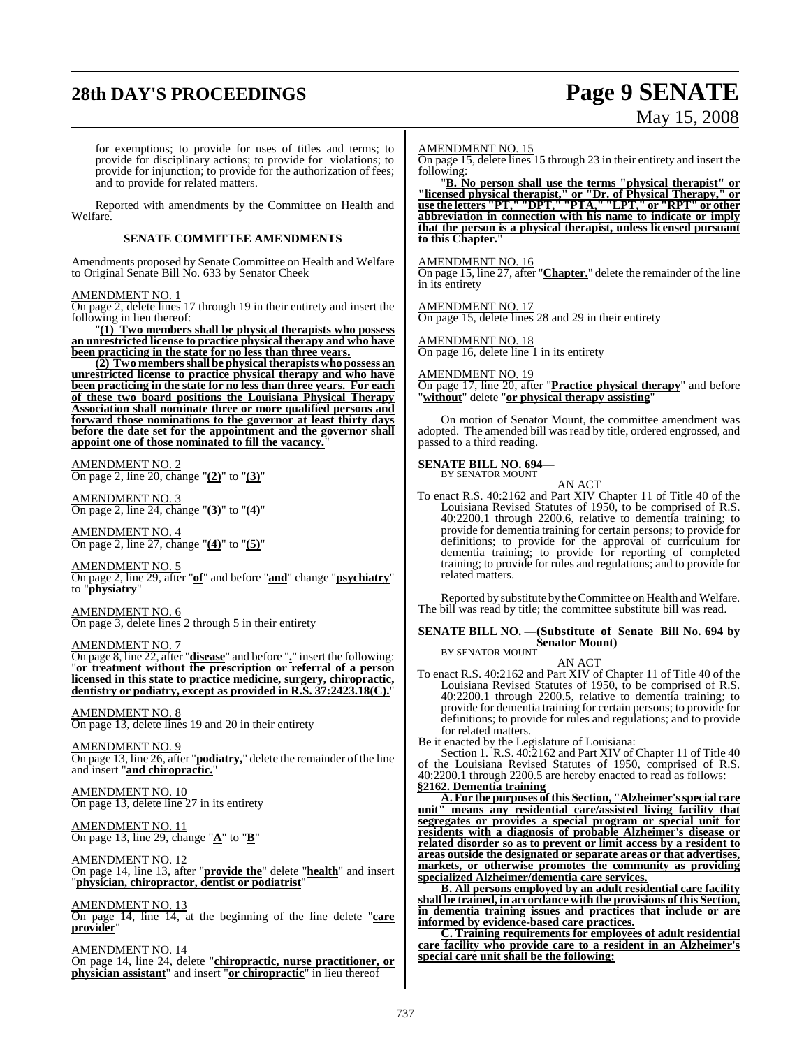for exemptions; to provide for uses of titles and terms; to provide for disciplinary actions; to provide for violations; to provide for injunction; to provide for the authorization of fees; and to provide for related matters.

Reported with amendments by the Committee on Health and Welfare.

**SENATE COMMITTEE AMENDMENTS**

Amendments proposed by Senate Committee on Health and Welfare to Original Senate Bill No. 633 by Senator Cheek

AMENDMENT NO. 1
On page 2, delete lines 17 through 19 in their entirety and insert the following in lieu thereof:

"**(1) Two members shall be physical therapists who possess an unrestricted license to practice physical therapy and who have been practicing in the state for no less than three years.**

**(2) Two members shall be physical therapists who possess an unrestricted license to practice physical therapy and who have been practicing in the state for no less than three years. For each of these two board positions the Louisiana Physical Therapy Association shall nominate three or more qualified persons and forward those nominations to the governor at least thirty days before the date set for the appointment and the governor shall appoint one of those nominated to fill the vacancy.**"

AMENDMENT NO. 2
On page 2, line 20, change "**(2)**" to "**(3)**"

AMENDMENT NO. 3
On page 2, line 24, change "**(3)**" to "**(4)**"

AMENDMENT NO. 4
On page 2, line 27, change "**(4)**" to "**(5)**"

AMENDMENT NO. 5
On page 2, line 29, after "**of**" and before "**and**" change "**psychiatry**" to "**physiatry**"

AMENDMENT NO. 6
On page 3, delete lines 2 through 5 in their entirety

AMENDMENT NO. 7
On page 8, line 22, after "**disease**" and before "**.**" insert the following: "**or treatment without the prescription or referral of a person licensed in this state to practice medicine, surgery, chiropractic, dentistry or podiatry, except as provided in R.S. 37:2423.18(C).**"

AMENDMENT NO. 8
On page 13, delete lines 19 and 20 in their entirety

AMENDMENT NO. 9
On page 13, line 26, after "**podiatry,**" delete the remainder of the line and insert "**and chiropractic.**"

AMENDMENT NO. 10
On page 13, delete line 27 in its entirety

AMENDMENT NO. 11
On page 13, line 29, change "**A**" to "**B**"

AMENDMENT NO. 12
On page 14, line 13, after "**provide the**" delete "**health**" and insert "**physician, chiropractor, dentist or podiatrist**"

AMENDMENT NO. 13
On page 14, line 14, at the beginning of the line delete "**care provider**"

AMENDMENT NO. 14
On page 14, line 24, delete "**chiropractic, nurse practitioner, or physician assistant**" and insert "**or chiropractic**" in lieu thereof

AMENDMENT NO. 15
On page 15, delete lines 15 through 23 in their entirety and insert the following:

"**B. No person shall use the terms "physical therapist" or "licensed physical therapist," or "Dr. of Physical Therapy," or use the letters "PT," "DPT," "PTA," "LPT," or "RPT" or other abbreviation in connection with his name to indicate or imply that the person is a physical therapist, unless licensed pursuant to this Chapter.**"

AMENDMENT NO. 16
On page 15, line 27, after "**Chapter.**" delete the remainder of the line in its entirety

AMENDMENT NO. 17
On page 15, delete lines 28 and 29 in their entirety

AMENDMENT NO. 18
On page 16, delete line 1 in its entirety

AMENDMENT NO. 19
On page 17, line 20, after "**Practice physical therapy**" and before "**without**" delete "**or physical therapy assisting**"

On motion of Senator Mount, the committee amendment was adopted. The amended bill was read by title, ordered engrossed, and passed to a third reading.

**SENATE BILL NO. 694—**
BY SENATOR MOUNT

AN ACT

To enact R.S. 40:2162 and Part XIV Chapter 11 of Title 40 of the Louisiana Revised Statutes of 1950, to be comprised of R.S. 40:2200.1 through 2200.6, relative to dementia training; to provide for dementia training for certain persons; to provide for definitions; to provide for the approval of curriculum for dementia training; to provide for reporting of completed training; to provide for rules and regulations; and to provide for related matters.

Reported by substitute by the Committee on Health and Welfare. The bill was read by title; the committee substitute bill was read.

**SENATE BILL NO. —(Substitute of Senate Bill No. 694 by Senator Mount)**
BY SENATOR MOUNT

AN ACT

To enact R.S. 40:2162 and Part XIV of Chapter 11 of Title 40 of the Louisiana Revised Statutes of 1950, to be comprised of R.S. 40:2200.1 through 2200.5, relative to dementia training; to provide for dementia training for certain persons; to provide for definitions; to provide for rules and regulations; and to provide for related matters.

Be it enacted by the Legislature of Louisiana:

Section 1. R.S. 40:2162 and Part XIV of Chapter 11 of Title 40 of the Louisiana Revised Statutes of 1950, comprised of R.S. 40:2200.1 through 2200.5 are hereby enacted to read as follows:

**§2162. Dementia training**

**A. For the purposes of this Section, "Alzheimer's special care unit" means any residential care/assisted living facility that segregates or provides a special program or special unit for residents with a diagnosis of probable Alzheimer's disease or related disorder so as to prevent or limit access by a resident to areas outside the designated or separate areas or that advertises, markets, or otherwise promotes the community as providing specialized Alzheimer/dementia care services.**

**B. All persons employed by an adult residential care facility shall be trained, in accordance with the provisions of this Section, in dementia training issues and practices that include or are informed by evidence-based care practices.**

**C. Training requirements for employees of adult residential care facility who provide care to a resident in an Alzheimer's special care unit shall be the following:**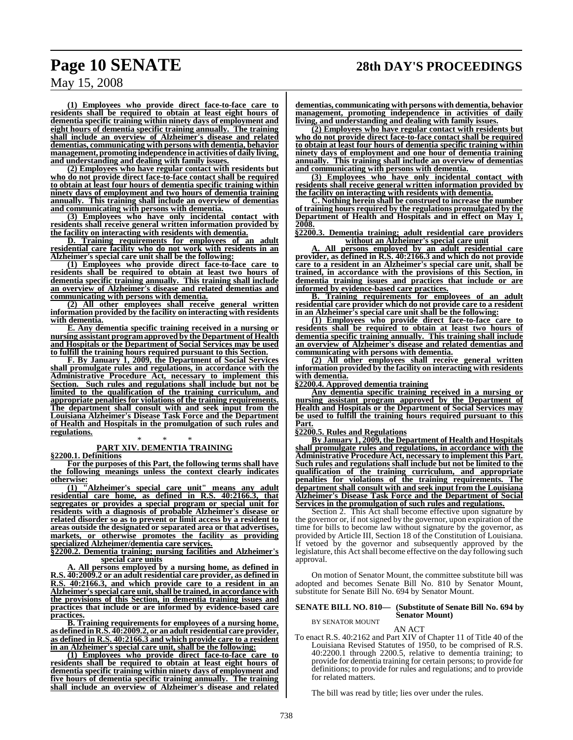**(1) Employees who provide direct face-to-face care to residents shall be required to obtain at least eight hours of dementia specific training within ninety days of employment and eight hours of dementia specific training annually. The training shall include an overview of Alzheimer's disease and related dementias, communicating with persons with dementia, behavior management, promoting independence in activities of daily living, and understanding and dealing with family issues.**

**(2) Employees who have regular contact with residents but who do not provide direct face-to-face contact shall be required to obtain at least four hours of dementia specific training within ninety days of employment and two hours of dementia training annually. This training shall include an overview of dementias and communicating with persons with dementia.**

**(3) Employees who have only incidental contact with residents shall receive general written information provided by the facility on interacting with residents with dementia.**

**D. Training requirements for employees of an adult residential care facility who do not work with residents in an Alzheimer's special care unit shall be the following:**

**(1) Employees who provide direct face-to-face care to residents shall be required to obtain at least two hours of dementia specific training annually. This training shall include an overview of Alzheimer's disease and related dementias and communicating with persons with dementia.**

**(2) All other employees shall receive general written information provided by the facility on interacting with residents with dementia.**

**E. Any dementia specific training received in a nursing or nursing assistant program approved by the Department of Health and Hospitals or the Department of Social Services may be used to fulfill the training hours required pursuant to this Section.**

**F. By January 1, 2009, the Department of Social Services shall promulgate rules and regulations, in accordance with the Administrative Procedure Act, necessary to implement this Section. Such rules and regulations shall include but not be limited to the qualification of the training curriculum, and appropriate penalties for violations of the training requirements. The department shall consult with and seek input from the Louisiana Alzheimer's Disease Task Force and the Department of Health and Hospitals in the promulgation of such rules and regulations.**

\* \* \*

**PART XIV. DEMENTIA TRAINING**

**§2200.1. Definitions**

**For the purposes of this Part, the following terms shall have the following meanings unless the context clearly indicates otherwise:**

**(1) "Alzheimer's special care unit" means any adult residential care home, as defined in R.S. 40:2166.3, that segregates or provides a special program or special unit for residents with a diagnosis of probable Alzheimer's disease or related disorder so as to prevent or limit access by a resident to areas outside the designated or separated area or that advertises, markets, or otherwise promotes the facility as providing specialized Alzheimer/dementia care services.**

**§2200.2. Dementia training; nursing facilities and Alzheimer's special care units**

**A. All persons employed by a nursing home, as defined in R.S. 40:2009.2 or an adult residential care provider, as defined in R.S. 40:2166.3, and which provide care to a resident in an Alzheimer's special care unit, shall be trained, in accordance with the provisions of this Section, in dementia training issues and practices that include or are informed by evidence-based care practices.**

**B. Training requirements for employees of a nursing home, as defined in R.S. 40:2009.2, or an adult residential care provider, as defined in R.S. 40:2166.3 and which provide care to a resident in an Alzheimer's special care unit, shall be the following:**

**(1) Employees who provide direct face-to-face care to residents shall be required to obtain at least eight hours of dementia specific training within ninety days of employment and five hours of dementia specific training annually. The training shall include an overview of Alzheimer's disease and related dementias, communicating with persons with dementia, behavior management, promoting independence in activities of daily living, and understanding and dealing with family issues.**

**(2) Employees who have regular contact with residents but who do not provide direct face-to-face contact shall be required to obtain at least four hours of dementia specific training within ninety days of employment and one hour of dementia training annually. This training shall include an overview of dementias and communicating with persons with dementia.**

**(3) Employees who have only incidental contact with residents shall receive general written information provided by the facility on interacting with residents with dementia.**

**C. Nothing herein shall be construed to increase the number of training hours required by the regulations promulgated by the Department of Health and Hospitals and in effect on May 1, 2008.**

**§2200.3. Dementia training; adult residential care providers without an Alzheimer's special care unit**

**A. All persons employed by an adult residential care provider, as defined in R.S. 40:2166.3 and which do not provide care to a resident in an Alzheimer's special care unit, shall be trained, in accordance with the provisions of this Section, in dementia training issues and practices that include or are informed by evidence-based care practices.**

**B. Training requirements for employees of an adult residential care provider which do not provide care to a resident in an Alzheimer's special care unit shall be the following:**

**(1) Employees who provide direct face-to-face care to residents shall be required to obtain at least two hours of dementia specific training annually. This training shall include an overview of Alzheimer's disease and related dementias and communicating with persons with dementia.**

**(2) All other employees shall receive general written information provided by the facility on interacting with residents with dementia.**

**§2200.4. Approved dementia training**

**Any dementia specific training received in a nursing or nursing assistant program approved by the Department of Health and Hospitals or the Department of Social Services may be used to fulfill the training hours required pursuant to this Part.**

**§2200.5. Rules and Regulations**

**By January 1, 2009, the Department of Health and Hospitals shall promulgate rules and regulations, in accordance with the Administrative Procedure Act, necessary to implement this Part. Such rules and regulations shall include but not be limited to the qualification of the training curriculum, and appropriate penalties for violations of the training requirements. The department shall consult with and seek input from the Louisiana Alzheimer's Disease Task Force and the Department of Social Services in the promulgation of such rules and regulations.**

Section 2. This Act shall become effective upon signature by the governor or, if not signed by the governor, upon expiration of the time for bills to become law without signature by the governor, as provided by Article III, Section 18 of the Constitution of Louisiana. If vetoed by the governor and subsequently approved by the legislature, this Act shall become effective on the day following such approval.

On motion of Senator Mount, the committee substitute bill was adopted and becomes Senate Bill No. 810 by Senator Mount, substitute for Senate Bill No. 694 by Senator Mount.

**SENATE BILL NO. 810— (Substitute of Senate Bill No. 694 by Senator Mount)**

BY SENATOR MOUNT

AN ACT

To enact R.S. 40:2162 and Part XIV of Chapter 11 of Title 40 of the Louisiana Revised Statutes of 1950, to be comprised of R.S. 40:2200.1 through 2200.5, relative to dementia training; to provide for dementia training for certain persons; to provide for definitions; to provide for rules and regulations; and to provide for related matters.

The bill was read by title; lies over under the rules.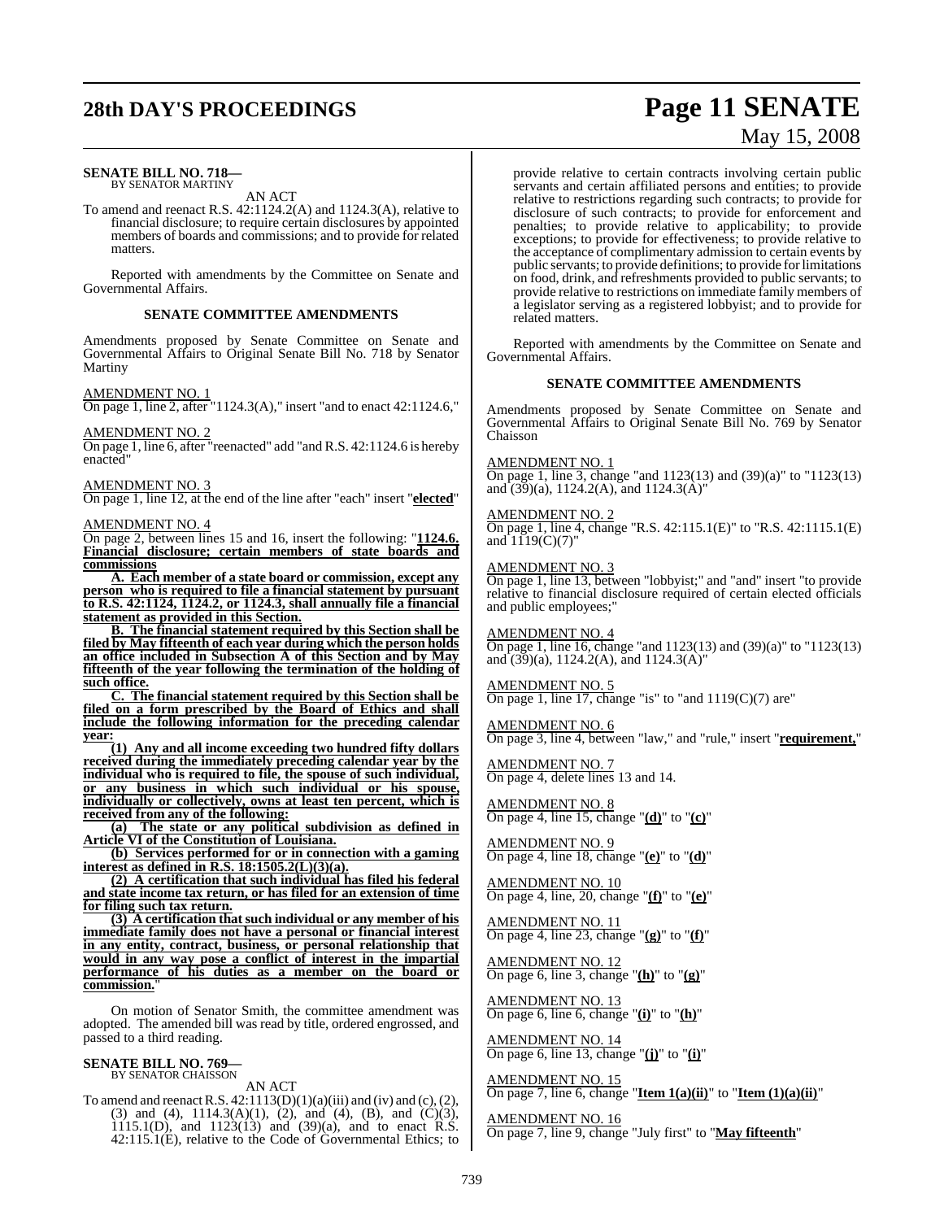**SENATE BILL NO. 718—**
BY SENATOR MARTINY

AN ACT

To amend and reenact R.S. 42:1124.2(A) and 1124.3(A), relative to financial disclosure; to require certain disclosures by appointed members of boards and commissions; and to provide for related matters.

Reported with amendments by the Committee on Senate and Governmental Affairs.

**SENATE COMMITTEE AMENDMENTS**

Amendments proposed by Senate Committee on Senate and Governmental Affairs to Original Senate Bill No. 718 by Senator Martiny

AMENDMENT NO. 1
On page 1, line 2, after "1124.3(A)," insert "and to enact 42:1124.6,"

AMENDMENT NO. 2
On page 1, line 6, after "reenacted" add "and R.S. 42:1124.6 is hereby enacted"

AMENDMENT NO. 3
On page 1, line 12, at the end of the line after "each" insert "**elected**"

AMENDMENT NO. 4
On page 2, between lines 15 and 16, insert the following: "**1124.6. Financial disclosure; certain members of state boards and commissions**

**A. Each member of a state board or commission, except any person who is required to file a financial statement by pursuant to R.S. 42:1124, 1124.2, or 1124.3, shall annually file a financial statement as provided in this Section.**

**B. The financial statement required by this Section shall be filed by May fifteenth of each year during which the person holds an office included in Subsection A of this Section and by May fifteenth of the year following the termination of the holding of such office.**

**C. The financial statement required by this Section shall be filed on a form prescribed by the Board of Ethics and shall include the following information for the preceding calendar year:**

**(1) Any and all income exceeding two hundred fifty dollars received during the immediately preceding calendar year by the individual who is required to file, the spouse of such individual, or any business in which such individual or his spouse, individually or collectively, owns at least ten percent, which is received from any of the following:**

**(a) The state or any political subdivision as defined in Article VI of the Constitution of Louisiana.**

**(b) Services performed for or in connection with a gaming interest as defined in R.S. 18:1505.2(L)(3)(a).**

**(2) A certification that such individual has filed his federal and state income tax return, or has filed for an extension of time for filing such tax return.**

**(3) A certification that such individual or any member of his immediate family does not have a personal or financial interest in any entity, contract, business, or personal relationship that would in any way pose a conflict of interest in the impartial performance of his duties as a member on the board or commission.**"

On motion of Senator Smith, the committee amendment was adopted. The amended bill was read by title, ordered engrossed, and passed to a third reading.

**SENATE BILL NO. 769—**
BY SENATOR CHAISSON

AN ACT

To amend and reenact R.S. 42:1113(D)(1)(a)(iii) and (iv) and (c), (2), (3) and (4), 1114.3(A)(1), (2), and (4), (B), and (C)(3), 1115.1(D), and 1123(13) and (39)(a), and to enact R.S. 42:115.1(E), relative to the Code of Governmental Ethics; to provide relative to certain contracts involving certain public servants and certain affiliated persons and entities; to provide relative to restrictions regarding such contracts; to provide for disclosure of such contracts; to provide for enforcement and penalties; to provide relative to applicability; to provide exceptions; to provide for effectiveness; to provide relative to the acceptance of complimentary admission to certain events by public servants; to provide definitions; to provide for limitations on food, drink, and refreshments provided to public servants; to provide relative to restrictions on immediate family members of a legislator serving as a registered lobbyist; and to provide for related matters.

Reported with amendments by the Committee on Senate and Governmental Affairs.

**SENATE COMMITTEE AMENDMENTS**

Amendments proposed by Senate Committee on Senate and Governmental Affairs to Original Senate Bill No. 769 by Senator Chaisson

AMENDMENT NO. 1
On page 1, line 3, change "and 1123(13) and (39)(a)" to "1123(13) and (39)(a), 1124.2(A), and 1124.3(A)"

AMENDMENT NO. 2
On page 1, line 4, change "R.S. 42:115.1(E)" to "R.S. 42:1115.1(E) and 1119(C)(7)"

AMENDMENT NO. 3
On page 1, line 13, between "lobbyist;" and "and" insert "to provide relative to financial disclosure required of certain elected officials and public employees;"

AMENDMENT NO. 4
On page 1, line 16, change "and 1123(13) and (39)(a)" to "1123(13) and (39)(a), 1124.2(A), and 1124.3(A)"

AMENDMENT NO. 5
On page 1, line 17, change "is" to "and 1119(C)(7) are"

AMENDMENT NO. 6
On page 3, line 4, between "law," and "rule," insert "**requirement,**"

AMENDMENT NO. 7
On page 4, delete lines 13 and 14.

AMENDMENT NO. 8
On page 4, line 15, change "**(d)**" to "**(c)**"

AMENDMENT NO. 9
On page 4, line 18, change "**(e)**" to "**(d)**"

AMENDMENT NO. 10
On page 4, line, 20, change "**(f)**" to "**(e)**"

AMENDMENT NO. 11
On page 4, line 23, change "**(g)**" to "**(f)**"

AMENDMENT NO. 12
On page 6, line 3, change "**(h)**" to "**(g)**"

AMENDMENT NO. 13
On page 6, line 6, change "**(i)**" to "**(h)**"

AMENDMENT NO. 14
On page 6, line 13, change "**(j)**" to "**(i)**"

AMENDMENT NO. 15
On page 7, line 6, change "**Item 1(a)(ii)**" to "**Item (1)(a)(ii)**"

AMENDMENT NO. 16
On page 7, line 9, change "July first" to "**May fifteenth**"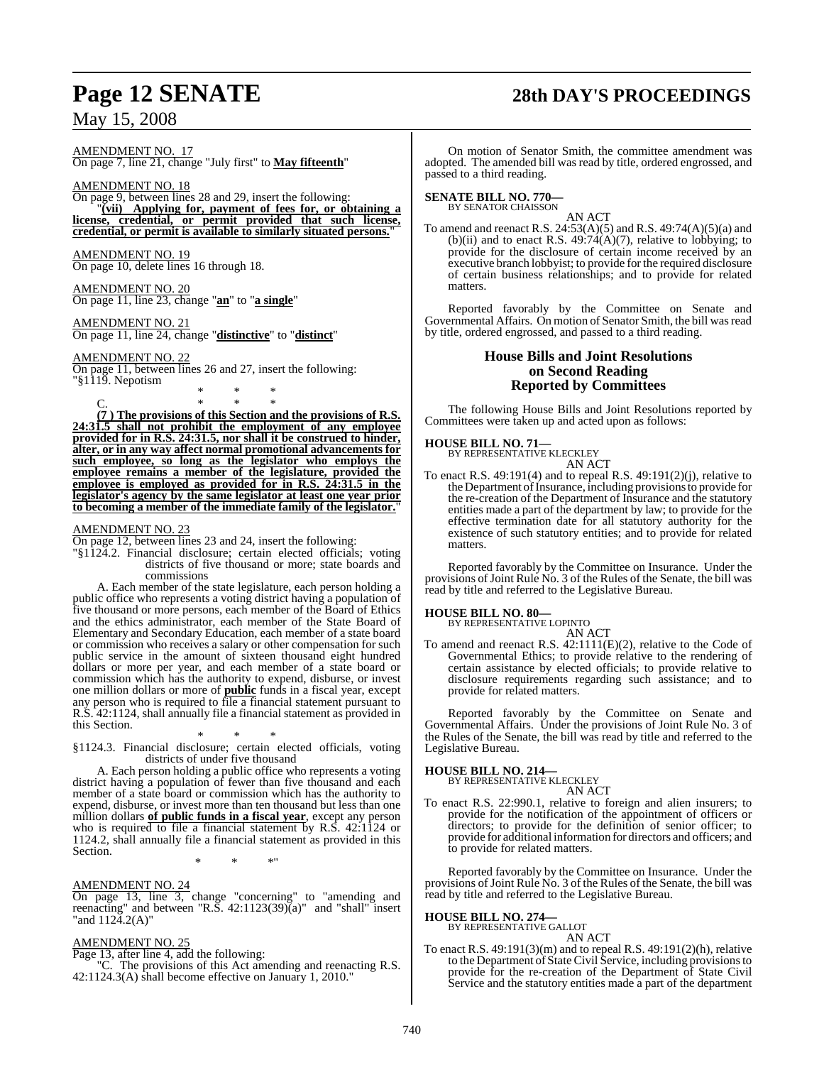AMENDMENT NO. 17
On page 7, line 21, change "July first" to "**May fifteenth**"

AMENDMENT NO. 18
On page 9, between lines 28 and 29, insert the following:
"**(vii) Applying for, payment of fees for, or obtaining a license, credential, or permit provided that such license, credential, or permit is available to similarly situated persons.**"

AMENDMENT NO. 19
On page 10, delete lines 16 through 18.

AMENDMENT NO. 20
On page 11, line 23, change "**an**" to "**a single**"

AMENDMENT NO. 21
On page 11, line 24, change "**distinctive**" to "**distinct**"

AMENDMENT NO. 22
On page 11, between lines 26 and 27, insert the following:
"§1119. Nepotism

\* \* \*

C. \* \* \*

**(7 ) The provisions of this Section and the provisions of R.S. 24:31.5 shall not prohibit the employment of any employee provided for in R.S. 24:31.5, nor shall it be construed to hinder, alter, or in any way affect normal promotional advancements for such employee, so long as the legislator who employs the employee remains a member of the legislature, provided the employee is employed as provided for in R.S. 24:31.5 in the legislator's agency by the same legislator at least one year prior to becoming a member of the immediate family of the legislator.**"

AMENDMENT NO. 23
On page 12, between lines 23 and 24, insert the following:
"§1124.2. Financial disclosure; certain elected officials; voting districts of five thousand or more; state boards and commissions

A. Each member of the state legislature, each person holding a public office who represents a voting district having a population of five thousand or more persons, each member of the Board of Ethics and the ethics administrator, each member of the State Board of Elementary and Secondary Education, each member of a state board or commission who receives a salary or other compensation for such public service in the amount of sixteen thousand eight hundred dollars or more per year, and each member of a state board or commission which has the authority to expend, disburse, or invest one million dollars or more of **public** funds in a fiscal year, except any person who is required to file a financial statement pursuant to R.S. 42:1124, shall annually file a financial statement as provided in this Section.

\* \* \*

§1124.3. Financial disclosure; certain elected officials, voting districts of under five thousand

A. Each person holding a public office who represents a voting district having a population of fewer than five thousand and each member of a state board or commission which has the authority to expend, disburse, or invest more than ten thousand but less than one million dollars **of public funds in a fiscal year**, except any person who is required to file a financial statement by R.S. 42:1124 or 1124.2, shall annually file a financial statement as provided in this Section.

\* \* \*"

AMENDMENT NO. 24
On page 13, line 3, change "concerning" to "amending and reenacting" and between "R.S. 42:1123(39)(a)" and "shall" insert "and 1124.2(A)"

AMENDMENT NO. 25
Page 13, after line 4, add the following:
"C. The provisions of this Act amending and reenacting R.S. 42:1124.3(A) shall become effective on January 1, 2010."

On motion of Senator Smith, the committee amendment was adopted. The amended bill was read by title, ordered engrossed, and passed to a third reading.

**SENATE BILL NO. 770—**
BY SENATOR CHAISSON

AN ACT

To amend and reenact R.S. 24:53(A)(5) and R.S. 49:74(A)(5)(a) and (b)(ii) and to enact R.S. 49:74(A)(7), relative to lobbying; to provide for the disclosure of certain income received by an executive branch lobbyist; to provide for the required disclosure of certain business relationships; and to provide for related matters.

Reported favorably by the Committee on Senate and Governmental Affairs. On motion of Senator Smith, the bill was read by title, ordered engrossed, and passed to a third reading.

## House Bills and Joint Resolutions on Second Reading Reported by Committees

The following House Bills and Joint Resolutions reported by Committees were taken up and acted upon as follows:

**HOUSE BILL NO. 71—**
BY REPRESENTATIVE KLECKLEY

AN ACT

To enact R.S. 49:191(4) and to repeal R.S. 49:191(2)(j), relative to the Department of Insurance, including provisions to provide for the re-creation of the Department of Insurance and the statutory entities made a part of the department by law; to provide for the effective termination date for all statutory authority for the existence of such statutory entities; and to provide for related matters.

Reported favorably by the Committee on Insurance. Under the provisions of Joint Rule No. 3 of the Rules of the Senate, the bill was read by title and referred to the Legislative Bureau.

**HOUSE BILL NO. 80—**
BY REPRESENTATIVE LOPINTO

AN ACT

To amend and reenact R.S. 42:1111(E)(2), relative to the Code of Governmental Ethics; to provide relative to the rendering of certain assistance by elected officials; to provide relative to disclosure requirements regarding such assistance; and to provide for related matters.

Reported favorably by the Committee on Senate and Governmental Affairs. Under the provisions of Joint Rule No. 3 of the Rules of the Senate, the bill was read by title and referred to the Legislative Bureau.

**HOUSE BILL NO. 214—**
BY REPRESENTATIVE KLECKLEY

AN ACT

To enact R.S. 22:990.1, relative to foreign and alien insurers; to provide for the notification of the appointment of officers or directors; to provide for the definition of senior officer; to provide for additional information for directors and officers; and to provide for related matters.

Reported favorably by the Committee on Insurance. Under the provisions of Joint Rule No. 3 of the Rules of the Senate, the bill was read by title and referred to the Legislative Bureau.

**HOUSE BILL NO. 274—**
BY REPRESENTATIVE GALLOT

AN ACT

To enact R.S. 49:191(3)(m) and to repeal R.S. 49:191(2)(h), relative to the Department of State Civil Service, including provisions to provide for the re-creation of the Department of State Civil Service and the statutory entities made a part of the department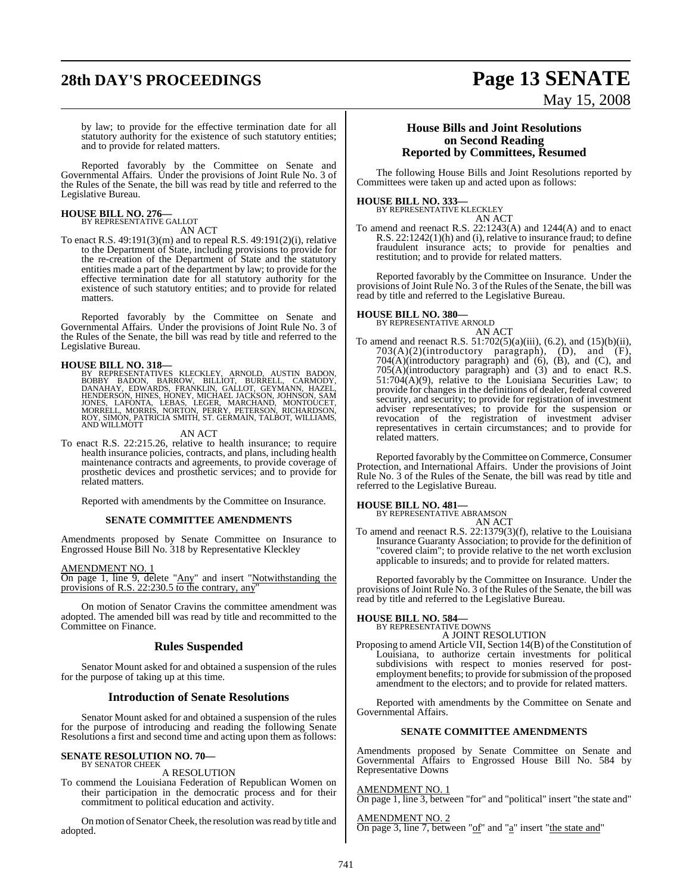by law; to provide for the effective termination date for all statutory authority for the existence of such statutory entities; and to provide for related matters.

Reported favorably by the Committee on Senate and Governmental Affairs. Under the provisions of Joint Rule No. 3 of the Rules of the Senate, the bill was read by title and referred to the Legislative Bureau.

**HOUSE BILL NO. 276—**
BY REPRESENTATIVE GALLOT
AN ACT

To enact R.S. 49:191(3)(m) and to repeal R.S. 49:191(2)(i), relative to the Department of State, including provisions to provide for the re-creation of the Department of State and the statutory entities made a part of the department by law; to provide for the effective termination date for all statutory authority for the existence of such statutory entities; and to provide for related matters.

Reported favorably by the Committee on Senate and Governmental Affairs. Under the provisions of Joint Rule No. 3 of the Rules of the Senate, the bill was read by title and referred to the Legislative Bureau.

**HOUSE BILL NO. 318—**
BY REPRESENTATIVES KLECKLEY, ARNOLD, AUSTIN BADON, BOBBY BADON, BARROW, BILLIOT, BURRELL, CARMODY, DANAHAY, EDWARDS, FRANKLIN, GALLOT, GEYMANN, HAZEL, HENDERSON, HINES, HONEY, MICHAEL JACKSON, JOHNSON, SAM JONES, LAFONTA, LEBAS, LEGER, MARCHAND, MONTOUCET, MORRELL, MORRIS, NORTON, PERRY, PETERSON, RICHARDSON, ROY, SIMON, PATRICIA SMITH, ST. GERMAIN, TALBOT, WILLIAMS, AND WILLMOTT
AN ACT

To enact R.S. 22:215.26, relative to health insurance; to require health insurance policies, contracts, and plans, including health maintenance contracts and agreements, to provide coverage of prosthetic devices and prosthetic services; and to provide for related matters.

Reported with amendments by the Committee on Insurance.

**SENATE COMMITTEE AMENDMENTS**

Amendments proposed by Senate Committee on Insurance to Engrossed House Bill No. 318 by Representative Kleckley

AMENDMENT NO. 1
On page 1, line 9, delete "Any" and insert "Notwithstanding the provisions of R.S. 22:230.5 to the contrary, any"

On motion of Senator Cravins the committee amendment was adopted. The amended bill was read by title and recommitted to the Committee on Finance.

## Rules Suspended

Senator Mount asked for and obtained a suspension of the rules for the purpose of taking up at this time.

## Introduction of Senate Resolutions

Senator Mount asked for and obtained a suspension of the rules for the purpose of introducing and reading the following Senate Resolutions a first and second time and acting upon them as follows:

**SENATE RESOLUTION NO. 70—**
BY SENATOR CHEEK
A RESOLUTION

To commend the Louisiana Federation of Republican Women on their participation in the democratic process and for their commitment to political education and activity.

On motion of Senator Cheek, the resolution was read by title and adopted.

## House Bills and Joint Resolutions on Second Reading Reported by Committees, Resumed

The following House Bills and Joint Resolutions reported by Committees were taken up and acted upon as follows:

**HOUSE BILL NO. 333—**
BY REPRESENTATIVE KLECKLEY
AN ACT

To amend and reenact R.S. 22:1243(A) and 1244(A) and to enact R.S. 22:1242(1)(h) and (i), relative to insurance fraud; to define fraudulent insurance acts; to provide for penalties and restitution; and to provide for related matters.

Reported favorably by the Committee on Insurance. Under the provisions of Joint Rule No. 3 of the Rules of the Senate, the bill was read by title and referred to the Legislative Bureau.

**HOUSE BILL NO. 380—**
BY REPRESENTATIVE ARNOLD
AN ACT

To amend and reenact R.S. 51:702(5)(a)(iii), (6.2), and (15)(b)(ii), 703(A)(2)(introductory paragraph), (D), and (F), 704(A)(introductory paragraph) and (6), (B), and (C), and 705(A)(introductory paragraph) and (3) and to enact R.S. 51:704(A)(9), relative to the Louisiana Securities Law; to provide for changes in the definitions of dealer, federal covered security, and security; to provide for registration of investment adviser representatives; to provide for the suspension or revocation of the registration of investment adviser representatives in certain circumstances; and to provide for related matters.

Reported favorably by the Committee on Commerce, Consumer Protection, and International Affairs. Under the provisions of Joint Rule No. 3 of the Rules of the Senate, the bill was read by title and referred to the Legislative Bureau.

**HOUSE BILL NO. 481—**
BY REPRESENTATIVE ABRAMSON
AN ACT

To amend and reenact R.S. 22:1379(3)(f), relative to the Louisiana Insurance Guaranty Association; to provide for the definition of "covered claim"; to provide relative to the net worth exclusion applicable to insureds; and to provide for related matters.

Reported favorably by the Committee on Insurance. Under the provisions of Joint Rule No. 3 of the Rules of the Senate, the bill was read by title and referred to the Legislative Bureau.

**HOUSE BILL NO. 584—**
BY REPRESENTATIVE DOWNS
A JOINT RESOLUTION

Proposing to amend Article VII, Section 14(B) of the Constitution of Louisiana, to authorize certain investments for political subdivisions with respect to monies reserved for post-employment benefits; to provide for submission of the proposed amendment to the electors; and to provide for related matters.

Reported with amendments by the Committee on Senate and Governmental Affairs.

**SENATE COMMITTEE AMENDMENTS**

Amendments proposed by Senate Committee on Senate and Governmental Affairs to Engrossed House Bill No. 584 by Representative Downs

AMENDMENT NO. 1
On page 1, line 3, between "for" and "political" insert "the state and"

AMENDMENT NO. 2
On page 3, line 7, between "of" and "a" insert "the state and"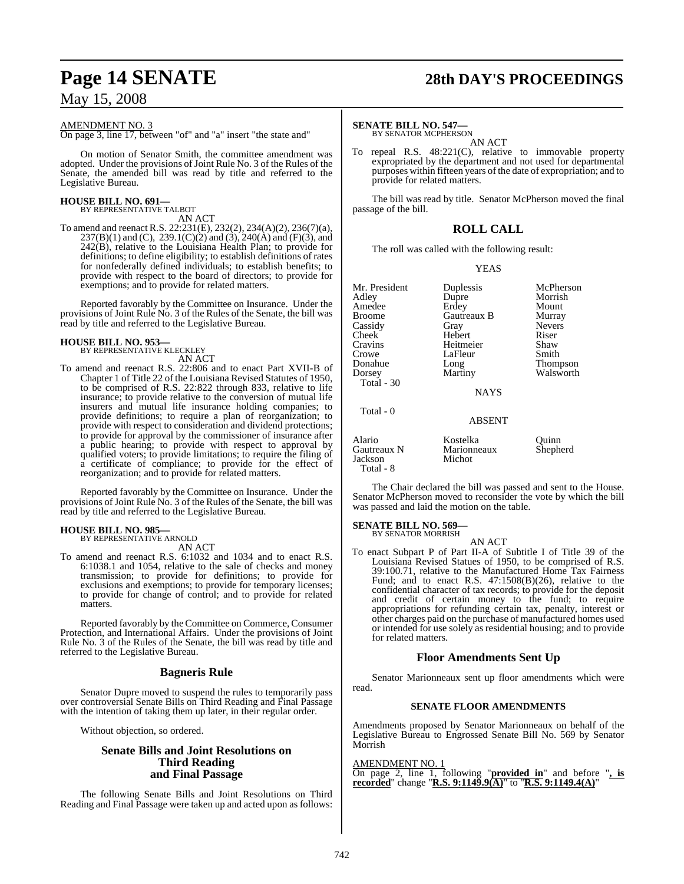AMENDMENT NO. 3
On page 3, line 17, between "of" and "a" insert "the state and"

On motion of Senator Smith, the committee amendment was adopted. Under the provisions of Joint Rule No. 3 of the Rules of the Senate, the amended bill was read by title and referred to the Legislative Bureau.

**HOUSE BILL NO. 691—**
BY REPRESENTATIVE TALBOT
AN ACT
To amend and reenact R.S. 22:231(E), 232(2), 234(A)(2), 236(7)(a), 237(B)(1) and (C), 239.1(C)(2) and (3), 240(A) and (F)(3), and 242(B), relative to the Louisiana Health Plan; to provide for definitions; to define eligibility; to establish definitions of rates for nonfederally defined individuals; to establish benefits; to provide with respect to the board of directors; to provide for exemptions; and to provide for related matters.

Reported favorably by the Committee on Insurance. Under the provisions of Joint Rule No. 3 of the Rules of the Senate, the bill was read by title and referred to the Legislative Bureau.

**HOUSE BILL NO. 953—**
BY REPRESENTATIVE KLECKLEY
AN ACT
To amend and reenact R.S. 22:806 and to enact Part XVII-B of Chapter 1 of Title 22 of the Louisiana Revised Statutes of 1950, to be comprised of R.S. 22:822 through 833, relative to life insurance; to provide relative to the conversion of mutual life insurers and mutual life insurance holding companies; to provide definitions; to require a plan of reorganization; to provide with respect to consideration and dividend protections; to provide for approval by the commissioner of insurance after a public hearing; to provide with respect to approval by qualified voters; to provide limitations; to require the filing of a certificate of compliance; to provide for the effect of reorganization; and to provide for related matters.

Reported favorably by the Committee on Insurance. Under the provisions of Joint Rule No. 3 of the Rules of the Senate, the bill was read by title and referred to the Legislative Bureau.

**HOUSE BILL NO. 985—**
BY REPRESENTATIVE ARNOLD
AN ACT
To amend and reenact R.S. 6:1032 and 1034 and to enact R.S. 6:1038.1 and 1054, relative to the sale of checks and money transmission; to provide for definitions; to provide for exclusions and exemptions; to provide for temporary licenses; to provide for change of control; and to provide for related matters.

Reported favorably by the Committee on Commerce, Consumer Protection, and International Affairs. Under the provisions of Joint Rule No. 3 of the Rules of the Senate, the bill was read by title and referred to the Legislative Bureau.

## Bagneris Rule

Senator Dupre moved to suspend the rules to temporarily pass over controversial Senate Bills on Third Reading and Final Passage with the intention of taking them up later, in their regular order.

Without objection, so ordered.

## Senate Bills and Joint Resolutions on Third Reading and Final Passage

The following Senate Bills and Joint Resolutions on Third Reading and Final Passage were taken up and acted upon as follows:

**SENATE BILL NO. 547—**
BY SENATOR MCPHERSON
AN ACT
To repeal R.S. 48:221(C), relative to immovable property expropriated by the department and not used for departmental purposes within fifteen years of the date of expropriation; and to provide for related matters.

The bill was read by title. Senator McPherson moved the final passage of the bill.

## ROLL CALL

The roll was called with the following result:

YEAS

| | | |
|---|---|---|
| Mr. President | Duplessis | McPherson |
| Adley | Dupre | Morrish |
| Amedee | Erdey | Mount |
| Broome | Gautreaux B | Murray |
| Cassidy | Gray | Nevers |
| Cheek | Hebert | Riser |
| Cravins | Heitmeier | Shaw |
| Crowe | LaFleur | Smith |
| Donahue | Long | Thompson |
| Dorsey | Martiny | Walsworth |

Total - 30

NAYS

Total - 0

ABSENT

| | | |
|---|---|---|
| Alario | Kostelka | Quinn |
| Gautreaux N | Marionneaux | Shepherd |
| Jackson | Michot | |

Total - 8

The Chair declared the bill was passed and sent to the House. Senator McPherson moved to reconsider the vote by which the bill was passed and laid the motion on the table.

**SENATE BILL NO. 569—**
BY SENATOR MORRISH
AN ACT
To enact Subpart P of Part II-A of Subtitle I of Title 39 of the Louisiana Revised Statues of 1950, to be comprised of R.S. 39:100.71, relative to the Manufactured Home Tax Fairness Fund; and to enact R.S. 47:1508(B)(26), relative to the confidential character of tax records; to provide for the deposit and credit of certain money to the fund; to require appropriations for refunding certain tax, penalty, interest or other charges paid on the purchase of manufactured homes used or intended for use solely as residential housing; and to provide for related matters.

## Floor Amendments Sent Up

Senator Marionneaux sent up floor amendments which were read.

### SENATE FLOOR AMENDMENTS

Amendments proposed by Senator Marionneaux on behalf of the Legislative Bureau to Engrossed Senate Bill No. 569 by Senator Morrish

AMENDMENT NO. 1
On page 2, line 1, following "**provided in**" and before "**, is recorded**" change "**R.S. 9:1149.9(A)**" to "**R.S. 9:1149.4(A)**"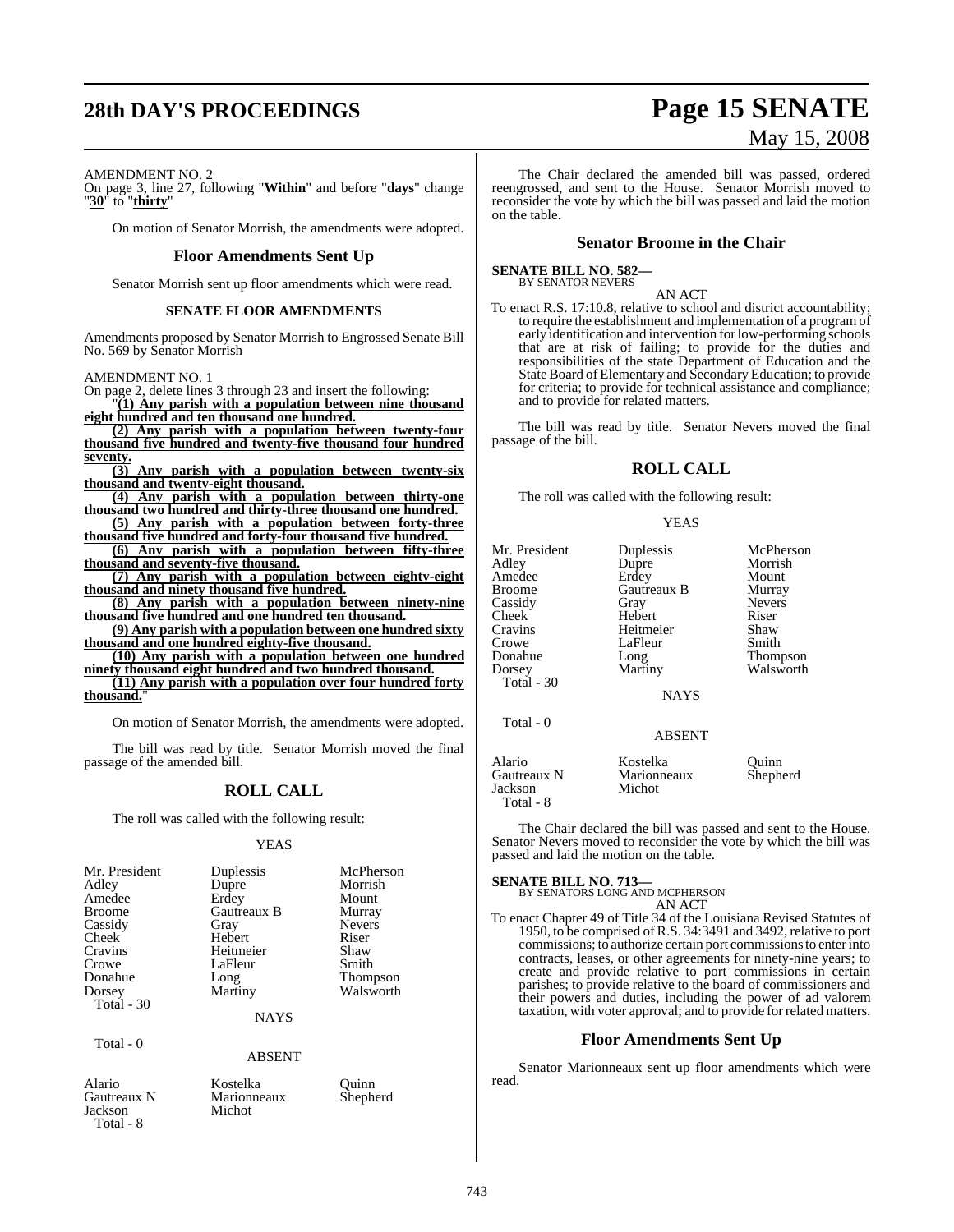AMENDMENT NO. 2

On page 3, line 27, following "**Within**" and before "**days**" change "**30**" to "**thirty**"

On motion of Senator Morrish, the amendments were adopted.

## Floor Amendments Sent Up

Senator Morrish sent up floor amendments which were read.

### SENATE FLOOR AMENDMENTS

Amendments proposed by Senator Morrish to Engrossed Senate Bill No. 569 by Senator Morrish

AMENDMENT NO. 1

On page 2, delete lines 3 through 23 and insert the following:

"**(1) Any parish with a population between nine thousand eight hundred and ten thousand one hundred.**

**(2) Any parish with a population between twenty-four thousand five hundred and twenty-five thousand four hundred seventy.**

**(3) Any parish with a population between twenty-six thousand and twenty-eight thousand.**

**(4) Any parish with a population between thirty-one thousand two hundred and thirty-three thousand one hundred.**

**(5) Any parish with a population between forty-three thousand five hundred and forty-four thousand five hundred.**

**(6) Any parish with a population between fifty-three thousand and seventy-five thousand.**

**(7) Any parish with a population between eighty-eight thousand and ninety thousand five hundred.**

**(8) Any parish with a population between ninety-nine thousand five hundred and one hundred ten thousand.**

**(9) Any parish with a population between one hundred sixty thousand and one hundred eighty-five thousand.**

**(10) Any parish with a population between one hundred ninety thousand eight hundred and two hundred thousand.**

**(11) Any parish with a population over four hundred forty thousand.**"

On motion of Senator Morrish, the amendments were adopted.

The bill was read by title. Senator Morrish moved the final passage of the amended bill.

## ROLL CALL

The roll was called with the following result:

YEAS

| | | |
|---|---|---|
| Mr. President | Duplessis | McPherson |
| Adley | Dupre | Morrish |
| Amedee | Erdey | Mount |
| Broome | Gautreaux B | Murray |
| Cassidy | Gray | Nevers |
| Cheek | Hebert | Riser |
| Cravins | Heitmeier | Shaw |
| Crowe | LaFleur | Smith |
| Donahue | Long | Thompson |
| Dorsey | Martiny | Walsworth |

Total - 30

NAYS

Total - 0

ABSENT

| | | |
|---|---|---|
| Alario | Kostelka | Quinn |
| Gautreaux N | Marionneaux | Shepherd |
| Jackson | Michot | |

Total - 8

The Chair declared the amended bill was passed, ordered reengrossed, and sent to the House. Senator Morrish moved to reconsider the vote by which the bill was passed and laid the motion on the table.

## Senator Broome in the Chair

**SENATE BILL NO. 582—**
BY SENATOR NEVERS

AN ACT

To enact R.S. 17:10.8, relative to school and district accountability; to require the establishment and implementation of a program of early identification and intervention for low-performing schools that are at risk of failing; to provide for the duties and responsibilities of the state Department of Education and the State Board of Elementary and Secondary Education; to provide for criteria; to provide for technical assistance and compliance; and to provide for related matters.

The bill was read by title. Senator Nevers moved the final passage of the bill.

## ROLL CALL

The roll was called with the following result:

YEAS

| | | |
|---|---|---|
| Mr. President | Duplessis | McPherson |
| Adley | Dupre | Morrish |
| Amedee | Erdey | Mount |
| Broome | Gautreaux B | Murray |
| Cassidy | Gray | Nevers |
| Cheek | Hebert | Riser |
| Cravins | Heitmeier | Shaw |
| Crowe | LaFleur | Smith |
| Donahue | Long | Thompson |
| Dorsey | Martiny | Walsworth |

Total - 30

NAYS

Total - 0

ABSENT

| | | |
|---|---|---|
| Alario | Kostelka | Quinn |
| Gautreaux N | Marionneaux | Shepherd |
| Jackson | Michot | |

Total - 8

The Chair declared the bill was passed and sent to the House. Senator Nevers moved to reconsider the vote by which the bill was passed and laid the motion on the table.

**SENATE BILL NO. 713—**
BY SENATORS LONG AND MCPHERSON

AN ACT

To enact Chapter 49 of Title 34 of the Louisiana Revised Statutes of 1950, to be comprised of R.S. 34:3491 and 3492, relative to port commissions; to authorize certain port commissions to enter into contracts, leases, or other agreements for ninety-nine years; to create and provide relative to port commissions in certain parishes; to provide relative to the board of commissioners and their powers and duties, including the power of ad valorem taxation, with voter approval; and to provide for related matters.

## Floor Amendments Sent Up

Senator Marionneaux sent up floor amendments which were read.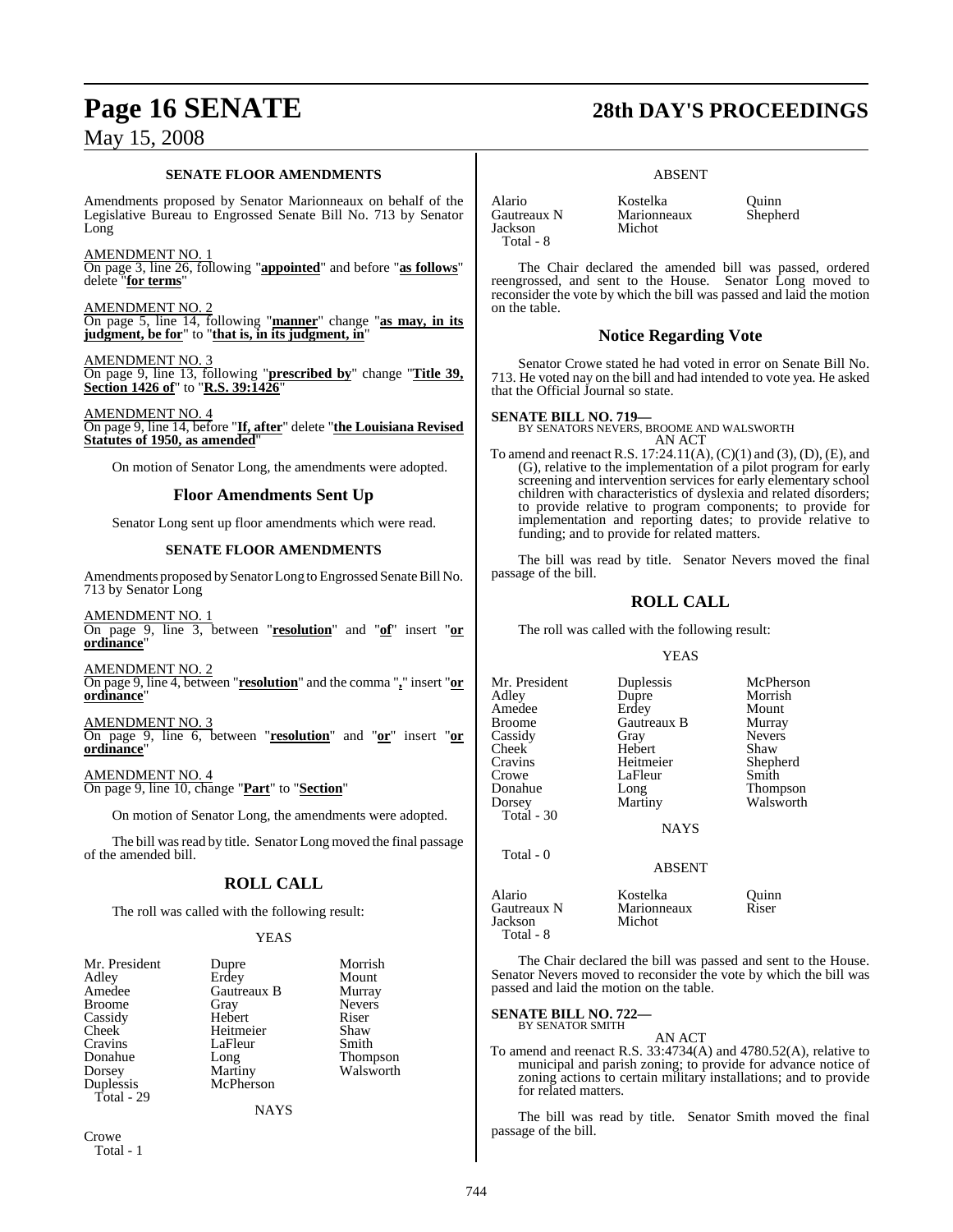## SENATE FLOOR AMENDMENTS

Amendments proposed by Senator Marionneaux on behalf of the Legislative Bureau to Engrossed Senate Bill No. 713 by Senator Long

AMENDMENT NO. 1
On page 3, line 26, following "**appointed**" and before "**as follows**" delete "**for terms**"

AMENDMENT NO. 2
On page 5, line 14, following "**manner**" change "**as may, in its judgment, be for**" to "**that is, in its judgment, in**"

AMENDMENT NO. 3
On page 9, line 13, following "**prescribed by**" change "**Title 39, Section 1426 of**" to "**R.S. 39:1426**"

AMENDMENT NO. 4
On page 9, line 14, before "**If, after**" delete "**the Louisiana Revised Statutes of 1950, as amended**"

On motion of Senator Long, the amendments were adopted.

## Floor Amendments Sent Up

Senator Long sent up floor amendments which were read.

## SENATE FLOOR AMENDMENTS

Amendments proposed by Senator Long to Engrossed Senate Bill No. 713 by Senator Long

AMENDMENT NO. 1
On page 9, line 3, between "**resolution**" and "**of**" insert "**or ordinance**"

AMENDMENT NO. 2
On page 9, line 4, between "**resolution**" and the comma "**,**" insert "**or ordinance**"

AMENDMENT NO. 3
On page 9, line 6, between "**resolution**" and "**or**" insert "**or ordinance**"

AMENDMENT NO. 4
On page 9, line 10, change "**Part**" to "**Section**"

On motion of Senator Long, the amendments were adopted.

The bill was read by title. Senator Long moved the final passage of the amended bill.

## ROLL CALL

The roll was called with the following result:

YEAS

| | | |
|---|---|---|
| Mr. President | Dupre | Morrish |
| Adley | Erdey | Mount |
| Amedee | Gautreaux B | Murray |
| Broome | Gray | Nevers |
| Cassidy | Hebert | Riser |
| Cheek | Heitmeier | Shaw |
| Cravins | LaFleur | Smith |
| Donahue | Long | Thompson |
| Dorsey | Martiny | Walsworth |
| Duplessis | McPherson | |
| Total - 29 | | |

NAYS

Crowe
Total - 1

ABSENT

| | | |
|---|---|---|
| Alario | Kostelka | Quinn |
| Gautreaux N | Marionneaux | Shepherd |
| Jackson | Michot | |
| Total - 8 | | |

The Chair declared the amended bill was passed, ordered reengrossed, and sent to the House. Senator Long moved to reconsider the vote by which the bill was passed and laid the motion on the table.

## Notice Regarding Vote

Senator Crowe stated he had voted in error on Senate Bill No. 713. He voted nay on the bill and had intended to vote yea. He asked that the Official Journal so state.

**SENATE BILL NO. 719—**
BY SENATORS NEVERS, BROOME AND WALSWORTH
AN ACT

To amend and reenact R.S. 17:24.11(A), (C)(1) and (3), (D), (E), and (G), relative to the implementation of a pilot program for early screening and intervention services for early elementary school children with characteristics of dyslexia and related disorders; to provide relative to program components; to provide for implementation and reporting dates; to provide relative to funding; and to provide for related matters.

The bill was read by title. Senator Nevers moved the final passage of the bill.

## ROLL CALL

The roll was called with the following result:

YEAS

| | | |
|---|---|---|
| Mr. President | Duplessis | McPherson |
| Adley | Dupre | Morrish |
| Amedee | Erdey | Mount |
| Broome | Gautreaux B | Murray |
| Cassidy | Gray | Nevers |
| Cheek | Hebert | Shaw |
| Cravins | Heitmeier | Shepherd |
| Crowe | LaFleur | Smith |
| Donahue | Long | Thompson |
| Dorsey | Martiny | Walsworth |
| Total - 30 | | |

NAYS

Total - 0

ABSENT

| | | |
|---|---|---|
| Alario | Kostelka | Quinn |
| Gautreaux N | Marionneaux | Riser |
| Jackson | Michot | |
| Total - 8 | | |

The Chair declared the bill was passed and sent to the House. Senator Nevers moved to reconsider the vote by which the bill was passed and laid the motion on the table.

**SENATE BILL NO. 722—**
BY SENATOR SMITH
AN ACT

To amend and reenact R.S. 33:4734(A) and 4780.52(A), relative to municipal and parish zoning; to provide for advance notice of zoning actions to certain military installations; and to provide for related matters.

The bill was read by title. Senator Smith moved the final passage of the bill.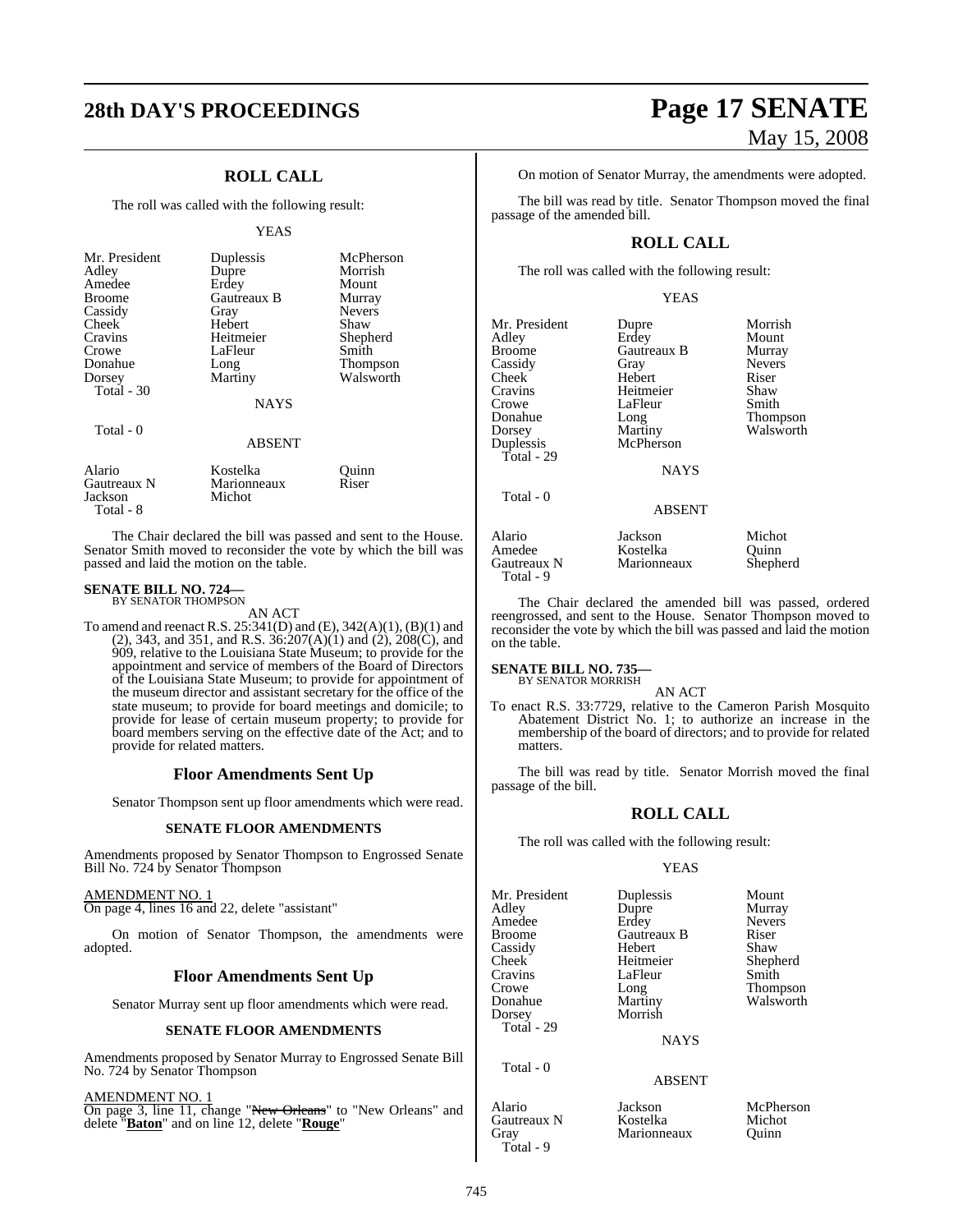## ROLL CALL

The roll was called with the following result:

YEAS

| | | |
|---|---|---|
| Mr. President | Duplessis | McPherson |
| Adley | Dupre | Morrish |
| Amedee | Erdey | Mount |
| Broome | Gautreaux B | Murray |
| Cassidy | Gray | Nevers |
| Cheek | Hebert | Shaw |
| Cravins | Heitmeier | Shepherd |
| Crowe | LaFleur | Smith |
| Donahue | Long | Thompson |
| Dorsey | Martiny | Walsworth |

Total - 30

NAYS

Total - 0

ABSENT

| | | |
|---|---|---|
| Alario | Kostelka | Quinn |
| Gautreaux N | Marionneaux | Riser |
| Jackson | Michot | |

Total - 8

The Chair declared the bill was passed and sent to the House. Senator Smith moved to reconsider the vote by which the bill was passed and laid the motion on the table.

**SENATE BILL NO. 724—**
BY SENATOR THOMPSON

AN ACT

To amend and reenact R.S. 25:341(D) and (E), 342(A)(1), (B)(1) and (2), 343, and 351, and R.S. 36:207(A)(1) and (2), 208(C), and 909, relative to the Louisiana State Museum; to provide for the appointment and service of members of the Board of Directors of the Louisiana State Museum; to provide for appointment of the museum director and assistant secretary for the office of the state museum; to provide for board meetings and domicile; to provide for lease of certain museum property; to provide for board members serving on the effective date of the Act; and to provide for related matters.

## Floor Amendments Sent Up

Senator Thompson sent up floor amendments which were read.

### SENATE FLOOR AMENDMENTS

Amendments proposed by Senator Thompson to Engrossed Senate Bill No. 724 by Senator Thompson

AMENDMENT NO. 1
On page 4, lines 16 and 22, delete "assistant"

On motion of Senator Thompson, the amendments were adopted.

## Floor Amendments Sent Up

Senator Murray sent up floor amendments which were read.

### SENATE FLOOR AMENDMENTS

Amendments proposed by Senator Murray to Engrossed Senate Bill No. 724 by Senator Thompson

AMENDMENT NO. 1
On page 3, line 11, change "~~New Orleans~~" to "New Orleans" and delete "**Baton**" and on line 12, delete "**Rouge**"

On motion of Senator Murray, the amendments were adopted.

The bill was read by title. Senator Thompson moved the final passage of the amended bill.

## ROLL CALL

The roll was called with the following result:

YEAS

| | | |
|---|---|---|
| Mr. President | Dupre | Morrish |
| Adley | Erdey | Mount |
| Broome | Gautreaux B | Murray |
| Cassidy | Gray | Nevers |
| Cheek | Hebert | Riser |
| Cravins | Heitmeier | Shaw |
| Crowe | LaFleur | Smith |
| Donahue | Long | Thompson |
| Dorsey | Martiny | Walsworth |
| Duplessis | McPherson | |

Total - 29

NAYS

Total - 0

ABSENT

| | | |
|---|---|---|
| Alario | Jackson | Michot |
| Amedee | Kostelka | Quinn |
| Gautreaux N | Marionneaux | Shepherd |

Total - 9

The Chair declared the amended bill was passed, ordered reengrossed, and sent to the House. Senator Thompson moved to reconsider the vote by which the bill was passed and laid the motion on the table.

**SENATE BILL NO. 735—**
BY SENATOR MORRISH

AN ACT

To enact R.S. 33:7729, relative to the Cameron Parish Mosquito Abatement District No. 1; to authorize an increase in the membership of the board of directors; and to provide for related matters.

The bill was read by title. Senator Morrish moved the final passage of the bill.

## ROLL CALL

The roll was called with the following result:

YEAS

| | | |
|---|---|---|
| Mr. President | Duplessis | Mount |
| Adley | Dupre | Murray |
| Amedee | Erdey | Nevers |
| Broome | Gautreaux B | Riser |
| Cassidy | Hebert | Shaw |
| Cheek | Heitmeier | Shepherd |
| Cravins | LaFleur | Smith |
| Crowe | Long | Thompson |
| Donahue | Martiny | Walsworth |
| Dorsey | Morrish | |

Total - 29

NAYS

Total - 0

ABSENT

| | | |
|---|---|---|
| Alario | Jackson | McPherson |
| Gautreaux N | Kostelka | Michot |
| Gray | Marionneaux | Quinn |

Total - 9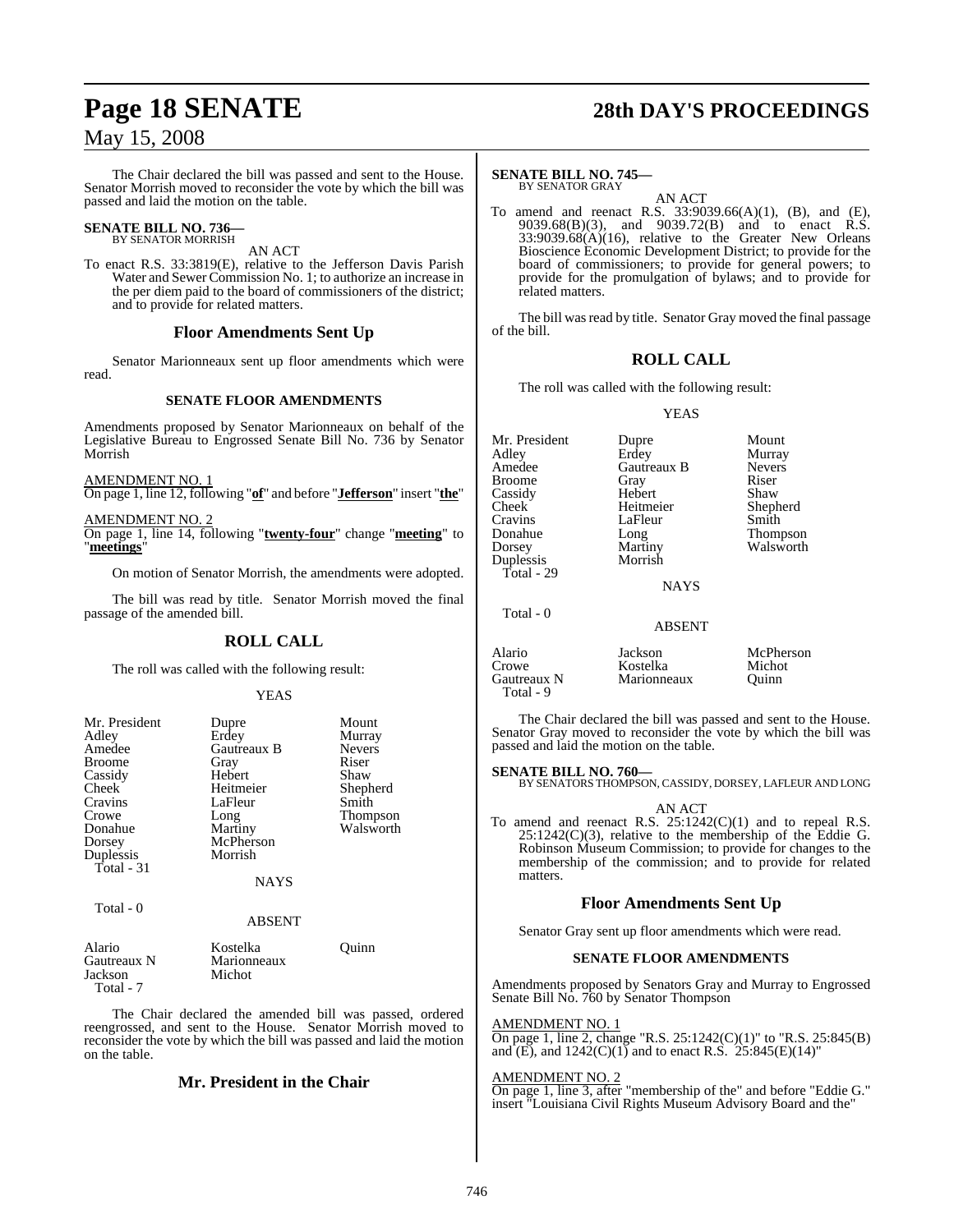The Chair declared the bill was passed and sent to the House. Senator Morrish moved to reconsider the vote by which the bill was passed and laid the motion on the table.

**SENATE BILL NO. 736—**
BY SENATOR MORRISH

AN ACT

To enact R.S. 33:3819(E), relative to the Jefferson Davis Parish Water and Sewer Commission No. 1; to authorize an increase in the per diem paid to the board of commissioners of the district; and to provide for related matters.

## Floor Amendments Sent Up

Senator Marionneaux sent up floor amendments which were read.

### SENATE FLOOR AMENDMENTS

Amendments proposed by Senator Marionneaux on behalf of the Legislative Bureau to Engrossed Senate Bill No. 736 by Senator Morrish

AMENDMENT NO. 1
On page 1, line 12, following "**of**" and before "**Jefferson**" insert "**the**"

AMENDMENT NO. 2
On page 1, line 14, following "**twenty-four**" change "**meeting**" to "**meetings**"

On motion of Senator Morrish, the amendments were adopted.

The bill was read by title. Senator Morrish moved the final passage of the amended bill.

## ROLL CALL

The roll was called with the following result:

YEAS

| | | |
|---|---|---|
| Mr. President | Dupre | Mount |
| Adley | Erdey | Murray |
| Amedee | Gautreaux B | Nevers |
| Broome | Gray | Riser |
| Cassidy | Hebert | Shaw |
| Cheek | Heitmeier | Shepherd |
| Cravins | LaFleur | Smith |
| Crowe | Long | Thompson |
| Donahue | Martiny | Walsworth |
| Dorsey | McPherson | |
| Duplessis | Morrish | |
| Total - 31 | | |

NAYS

Total - 0

ABSENT

| | | |
|---|---|---|
| Alario | Kostelka | Quinn |
| Gautreaux N | Marionneaux | |
| Jackson | Michot | |
| Total - 7 | | |

The Chair declared the amended bill was passed, ordered reengrossed, and sent to the House. Senator Morrish moved to reconsider the vote by which the bill was passed and laid the motion on the table.

## Mr. President in the Chair

**SENATE BILL NO. 745—**
BY SENATOR GRAY

AN ACT

To amend and reenact R.S. 33:9039.66(A)(1), (B), and (E), 9039.68(B)(3), and 9039.72(B) and to enact R.S. 33:9039.68(A)(16), relative to the Greater New Orleans Bioscience Economic Development District; to provide for the board of commissioners; to provide for general powers; to provide for the promulgation of bylaws; and to provide for related matters.

The bill was read by title. Senator Gray moved the final passage of the bill.

## ROLL CALL

The roll was called with the following result:

YEAS

| | | |
|---|---|---|
| Mr. President | Dupre | Mount |
| Adley | Erdey | Murray |
| Amedee | Gautreaux B | Nevers |
| Broome | Gray | Riser |
| Cassidy | Hebert | Shaw |
| Cheek | Heitmeier | Shepherd |
| Cravins | LaFleur | Smith |
| Donahue | Long | Thompson |
| Dorsey | Martiny | Walsworth |
| Duplessis | Morrish | |
| Total - 29 | | |

NAYS

Total - 0

ABSENT

| | | |
|---|---|---|
| Alario | Jackson | McPherson |
| Crowe | Kostelka | Michot |
| Gautreaux N | Marionneaux | Quinn |
| Total - 9 | | |

The Chair declared the bill was passed and sent to the House. Senator Gray moved to reconsider the vote by which the bill was passed and laid the motion on the table.

**SENATE BILL NO. 760—**
BY SENATORS THOMPSON, CASSIDY, DORSEY, LAFLEUR AND LONG

AN ACT

To amend and reenact R.S. 25:1242(C)(1) and to repeal R.S. 25:1242(C)(3), relative to the membership of the Eddie G. Robinson Museum Commission; to provide for changes to the membership of the commission; and to provide for related matters.

## Floor Amendments Sent Up

Senator Gray sent up floor amendments which were read.

### SENATE FLOOR AMENDMENTS

Amendments proposed by Senators Gray and Murray to Engrossed Senate Bill No. 760 by Senator Thompson

AMENDMENT NO. 1
On page 1, line 2, change "R.S. 25:1242(C)(1)" to "R.S. 25:845(B) and (E), and 1242(C)(1) and to enact R.S. 25:845(E)(14)"

AMENDMENT NO. 2
On page 1, line 3, after "membership of the" and before "Eddie G." insert "Louisiana Civil Rights Museum Advisory Board and the"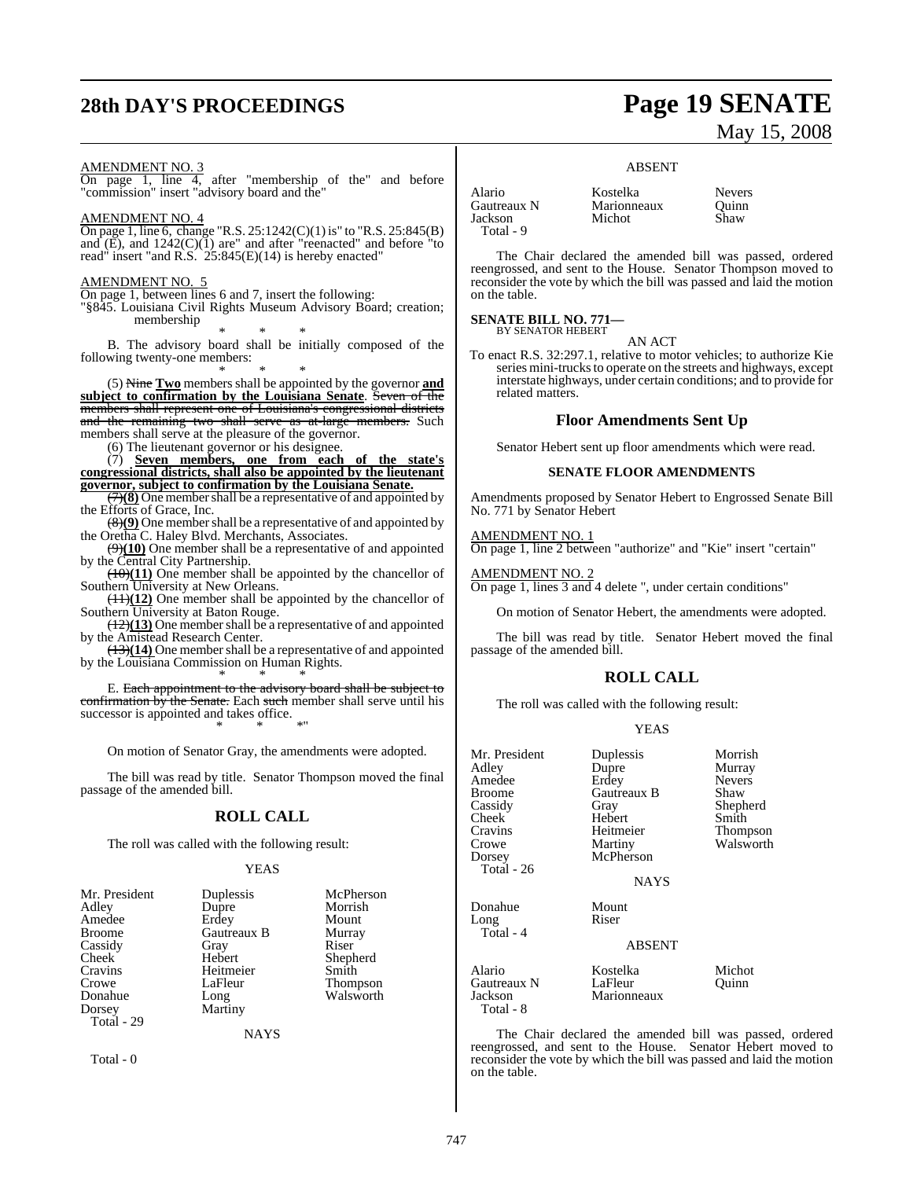AMENDMENT NO. 3

On page 1, line 4, after "membership of the" and before "commission" insert "advisory board and the"

AMENDMENT NO. 4

On page 1, line 6, change "R.S. 25:1242(C)(1) is" to "R.S. 25:845(B) and (E), and 1242(C)(1) are" and after "reenacted" and before "to read" insert "and R.S. 25:845(E)(14) is hereby enacted"

AMENDMENT NO. 5

On page 1, between lines 6 and 7, insert the following:

"§845. Louisiana Civil Rights Museum Advisory Board; creation; membership

\* \* \*

B. The advisory board shall be initially composed of the following twenty-one members:

\* \* \*

(5) ~~Nine~~ **Two** members shall be appointed by the governor **and subject to confirmation by the Louisiana Senate**. ~~Seven of the members shall represent one of Louisiana's congressional districts and the remaining two shall serve as at-large members.~~ Such members shall serve at the pleasure of the governor.

(6) The lieutenant governor or his designee.

(7) **Seven members, one from each of the state's congressional districts, shall also be appointed by the lieutenant governor, subject to confirmation by the Louisiana Senate.**

~~(7)~~**(8)** One member shall be a representative of and appointed by the Efforts of Grace, Inc.

~~(8)~~**(9)** One member shall be a representative of and appointed by the Oretha C. Haley Blvd. Merchants, Associates.

~~(9)~~**(10)** One member shall be a representative of and appointed by the Central City Partnership.

~~(10)~~**(11)** One member shall be appointed by the chancellor of Southern University at New Orleans.

~~(11)~~**(12)** One member shall be appointed by the chancellor of Southern University at Baton Rouge.

~~(12)~~**(13)** One member shall be a representative of and appointed by the Amistead Research Center.

~~(13)~~**(14)** One member shall be a representative of and appointed by the Louisiana Commission on Human Rights.

\* \* \*

E. ~~Each appointment to the advisory board shall be subject to confirmation by the Senate.~~ Each ~~such~~ member shall serve until his successor is appointed and takes office.

\* \* \*"

On motion of Senator Gray, the amendments were adopted.

The bill was read by title. Senator Thompson moved the final passage of the amended bill.

## ROLL CALL

The roll was called with the following result:

YEAS

| | | |
|---|---|---|
| Mr. President | Duplessis | McPherson |
| Adley | Dupre | Morrish |
| Amedee | Erdey | Mount |
| Broome | Gautreaux B | Murray |
| Cassidy | Gray | Riser |
| Cheek | Hebert | Shepherd |
| Cravins | Heitmeier | Smith |
| Crowe | LaFleur | Thompson |
| Donahue | Long | Walsworth |
| Dorsey | Martiny | |

Total - 29

NAYS

Total - 0

ABSENT

| | | |
|---|---|---|
| Alario | Kostelka | Nevers |
| Gautreaux N | Marionneaux | Quinn |
| Jackson | Michot | Shaw |

Total - 9

The Chair declared the amended bill was passed, ordered reengrossed, and sent to the House. Senator Thompson moved to reconsider the vote by which the bill was passed and laid the motion on the table.

**SENATE BILL NO. 771—**
BY SENATOR HEBERT

AN ACT

To enact R.S. 32:297.1, relative to motor vehicles; to authorize Kie series mini-trucks to operate on the streets and highways, except interstate highways, under certain conditions; and to provide for related matters.

## Floor Amendments Sent Up

Senator Hebert sent up floor amendments which were read.

### SENATE FLOOR AMENDMENTS

Amendments proposed by Senator Hebert to Engrossed Senate Bill No. 771 by Senator Hebert

AMENDMENT NO. 1

On page 1, line 2 between "authorize" and "Kie" insert "certain"

AMENDMENT NO. 2

On page 1, lines 3 and 4 delete ", under certain conditions"

On motion of Senator Hebert, the amendments were adopted.

The bill was read by title. Senator Hebert moved the final passage of the amended bill.

## ROLL CALL

The roll was called with the following result:

YEAS

| | | |
|---|---|---|
| Mr. President | Duplessis | Morrish |
| Adley | Dupre | Murray |
| Amedee | Erdey | Nevers |
| Broome | Gautreaux B | Shaw |
| Cassidy | Gray | Shepherd |
| Cheek | Hebert | Smith |
| Cravins | Heitmeier | Thompson |
| Crowe | Martiny | Walsworth |
| Dorsey | McPherson | |

Total - 26

NAYS

| | |
|---|---|
| Donahue | Mount |
| Long | Riser |

Total - 4

ABSENT

| | | |
|---|---|---|
| Alario | Kostelka | Michot |
| Gautreaux N | LaFleur | Quinn |
| Jackson | Marionneaux | |

Total - 8

The Chair declared the amended bill was passed, ordered reengrossed, and sent to the House. Senator Hebert moved to reconsider the vote by which the bill was passed and laid the motion on the table.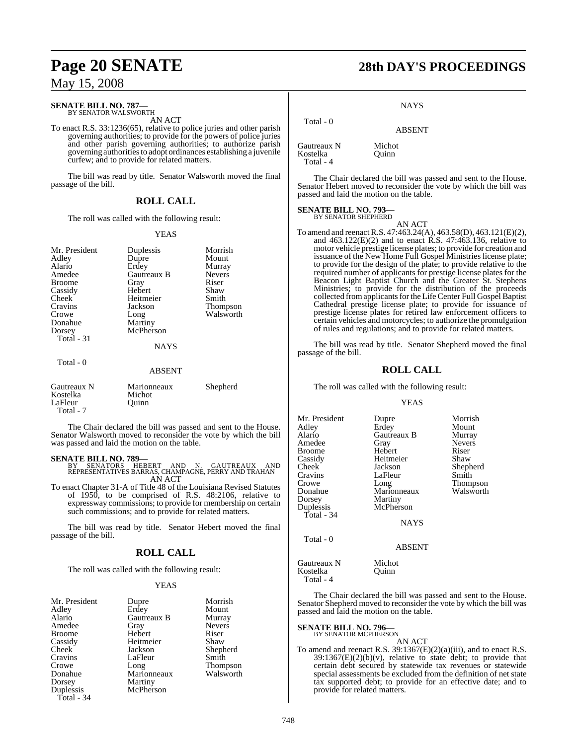**SENATE BILL NO. 787—**
BY SENATOR WALSWORTH

AN ACT

To enact R.S. 33:1236(65), relative to police juries and other parish governing authorities; to provide for the powers of police juries and other parish governing authorities; to authorize parish governing authorities to adopt ordinances establishing a juvenile curfew; and to provide for related matters.

The bill was read by title. Senator Walsworth moved the final passage of the bill.

## ROLL CALL

The roll was called with the following result:

YEAS

| | | |
|---|---|---|
| Mr. President | Duplessis | Morrish |
| Adley | Dupre | Mount |
| Alario | Erdey | Murray |
| Amedee | Gautreaux B | Nevers |
| Broome | Gray | Riser |
| Cassidy | Hebert | Shaw |
| Cheek | Heitmeier | Smith |
| Cravins | Jackson | Thompson |
| Crowe | Long | Walsworth |
| Donahue | Martiny | |
| Dorsey | McPherson | |

Total - 31

NAYS

Total - 0

ABSENT

| | | |
|---|---|---|
| Gautreaux N | Marionneaux | Shepherd |
| Kostelka | Michot | |
| LaFleur | Quinn | |

Total - 7

The Chair declared the bill was passed and sent to the House. Senator Walsworth moved to reconsider the vote by which the bill was passed and laid the motion on the table.

**SENATE BILL NO. 789—**
BY SENATORS HEBERT AND N. GAUTREAUX AND REPRESENTATIVES BARRAS, CHAMPAGNE, PERRY AND TRAHAN

AN ACT

To enact Chapter 31-A of Title 48 of the Louisiana Revised Statutes of 1950, to be comprised of R.S. 48:2106, relative to expressway commissions; to provide for membership on certain such commissions; and to provide for related matters.

The bill was read by title. Senator Hebert moved the final passage of the bill.

## ROLL CALL

The roll was called with the following result:

YEAS

| | | |
|---|---|---|
| Mr. President | Dupre | Morrish |
| Adley | Erdey | Mount |
| Alario | Gautreaux B | Murray |
| Amedee | Gray | Nevers |
| Broome | Hebert | Riser |
| Cassidy | Heitmeier | Shaw |
| Cheek | Jackson | Shepherd |
| Cravins | LaFleur | Smith |
| Crowe | Long | Thompson |
| Donahue | Marionneaux | Walsworth |
| Dorsey | Martiny | |
| Duplessis | McPherson | |

Total - 34

NAYS

Total - 0

ABSENT

| | |
|---|---|
| Gautreaux N | Michot |
| Kostelka | Quinn |

Total - 4

The Chair declared the bill was passed and sent to the House. Senator Hebert moved to reconsider the vote by which the bill was passed and laid the motion on the table.

**SENATE BILL NO. 793—**
BY SENATOR SHEPHERD

AN ACT

To amend and reenact R.S. 47:463.24(A), 463.58(D), 463.121(E)(2), and 463.122(E)(2) and to enact R.S. 47:463.136, relative to motor vehicle prestige license plates; to provide for creation and issuance of the New Home Full Gospel Ministries license plate; to provide for the design of the plate; to provide relative to the required number of applicants for prestige license plates for the Beacon Light Baptist Church and the Greater St. Stephens Ministries; to provide for the distribution of the proceeds collected from applicants for the Life Center Full Gospel Baptist Cathedral prestige license plate; to provide for issuance of prestige license plates for retired law enforcement officers to certain vehicles and motorcycles; to authorize the promulgation of rules and regulations; and to provide for related matters.

The bill was read by title. Senator Shepherd moved the final passage of the bill.

## ROLL CALL

The roll was called with the following result:

YEAS

| | | |
|---|---|---|
| Mr. President | Dupre | Morrish |
| Adley | Erdey | Mount |
| Alario | Gautreaux B | Murray |
| Amedee | Gray | Nevers |
| Broome | Hebert | Riser |
| Cassidy | Heitmeier | Shaw |
| Cheek | Jackson | Shepherd |
| Cravins | LaFleur | Smith |
| Crowe | Long | Thompson |
| Donahue | Marionneaux | Walsworth |
| Dorsey | Martiny | |
| Duplessis | McPherson | |

Total - 34

NAYS

Total - 0

ABSENT

| | |
|---|---|
| Gautreaux N | Michot |
| Kostelka | Quinn |

Total - 4

The Chair declared the bill was passed and sent to the House. Senator Shepherd moved to reconsider the vote by which the bill was passed and laid the motion on the table.

**SENATE BILL NO. 796—**
BY SENATOR MCPHERSON

AN ACT

To amend and reenact R.S. 39:1367(E)(2)(a)(iii), and to enact R.S. 39:1367(E)(2)(b)(v), relative to state debt; to provide that certain debt secured by statewide tax revenues or statewide special assessments be excluded from the definition of net state tax supported debt; to provide for an effective date; and to provide for related matters.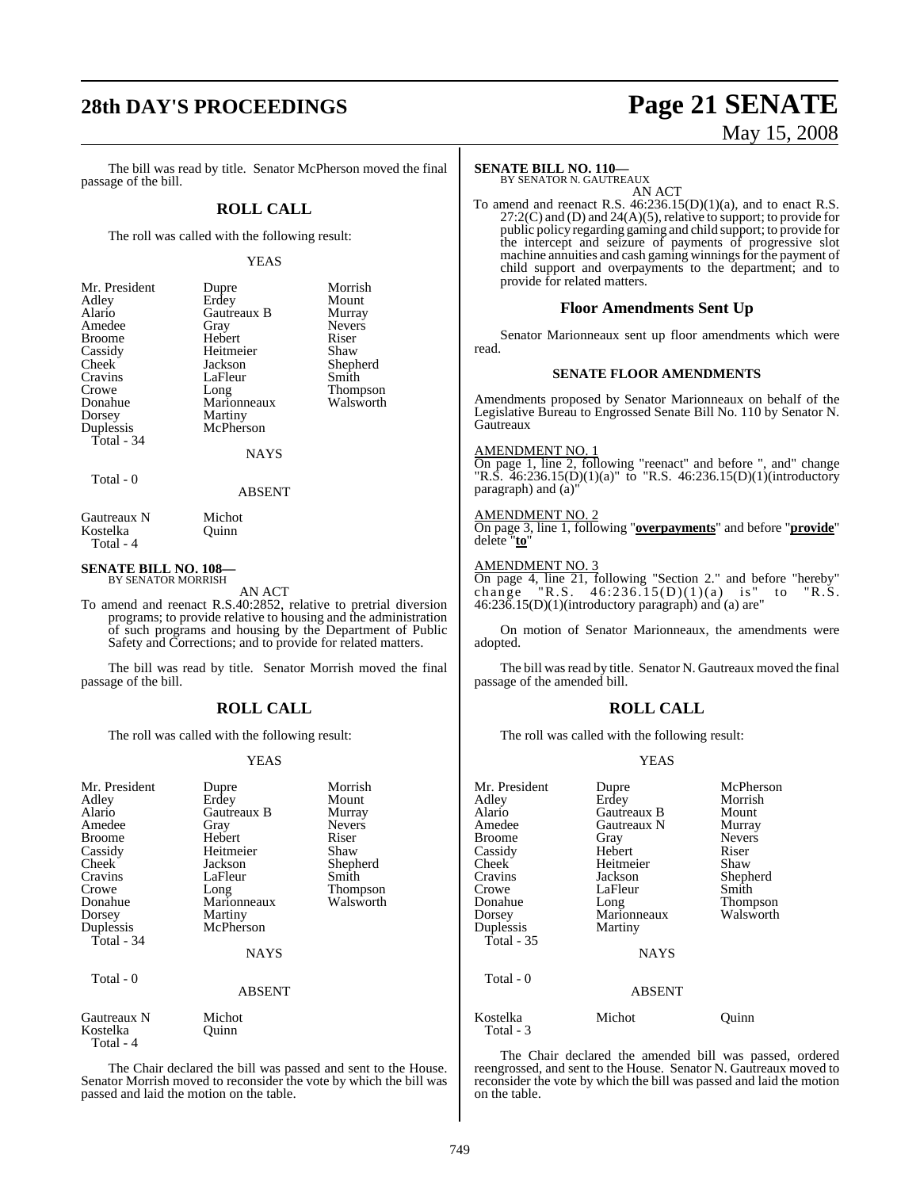The bill was read by title. Senator McPherson moved the final passage of the bill.

## ROLL CALL

The roll was called with the following result:

YEAS

| | | |
|---|---|---|
| Mr. President | Dupre | Morrish |
| Adley | Erdey | Mount |
| Alario | Gautreaux B | Murray |
| Amedee | Gray | Nevers |
| Broome | Hebert | Riser |
| Cassidy | Heitmeier | Shaw |
| Cheek | Jackson | Shepherd |
| Cravins | LaFleur | Smith |
| Crowe | Long | Thompson |
| Donahue | Marionneaux | Walsworth |
| Dorsey | Martiny | |
| Duplessis | McPherson | |
| Total - 34 | | |

NAYS

Total - 0

ABSENT

| | |
|---|---|
| Gautreaux N | Michot |
| Kostelka | Quinn |
| Total - 4 | |

**SENATE BILL NO. 108—**
BY SENATOR MORRISH

AN ACT

To amend and reenact R.S.40:2852, relative to pretrial diversion programs; to provide relative to housing and the administration of such programs and housing by the Department of Public Safety and Corrections; and to provide for related matters.

The bill was read by title. Senator Morrish moved the final passage of the bill.

## ROLL CALL

The roll was called with the following result:

YEAS

| | | |
|---|---|---|
| Mr. President | Dupre | Morrish |
| Adley | Erdey | Mount |
| Alario | Gautreaux B | Murray |
| Amedee | Gray | Nevers |
| Broome | Hebert | Riser |
| Cassidy | Heitmeier | Shaw |
| Cheek | Jackson | Shepherd |
| Cravins | LaFleur | Smith |
| Crowe | Long | Thompson |
| Donahue | Marionneaux | Walsworth |
| Dorsey | Martiny | |
| Duplessis | McPherson | |
| Total - 34 | | |

NAYS

Total - 0

ABSENT

| | |
|---|---|
| Gautreaux N | Michot |
| Kostelka | Quinn |
| Total - 4 | |

The Chair declared the bill was passed and sent to the House. Senator Morrish moved to reconsider the vote by which the bill was passed and laid the motion on the table.

**SENATE BILL NO. 110—**
BY SENATOR N. GAUTREAUX

AN ACT

To amend and reenact R.S. 46:236.15(D)(1)(a), and to enact R.S. 27:2(C) and (D) and 24(A)(5), relative to support; to provide for public policy regarding gaming and child support; to provide for the intercept and seizure of payments of progressive slot machine annuities and cash gaming winnings for the payment of child support and overpayments to the department; and to provide for related matters.

## Floor Amendments Sent Up

Senator Marionneaux sent up floor amendments which were read.

### SENATE FLOOR AMENDMENTS

Amendments proposed by Senator Marionneaux on behalf of the Legislative Bureau to Engrossed Senate Bill No. 110 by Senator N. Gautreaux

AMENDMENT NO. 1
On page 1, line 2, following "reenact" and before ", and" change "R.S. 46:236.15(D)(1)(a)" to "R.S. 46:236.15(D)(1)(introductory paragraph) and (a)"

AMENDMENT NO. 2
On page 3, line 1, following "**overpayments**" and before "**provide**" delete "**to**"

AMENDMENT NO. 3
On page 4, line 21, following "Section 2." and before "hereby" change "R.S. 46:236.15(D)(1)(a) is" to "R.S. 46:236.15(D)(1)(introductory paragraph) and (a) are"

On motion of Senator Marionneaux, the amendments were adopted.

The bill was read by title. Senator N. Gautreaux moved the final passage of the amended bill.

## ROLL CALL

The roll was called with the following result:

YEAS

| | | |
|---|---|---|
| Mr. President | Dupre | McPherson |
| Adley | Erdey | Morrish |
| Alario | Gautreaux B | Mount |
| Amedee | Gautreaux N | Murray |
| Broome | Gray | Nevers |
| Cassidy | Hebert | Riser |
| Cheek | Heitmeier | Shaw |
| Cravins | Jackson | Shepherd |
| Crowe | LaFleur | Smith |
| Donahue | Long | Thompson |
| Dorsey | Marionneaux | Walsworth |
| Duplessis | Martiny | |
| Total - 35 | | |

NAYS

Total - 0

ABSENT

| | | |
|---|---|---|
| Kostelka | Michot | Quinn |
| Total - 3 | | |

The Chair declared the amended bill was passed, ordered reengrossed, and sent to the House. Senator N. Gautreaux moved to reconsider the vote by which the bill was passed and laid the motion on the table.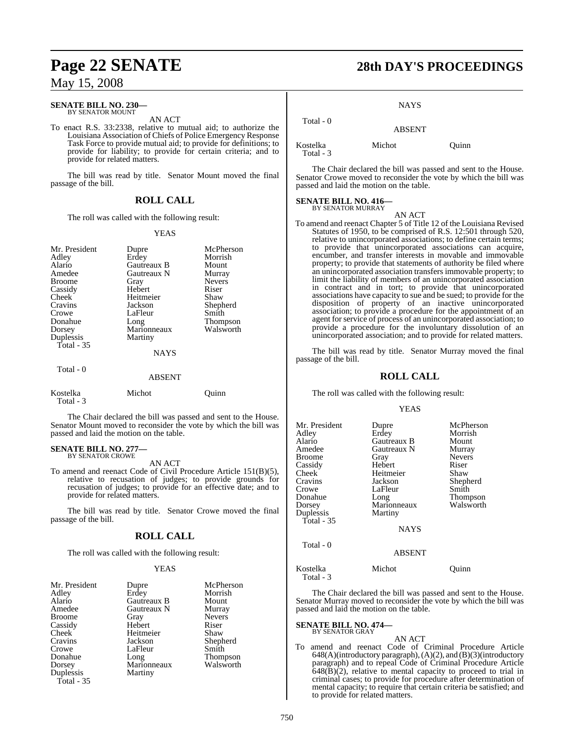**SENATE BILL NO. 230—**
BY SENATOR MOUNT

AN ACT

To enact R.S. 33:2338, relative to mutual aid; to authorize the Louisiana Association of Chiefs of Police Emergency Response Task Force to provide mutual aid; to provide for definitions; to provide for liability; to provide for certain criteria; and to provide for related matters.

The bill was read by title. Senator Mount moved the final passage of the bill.

## ROLL CALL

The roll was called with the following result:

YEAS

| | | |
|---|---|---|
| Mr. President | Dupre | McPherson |
| Adley | Erdey | Morrish |
| Alario | Gautreaux B | Mount |
| Amedee | Gautreaux N | Murray |
| Broome | Gray | Nevers |
| Cassidy | Hebert | Riser |
| Cheek | Heitmeier | Shaw |
| Cravins | Jackson | Shepherd |
| Crowe | LaFleur | Smith |
| Donahue | Long | Thompson |
| Dorsey | Marionneaux | Walsworth |
| Duplessis | Martiny | |
| Total - 35 | | |

NAYS

Total - 0

ABSENT

| | | |
|---|---|---|
| Kostelka | Michot | Quinn |
| Total - 3 | | |

The Chair declared the bill was passed and sent to the House. Senator Mount moved to reconsider the vote by which the bill was passed and laid the motion on the table.

**SENATE BILL NO. 277—**
BY SENATOR CROWE

AN ACT

To amend and reenact Code of Civil Procedure Article 151(B)(5), relative to recusation of judges; to provide grounds for recusation of judges; to provide for an effective date; and to provide for related matters.

The bill was read by title. Senator Crowe moved the final passage of the bill.

## ROLL CALL

The roll was called with the following result:

YEAS

| | | |
|---|---|---|
| Mr. President | Dupre | McPherson |
| Adley | Erdey | Morrish |
| Alario | Gautreaux B | Mount |
| Amedee | Gautreaux N | Murray |
| Broome | Gray | Nevers |
| Cassidy | Hebert | Riser |
| Cheek | Heitmeier | Shaw |
| Cravins | Jackson | Shepherd |
| Crowe | LaFleur | Smith |
| Donahue | Long | Thompson |
| Dorsey | Marionneaux | Walsworth |
| Duplessis | Martiny | |
| Total - 35 | | |

NAYS

Total - 0

ABSENT

| | | |
|---|---|---|
| Kostelka | Michot | Quinn |
| Total - 3 | | |

The Chair declared the bill was passed and sent to the House. Senator Crowe moved to reconsider the vote by which the bill was passed and laid the motion on the table.

**SENATE BILL NO. 416—**
BY SENATOR MURRAY

AN ACT

To amend and reenact Chapter 5 of Title 12 of the Louisiana Revised Statutes of 1950, to be comprised of R.S. 12:501 through 520, relative to unincorporated associations; to define certain terms; to provide that unincorporated associations can acquire, encumber, and transfer interests in movable and immovable property; to provide that statements of authority be filed where an unincorporated association transfers immovable property; to limit the liability of members of an unincorporated association in contract and in tort; to provide that unincorporated associations have capacity to sue and be sued; to provide for the disposition of property of an inactive unincorporated association; to provide a procedure for the appointment of an agent for service of process of an unincorporated association; to provide a procedure for the involuntary dissolution of an unincorporated association; and to provide for related matters.

The bill was read by title. Senator Murray moved the final passage of the bill.

## ROLL CALL

The roll was called with the following result:

YEAS

| | | |
|---|---|---|
| Mr. President | Dupre | McPherson |
| Adley | Erdey | Morrish |
| Alario | Gautreaux B | Mount |
| Amedee | Gautreaux N | Murray |
| Broome | Gray | Nevers |
| Cassidy | Hebert | Riser |
| Cheek | Heitmeier | Shaw |
| Cravins | Jackson | Shepherd |
| Crowe | LaFleur | Smith |
| Donahue | Long | Thompson |
| Dorsey | Marionneaux | Walsworth |
| Duplessis | Martiny | |
| Total - 35 | | |

NAYS

Total - 0

ABSENT

| | | |
|---|---|---|
| Kostelka | Michot | Quinn |
| Total - 3 | | |

The Chair declared the bill was passed and sent to the House. Senator Murray moved to reconsider the vote by which the bill was passed and laid the motion on the table.

**SENATE BILL NO. 474—**
BY SENATOR GRAY

AN ACT

To amend and reenact Code of Criminal Procedure Article 648(A)(introductory paragraph), (A)(2), and (B)(3)(introductory paragraph) and to repeal Code of Criminal Procedure Article 648(B)(2), relative to mental capacity to proceed to trial in criminal cases; to provide for procedure after determination of mental capacity; to require that certain criteria be satisfied; and to provide for related matters.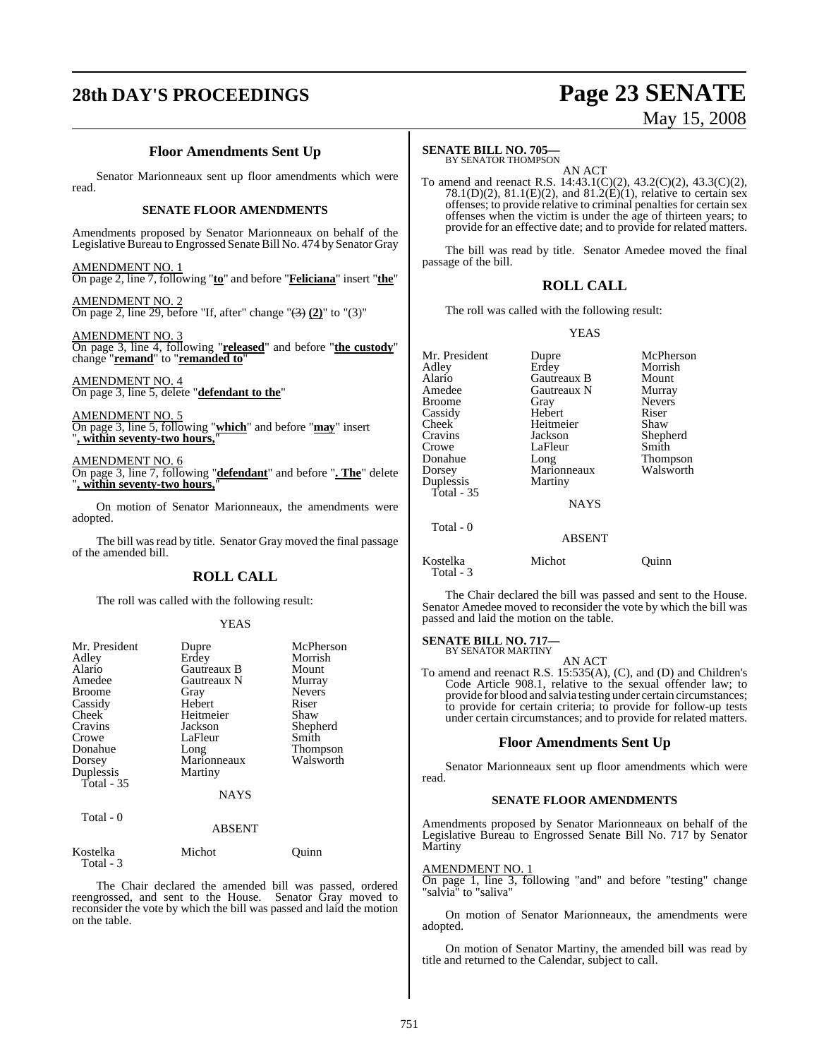### Floor Amendments Sent Up

Senator Marionneaux sent up floor amendments which were read.

#### SENATE FLOOR AMENDMENTS

Amendments proposed by Senator Marionneaux on behalf of the Legislative Bureau to Engrossed Senate Bill No. 474 by Senator Gray

AMENDMENT NO. 1
On page 2, line 7, following "**to**" and before "**Feliciana**" insert "**the**"

AMENDMENT NO. 2
On page 2, line 29, before "If, after" change "~~(3)~~ **(2)**" to "(3)"

AMENDMENT NO. 3
On page 3, line 4, following "**released**" and before "**the custody**" change "**remand**" to "**remanded to**"

AMENDMENT NO. 4
On page 3, line 5, delete "**defendant to the**"

AMENDMENT NO. 5
On page 3, line 5, following "**which**" and before "**may**" insert "**, within seventy-two hours,**"

AMENDMENT NO. 6
On page 3, line 7, following "**defendant**" and before "**. The**" delete "**, within seventy-two hours,**"

On motion of Senator Marionneaux, the amendments were adopted.

The bill was read by title. Senator Gray moved the final passage of the amended bill.

### ROLL CALL

The roll was called with the following result:

YEAS

| | | |
|---|---|---|
| Mr. President | Dupre | McPherson |
| Adley | Erdey | Morrish |
| Alario | Gautreaux B | Mount |
| Amedee | Gautreaux N | Murray |
| Broome | Gray | Nevers |
| Cassidy | Hebert | Riser |
| Cheek | Heitmeier | Shaw |
| Cravins | Jackson | Shepherd |
| Crowe | LaFleur | Smith |
| Donahue | Long | Thompson |
| Dorsey | Marionneaux | Walsworth |
| Duplessis | Martiny | |

Total - 35

NAYS

Total - 0

ABSENT

| | | |
|---|---|---|
| Kostelka | Michot | Quinn |

Total - 3

The Chair declared the amended bill was passed, ordered reengrossed, and sent to the House. Senator Gray moved to reconsider the vote by which the bill was passed and laid the motion on the table.

**SENATE BILL NO. 705—**
BY SENATOR THOMPSON

AN ACT

To amend and reenact R.S. 14:43.1(C)(2), 43.2(C)(2), 43.3(C)(2), 78.1(D)(2), 81.1(E)(2), and 81.2(E)(1), relative to certain sex offenses; to provide relative to criminal penalties for certain sex offenses when the victim is under the age of thirteen years; to provide for an effective date; and to provide for related matters.

The bill was read by title. Senator Amedee moved the final passage of the bill.

### ROLL CALL

The roll was called with the following result:

YEAS

| | | |
|---|---|---|
| Mr. President | Dupre | McPherson |
| Adley | Erdey | Morrish |
| Alario | Gautreaux B | Mount |
| Amedee | Gautreaux N | Murray |
| Broome | Gray | Nevers |
| Cassidy | Hebert | Riser |
| Cheek | Heitmeier | Shaw |
| Cravins | Jackson | Shepherd |
| Crowe | LaFleur | Smith |
| Donahue | Long | Thompson |
| Dorsey | Marionneaux | Walsworth |
| Duplessis | Martiny | |

Total - 35

NAYS

Total - 0

ABSENT

| | | |
|---|---|---|
| Kostelka | Michot | Quinn |

Total - 3

The Chair declared the bill was passed and sent to the House. Senator Amedee moved to reconsider the vote by which the bill was passed and laid the motion on the table.

**SENATE BILL NO. 717—**
BY SENATOR MARTINY

AN ACT

To amend and reenact R.S. 15:535(A), (C), and (D) and Children's Code Article 908.1, relative to the sexual offender law; to provide for blood and salvia testing under certain circumstances; to provide for certain criteria; to provide for follow-up tests under certain circumstances; and to provide for related matters.

### Floor Amendments Sent Up

Senator Marionneaux sent up floor amendments which were read.

#### SENATE FLOOR AMENDMENTS

Amendments proposed by Senator Marionneaux on behalf of the Legislative Bureau to Engrossed Senate Bill No. 717 by Senator Martiny

AMENDMENT NO. 1
On page 1, line 3, following "and" and before "testing" change "salvia" to "saliva"

On motion of Senator Marionneaux, the amendments were adopted.

On motion of Senator Martiny, the amended bill was read by title and returned to the Calendar, subject to call.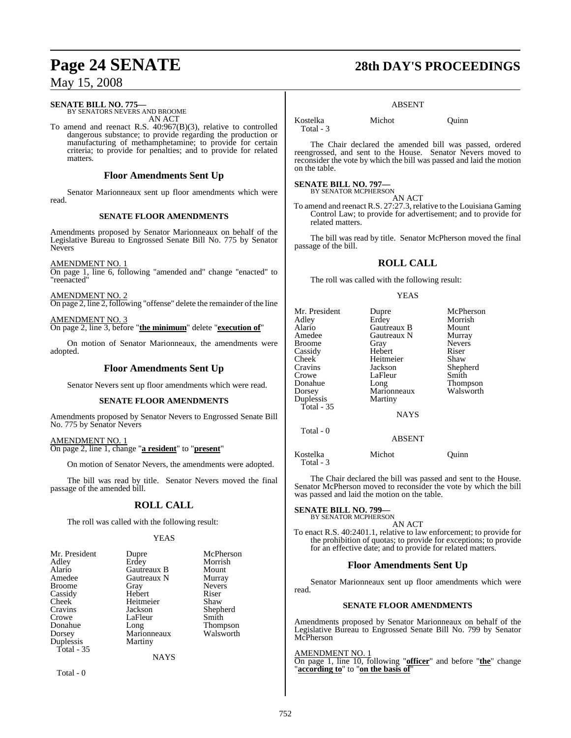**SENATE BILL NO. 775—**
BY SENATORS NEVERS AND BROOME
AN ACT

To amend and reenact R.S. 40:967(B)(3), relative to controlled dangerous substance; to provide regarding the production or manufacturing of methamphetamine; to provide for certain criteria; to provide for penalties; and to provide for related matters.

## Floor Amendments Sent Up

Senator Marionneaux sent up floor amendments which were read.

### SENATE FLOOR AMENDMENTS

Amendments proposed by Senator Marionneaux on behalf of the Legislative Bureau to Engrossed Senate Bill No. 775 by Senator Nevers

AMENDMENT NO. 1
On page 1, line 6, following "amended and" change "enacted" to "reenacted"

AMENDMENT NO. 2
On page 2, line 2, following "offense" delete the remainder of the line

AMENDMENT NO. 3
On page 2, line 3, before "**the minimum**" delete "**execution of**"

On motion of Senator Marionneaux, the amendments were adopted.

## Floor Amendments Sent Up

Senator Nevers sent up floor amendments which were read.

### SENATE FLOOR AMENDMENTS

Amendments proposed by Senator Nevers to Engrossed Senate Bill No. 775 by Senator Nevers

AMENDMENT NO. 1
On page 2, line 1, change "**a resident**" to "**present**"

On motion of Senator Nevers, the amendments were adopted.

The bill was read by title. Senator Nevers moved the final passage of the amended bill.

## ROLL CALL

The roll was called with the following result:

YEAS

| | | |
|---|---|---|
| Mr. President | Dupre | McPherson |
| Adley | Erdey | Morrish |
| Alario | Gautreaux B | Mount |
| Amedee | Gautreaux N | Murray |
| Broome | Gray | Nevers |
| Cassidy | Hebert | Riser |
| Cheek | Heitmeier | Shaw |
| Cravins | Jackson | Shepherd |
| Crowe | LaFleur | Smith |
| Donahue | Long | Thompson |
| Dorsey | Marionneaux | Walsworth |
| Duplessis | Martiny | |

Total - 35

NAYS

Total - 0

ABSENT

| | | |
|---|---|---|
| Kostelka | Michot | Quinn |

Total - 3

The Chair declared the amended bill was passed, ordered reengrossed, and sent to the House. Senator Nevers moved to reconsider the vote by which the bill was passed and laid the motion on the table.

**SENATE BILL NO. 797—**
BY SENATOR MCPHERSON
AN ACT

To amend and reenact R.S. 27:27.3, relative to the Louisiana Gaming Control Law; to provide for advertisement; and to provide for related matters.

The bill was read by title. Senator McPherson moved the final passage of the bill.

## ROLL CALL

The roll was called with the following result:

YEAS

| | | |
|---|---|---|
| Mr. President | Dupre | McPherson |
| Adley | Erdey | Morrish |
| Alario | Gautreaux B | Mount |
| Amedee | Gautreaux N | Murray |
| Broome | Gray | Nevers |
| Cassidy | Hebert | Riser |
| Cheek | Heitmeier | Shaw |
| Cravins | Jackson | Shepherd |
| Crowe | LaFleur | Smith |
| Donahue | Long | Thompson |
| Dorsey | Marionneaux | Walsworth |
| Duplessis | Martiny | |

Total - 35

NAYS

Total - 0

ABSENT

| | | |
|---|---|---|
| Kostelka | Michot | Quinn |

Total - 3

The Chair declared the bill was passed and sent to the House. Senator McPherson moved to reconsider the vote by which the bill was passed and laid the motion on the table.

**SENATE BILL NO. 799—**
BY SENATOR MCPHERSON
AN ACT

To enact R.S. 40:2401.1, relative to law enforcement; to provide for the prohibition of quotas; to provide for exceptions; to provide for an effective date; and to provide for related matters.

## Floor Amendments Sent Up

Senator Marionneaux sent up floor amendments which were read.

### SENATE FLOOR AMENDMENTS

Amendments proposed by Senator Marionneaux on behalf of the Legislative Bureau to Engrossed Senate Bill No. 799 by Senator McPherson

AMENDMENT NO. 1
On page 1, line 10, following "**officer**" and before "**the**" change "**according to**" to "**on the basis of**"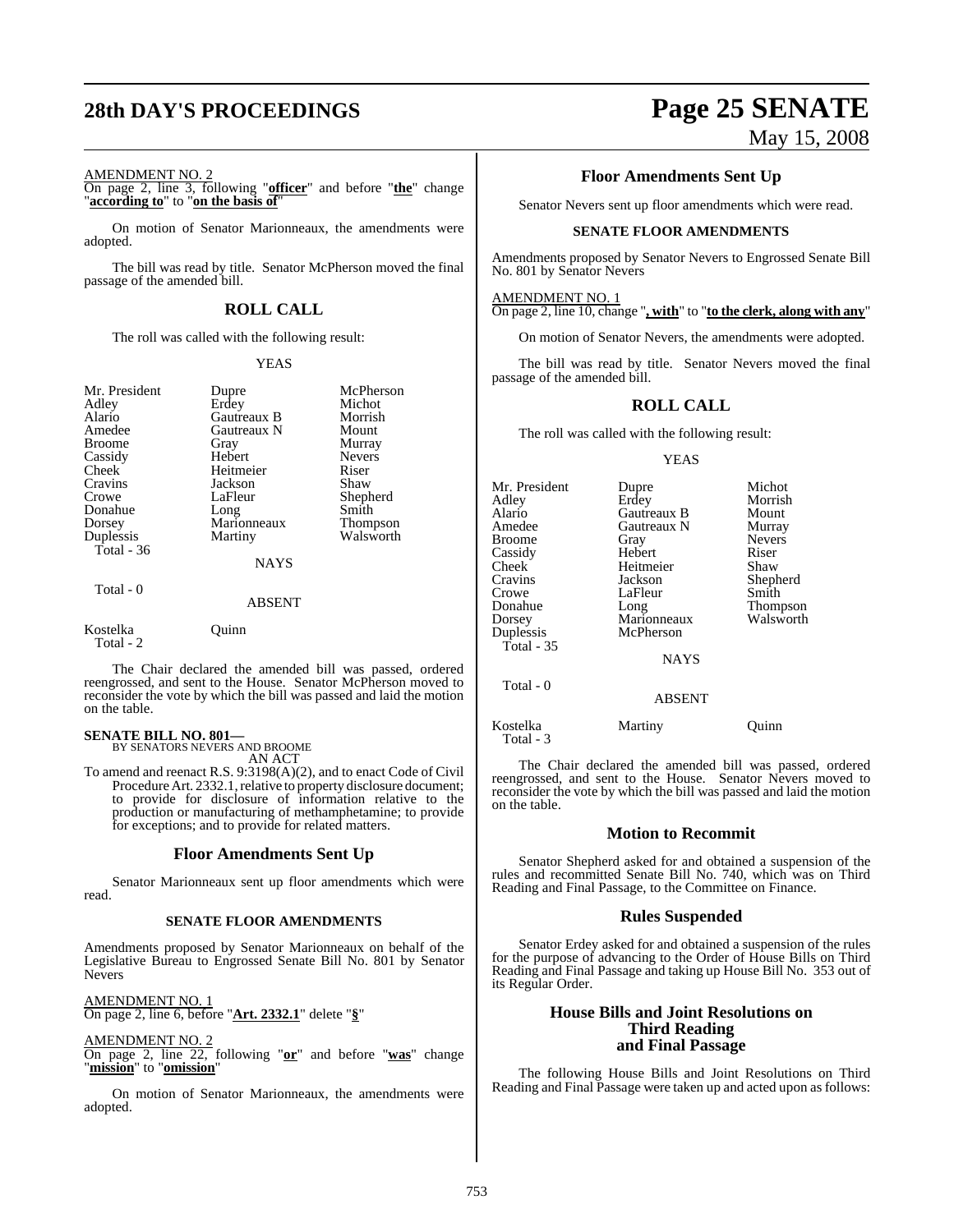AMENDMENT NO. 2
On page 2, line 3, following "**officer**" and before "**the**" change "**according to**" to "**on the basis of**"

On motion of Senator Marionneaux, the amendments were adopted.

The bill was read by title. Senator McPherson moved the final passage of the amended bill.

## ROLL CALL

The roll was called with the following result:

YEAS

| | | |
|---|---|---|
| Mr. President | Dupre | McPherson |
| Adley | Erdey | Michot |
| Alario | Gautreaux B | Morrish |
| Amedee | Gautreaux N | Mount |
| Broome | Gray | Murray |
| Cassidy | Hebert | Nevers |
| Cheek | Heitmeier | Riser |
| Cravins | Jackson | Shaw |
| Crowe | LaFleur | Shepherd |
| Donahue | Long | Smith |
| Dorsey | Marionneaux | Thompson |
| Duplessis | Martiny | Walsworth |
| Total - 36 | | |

NAYS

Total - 0

ABSENT

| | |
|---|---|
| Kostelka | Quinn |
| Total - 2 | |

The Chair declared the amended bill was passed, ordered reengrossed, and sent to the House. Senator McPherson moved to reconsider the vote by which the bill was passed and laid the motion on the table.

**SENATE BILL NO. 801—**
BY SENATORS NEVERS AND BROOME
AN ACT

To amend and reenact R.S. 9:3198(A)(2), and to enact Code of Civil Procedure Art. 2332.1, relative to property disclosure document; to provide for disclosure of information relative to the production or manufacturing of methamphetamine; to provide for exceptions; and to provide for related matters.

## Floor Amendments Sent Up

Senator Marionneaux sent up floor amendments which were read.

### SENATE FLOOR AMENDMENTS

Amendments proposed by Senator Marionneaux on behalf of the Legislative Bureau to Engrossed Senate Bill No. 801 by Senator Nevers

AMENDMENT NO. 1
On page 2, line 6, before "**Art. 2332.1**" delete "**§**"

AMENDMENT NO. 2
On page 2, line 22, following "**or**" and before "**was**" change "**mission**" to "**omission**"

On motion of Senator Marionneaux, the amendments were adopted.

## Floor Amendments Sent Up

Senator Nevers sent up floor amendments which were read.

### SENATE FLOOR AMENDMENTS

Amendments proposed by Senator Nevers to Engrossed Senate Bill No. 801 by Senator Nevers

AMENDMENT NO. 1
On page 2, line 10, change "**, with**" to "**to the clerk, along with any**"

On motion of Senator Nevers, the amendments were adopted.

The bill was read by title. Senator Nevers moved the final passage of the amended bill.

## ROLL CALL

The roll was called with the following result:

YEAS

| | | |
|---|---|---|
| Mr. President | Dupre | Michot |
| Adley | Erdey | Morrish |
| Alario | Gautreaux B | Mount |
| Amedee | Gautreaux N | Murray |
| Broome | Gray | Nevers |
| Cassidy | Hebert | Riser |
| Cheek | Heitmeier | Shaw |
| Cravins | Jackson | Shepherd |
| Crowe | LaFleur | Smith |
| Donahue | Long | Thompson |
| Dorsey | Marionneaux | Walsworth |
| Duplessis | McPherson | |
| Total - 35 | | |

NAYS

Total - 0

ABSENT

| | | |
|---|---|---|
| Kostelka | Martiny | Quinn |
| Total - 3 | | |

The Chair declared the amended bill was passed, ordered reengrossed, and sent to the House. Senator Nevers moved to reconsider the vote by which the bill was passed and laid the motion on the table.

## Motion to Recommit

Senator Shepherd asked for and obtained a suspension of the rules and recommitted Senate Bill No. 740, which was on Third Reading and Final Passage, to the Committee on Finance.

## Rules Suspended

Senator Erdey asked for and obtained a suspension of the rules for the purpose of advancing to the Order of House Bills on Third Reading and Final Passage and taking up House Bill No. 353 out of its Regular Order.

## House Bills and Joint Resolutions on Third Reading and Final Passage

The following House Bills and Joint Resolutions on Third Reading and Final Passage were taken up and acted upon as follows: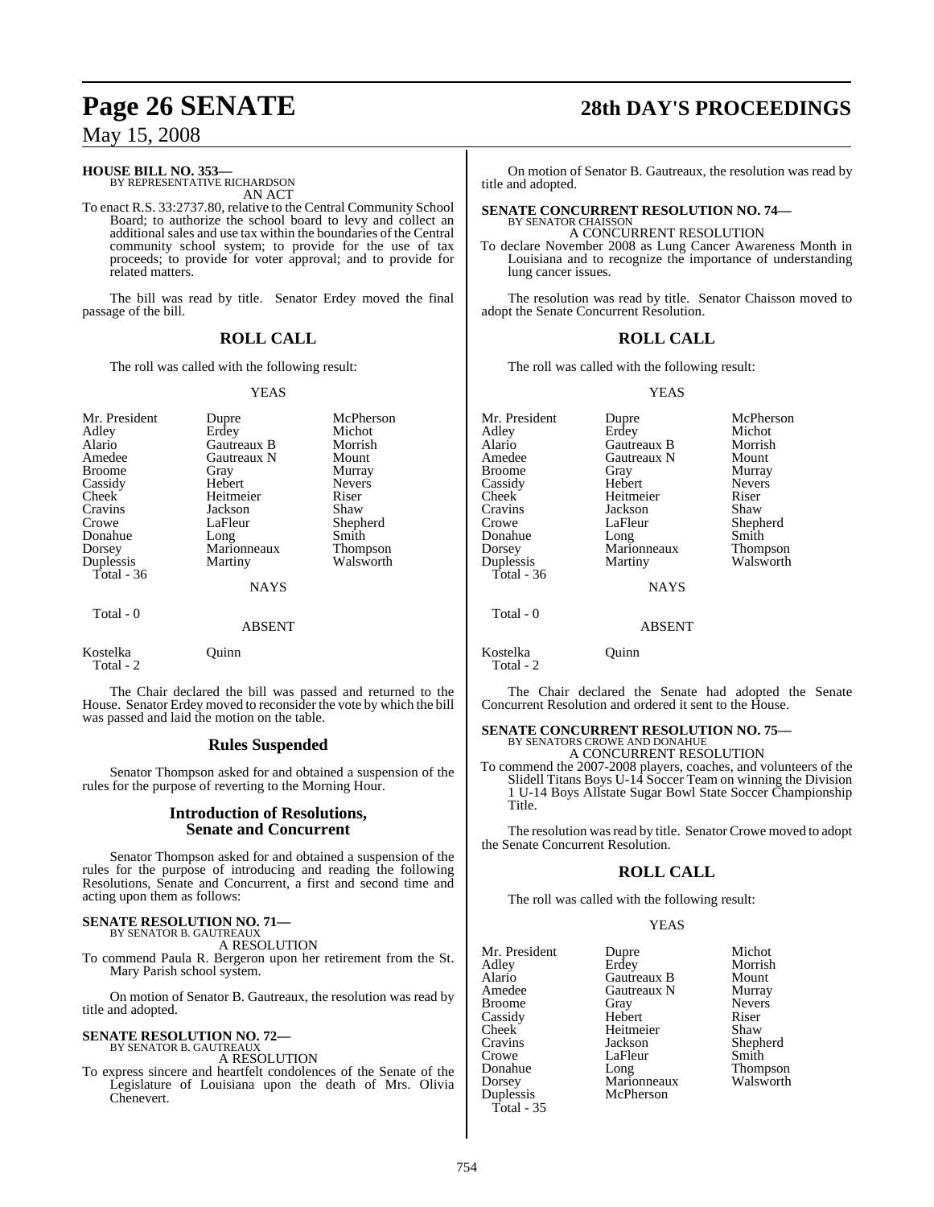**HOUSE BILL NO. 353—**
BY REPRESENTATIVE RICHARDSON
AN ACT

To enact R.S. 33:2737.80, relative to the Central Community School Board; to authorize the school board to levy and collect an additional sales and use tax within the boundaries of the Central community school system; to provide for the use of tax proceeds; to provide for voter approval; and to provide for related matters.

The bill was read by title. Senator Erdey moved the final passage of the bill.

## ROLL CALL

The roll was called with the following result:

YEAS

| | | |
|---|---|---|
| Mr. President | Dupre | McPherson |
| Adley | Erdey | Michot |
| Alario | Gautreaux B | Morrish |
| Amedee | Gautreaux N | Mount |
| Broome | Gray | Murray |
| Cassidy | Hebert | Nevers |
| Cheek | Heitmeier | Riser |
| Cravins | Jackson | Shaw |
| Crowe | LaFleur | Shepherd |
| Donahue | Long | Smith |
| Dorsey | Marionneaux | Thompson |
| Duplessis | Martiny | Walsworth |
| Total - 36 | | |

NAYS

Total - 0

ABSENT

Kostelka Quinn
Total - 2

The Chair declared the bill was passed and returned to the House. Senator Erdey moved to reconsider the vote by which the bill was passed and laid the motion on the table.

## Rules Suspended

Senator Thompson asked for and obtained a suspension of the rules for the purpose of reverting to the Morning Hour.

## Introduction of Resolutions, Senate and Concurrent

Senator Thompson asked for and obtained a suspension of the rules for the purpose of introducing and reading the following Resolutions, Senate and Concurrent, a first and second time and acting upon them as follows:

**SENATE RESOLUTION NO. 71—**
BY SENATOR B. GAUTREAUX
A RESOLUTION

To commend Paula R. Bergeron upon her retirement from the St. Mary Parish school system.

On motion of Senator B. Gautreaux, the resolution was read by title and adopted.

**SENATE RESOLUTION NO. 72—**
BY SENATOR B. GAUTREAUX
A RESOLUTION

To express sincere and heartfelt condolences of the Senate of the Legislature of Louisiana upon the death of Mrs. Olivia Chenevert.

On motion of Senator B. Gautreaux, the resolution was read by title and adopted.

**SENATE CONCURRENT RESOLUTION NO. 74—**
BY SENATOR CHAISSON
A CONCURRENT RESOLUTION

To declare November 2008 as Lung Cancer Awareness Month in Louisiana and to recognize the importance of understanding lung cancer issues.

The resolution was read by title. Senator Chaisson moved to adopt the Senate Concurrent Resolution.

## ROLL CALL

The roll was called with the following result:

YEAS

| | | |
|---|---|---|
| Mr. President | Dupre | McPherson |
| Adley | Erdey | Michot |
| Alario | Gautreaux B | Morrish |
| Amedee | Gautreaux N | Mount |
| Broome | Gray | Murray |
| Cassidy | Hebert | Nevers |
| Cheek | Heitmeier | Riser |
| Cravins | Jackson | Shaw |
| Crowe | LaFleur | Shepherd |
| Donahue | Long | Smith |
| Dorsey | Marionneaux | Thompson |
| Duplessis | Martiny | Walsworth |
| Total - 36 | | |

NAYS

Total - 0

ABSENT

Kostelka Quinn
Total - 2

The Chair declared the Senate had adopted the Senate Concurrent Resolution and ordered it sent to the House.

**SENATE CONCURRENT RESOLUTION NO. 75—**
BY SENATORS CROWE AND DONAHUE
A CONCURRENT RESOLUTION

To commend the 2007-2008 players, coaches, and volunteers of the Slidell Titans Boys U-14 Soccer Team on winning the Division 1 U-14 Boys Allstate Sugar Bowl State Soccer Championship Title.

The resolution was read by title. Senator Crowe moved to adopt the Senate Concurrent Resolution.

## ROLL CALL

The roll was called with the following result:

YEAS

| | | |
|---|---|---|
| Mr. President | Dupre | Michot |
| Adley | Erdey | Morrish |
| Alario | Gautreaux B | Mount |
| Amedee | Gautreaux N | Murray |
| Broome | Gray | Nevers |
| Cassidy | Hebert | Riser |
| Cheek | Heitmeier | Shaw |
| Cravins | Jackson | Shepherd |
| Crowe | LaFleur | Smith |
| Donahue | Long | Thompson |
| Dorsey | Marionneaux | Walsworth |
| Duplessis | McPherson | |
| Total - 35 | | |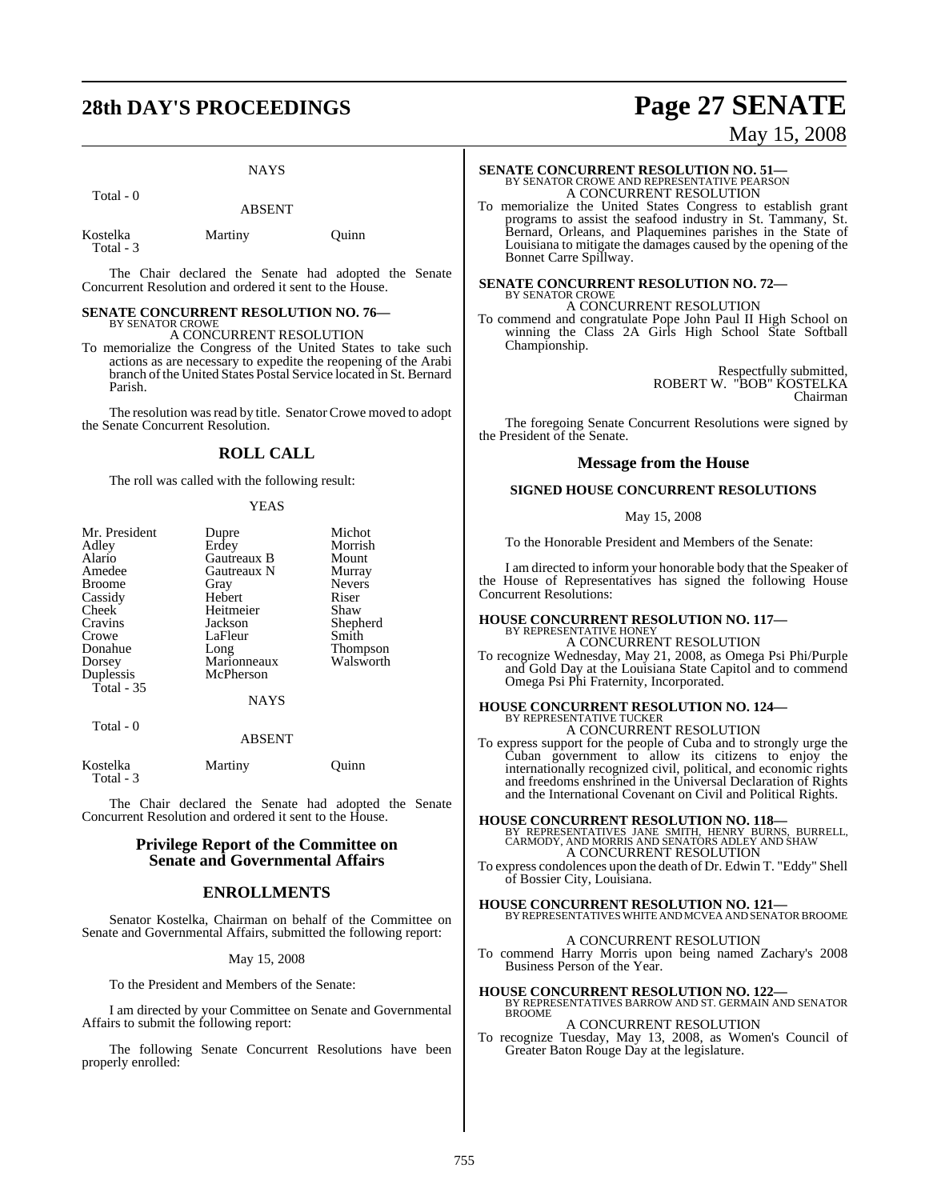NAYS

Total - 0

ABSENT

| | | |
|---|---|---|
| Kostelka | Martiny | Quinn |

Total - 3

The Chair declared the Senate had adopted the Senate Concurrent Resolution and ordered it sent to the House.

**SENATE CONCURRENT RESOLUTION NO. 76—**
BY SENATOR CROWE
A CONCURRENT RESOLUTION

To memorialize the Congress of the United States to take such actions as are necessary to expedite the reopening of the Arabi branch of the United States Postal Service located in St. Bernard Parish.

The resolution was read by title. Senator Crowe moved to adopt the Senate Concurrent Resolution.

## ROLL CALL

The roll was called with the following result:

YEAS

| | | |
|---|---|---|
| Mr. President | Dupre | Michot |
| Adley | Erdey | Morrish |
| Alario | Gautreaux B | Mount |
| Amedee | Gautreaux N | Murray |
| Broome | Gray | Nevers |
| Cassidy | Hebert | Riser |
| Cheek | Heitmeier | Shaw |
| Cravins | Jackson | Shepherd |
| Crowe | LaFleur | Smith |
| Donahue | Long | Thompson |
| Dorsey | Marionneaux | Walsworth |
| Duplessis | McPherson | |

Total - 35

NAYS

Total - 0

ABSENT

| | | |
|---|---|---|
| Kostelka | Martiny | Quinn |

Total - 3

The Chair declared the Senate had adopted the Senate Concurrent Resolution and ordered it sent to the House.

## Privilege Report of the Committee on Senate and Governmental Affairs

## ENROLLMENTS

Senator Kostelka, Chairman on behalf of the Committee on Senate and Governmental Affairs, submitted the following report:

May 15, 2008

To the President and Members of the Senate:

I am directed by your Committee on Senate and Governmental Affairs to submit the following report:

The following Senate Concurrent Resolutions have been properly enrolled:

**SENATE CONCURRENT RESOLUTION NO. 51—**
BY SENATOR CROWE AND REPRESENTATIVE PEARSON
A CONCURRENT RESOLUTION

To memorialize the United States Congress to establish grant programs to assist the seafood industry in St. Tammany, St. Bernard, Orleans, and Plaquemines parishes in the State of Louisiana to mitigate the damages caused by the opening of the Bonnet Carre Spillway.

**SENATE CONCURRENT RESOLUTION NO. 72—**
BY SENATOR CROWE
A CONCURRENT RESOLUTION

To commend and congratulate Pope John Paul II High School on winning the Class 2A Girls High School State Softball Championship.

Respectfully submitted,
ROBERT W. "BOB" KOSTELKA
Chairman

The foregoing Senate Concurrent Resolutions were signed by the President of the Senate.

## Message from the House

**SIGNED HOUSE CONCURRENT RESOLUTIONS**

May 15, 2008

To the Honorable President and Members of the Senate:

I am directed to inform your honorable body that the Speaker of the House of Representatives has signed the following House Concurrent Resolutions:

**HOUSE CONCURRENT RESOLUTION NO. 117—**
BY REPRESENTATIVE HONEY
A CONCURRENT RESOLUTION

To recognize Wednesday, May 21, 2008, as Omega Psi Phi/Purple and Gold Day at the Louisiana State Capitol and to commend Omega Psi Phi Fraternity, Incorporated.

**HOUSE CONCURRENT RESOLUTION NO. 124—**
BY REPRESENTATIVE TUCKER
A CONCURRENT RESOLUTION

To express support for the people of Cuba and to strongly urge the Cuban government to allow its citizens to enjoy the internationally recognized civil, political, and economic rights and freedoms enshrined in the Universal Declaration of Rights and the International Covenant on Civil and Political Rights.

**HOUSE CONCURRENT RESOLUTION NO. 118—**
BY REPRESENTATIVES JANE SMITH, HENRY BURNS, BURRELL, CARMODY, AND MORRIS AND SENATORS ADLEY AND SHAW
A CONCURRENT RESOLUTION

To express condolences upon the death of Dr. Edwin T. "Eddy" Shell of Bossier City, Louisiana.

**HOUSE CONCURRENT RESOLUTION NO. 121—**
BY REPRESENTATIVES WHITE AND MCVEA AND SENATOR BROOME
A CONCURRENT RESOLUTION

To commend Harry Morris upon being named Zachary's 2008 Business Person of the Year.

**HOUSE CONCURRENT RESOLUTION NO. 122—**
BY REPRESENTATIVES BARROW AND ST. GERMAIN AND SENATOR BROOME
A CONCURRENT RESOLUTION

To recognize Tuesday, May 13, 2008, as Women's Council of Greater Baton Rouge Day at the legislature.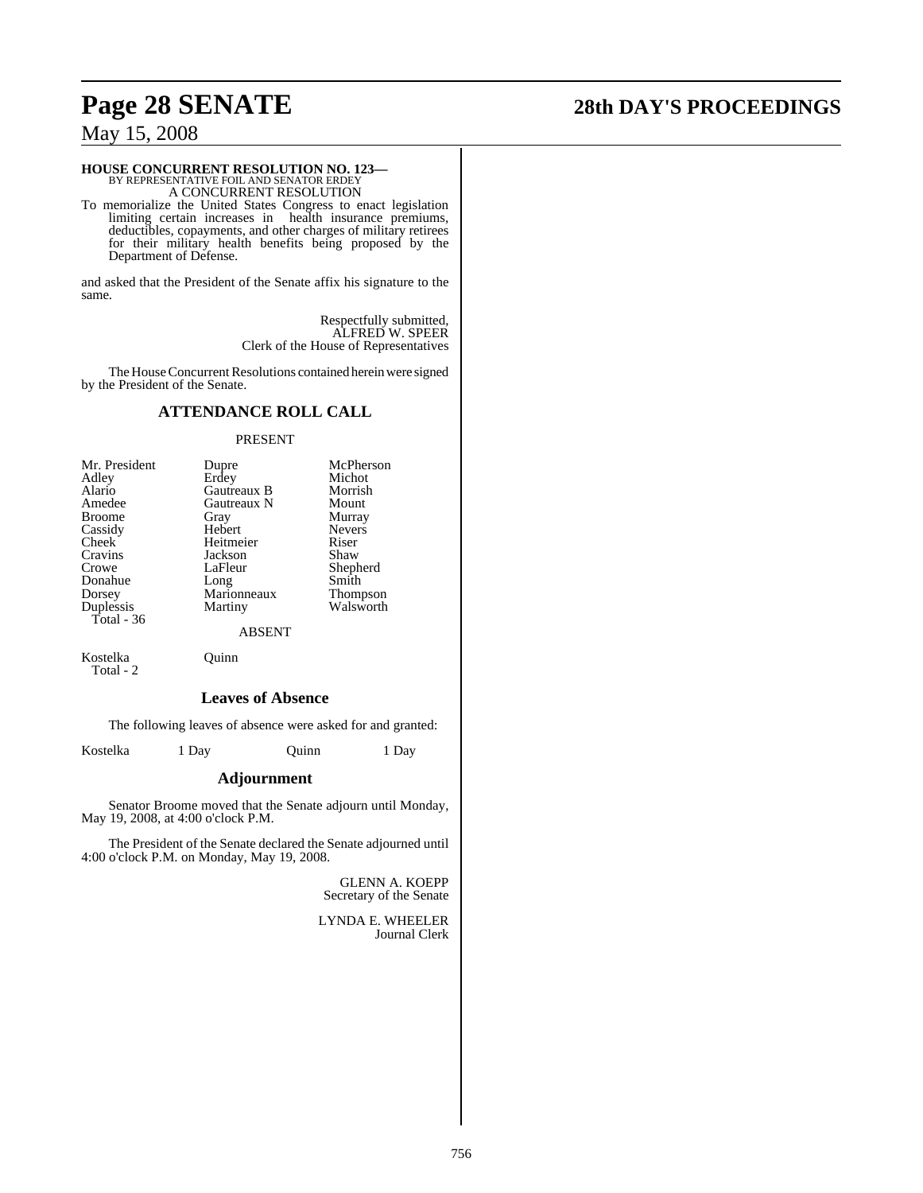**HOUSE CONCURRENT RESOLUTION NO. 123—**
BY REPRESENTATIVE FOIL AND SENATOR ERDEY
A CONCURRENT RESOLUTION

To memorialize the United States Congress to enact legislation limiting certain increases in health insurance premiums, deductibles, copayments, and other charges of military retirees for their military health benefits being proposed by the Department of Defense.

and asked that the President of the Senate affix his signature to the same.

Respectfully submitted,
ALFRED W. SPEER
Clerk of the House of Representatives

The House Concurrent Resolutions contained herein were signed by the President of the Senate.

## ATTENDANCE ROLL CALL

PRESENT

| | | |
|---|---|---|
| Mr. President | Dupre | McPherson |
| Adley | Erdey | Michot |
| Alario | Gautreaux B | Morrish |
| Amedee | Gautreaux N | Mount |
| Broome | Gray | Murray |
| Cassidy | Hebert | Nevers |
| Cheek | Heitmeier | Riser |
| Cravins | Jackson | Shaw |
| Crowe | LaFleur | Shepherd |
| Donahue | Long | Smith |
| Dorsey | Marionneaux | Thompson |
| Duplessis | Martiny | Walsworth |
| Total - 36 | | |

ABSENT

| | |
|---|---|
| Kostelka | Quinn |
| Total - 2 | |

## Leaves of Absence

The following leaves of absence were asked for and granted:

| | | | |
|---|---|---|---|
| Kostelka | 1 Day | Quinn | 1 Day |

## Adjournment

Senator Broome moved that the Senate adjourn until Monday, May 19, 2008, at 4:00 o'clock P.M.

The President of the Senate declared the Senate adjourned until 4:00 o'clock P.M. on Monday, May 19, 2008.

GLENN A. KOEPP
Secretary of the Senate

LYNDA E. WHEELER
Journal Clerk